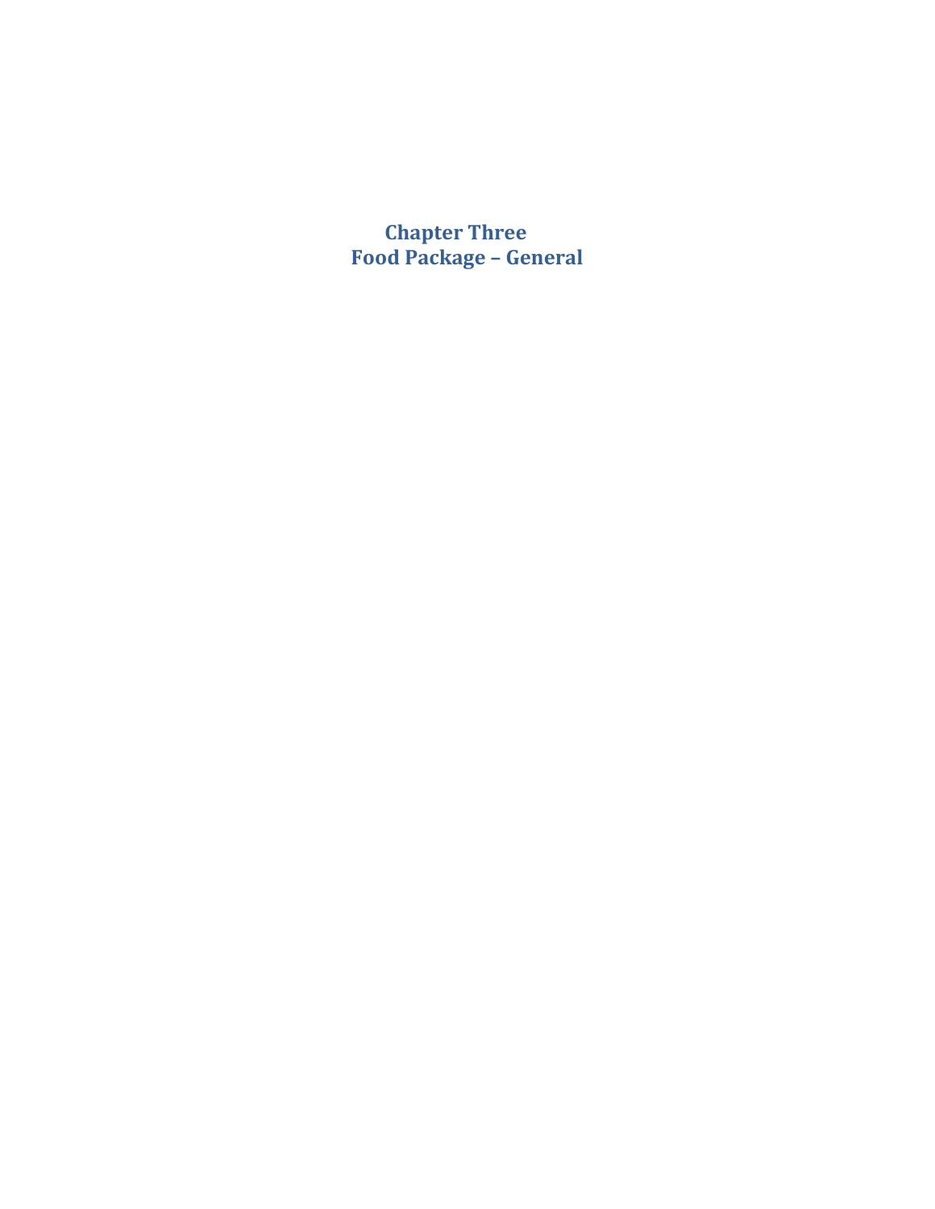# Chapter Three
# Food Package – General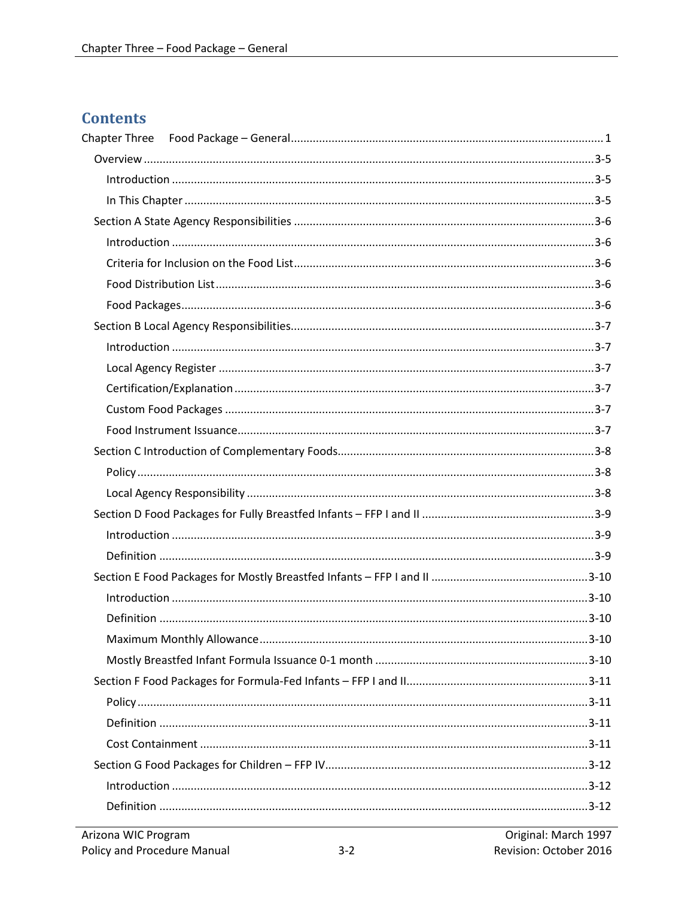# Contents

Chapter Three Food Package – General ........ 1

- Overview ........ 3-5
  - Introduction ........ 3-5
  - In This Chapter ........ 3-5
- Section A State Agency Responsibilities ........ 3-6
  - Introduction ........ 3-6
  - Criteria for Inclusion on the Food List ........ 3-6
  - Food Distribution List ........ 3-6
  - Food Packages ........ 3-6
- Section B Local Agency Responsibilities ........ 3-7
  - Introduction ........ 3-7
  - Local Agency Register ........ 3-7
  - Certification/Explanation ........ 3-7
  - Custom Food Packages ........ 3-7
  - Food Instrument Issuance ........ 3-7
- Section C Introduction of Complementary Foods ........ 3-8
  - Policy ........ 3-8
  - Local Agency Responsibility ........ 3-8
- Section D Food Packages for Fully Breastfed Infants – FFP I and II ........ 3-9
  - Introduction ........ 3-9
  - Definition ........ 3-9
- Section E Food Packages for Mostly Breastfed Infants – FFP I and II ........ 3-10
  - Introduction ........ 3-10
  - Definition ........ 3-10
  - Maximum Monthly Allowance ........ 3-10
  - Mostly Breastfed Infant Formula Issuance 0-1 month ........ 3-10
- Section F Food Packages for Formula-Fed Infants – FFP I and II ........ 3-11
  - Policy ........ 3-11
  - Definition ........ 3-11
  - Cost Containment ........ 3-11
- Section G Food Packages for Children – FFP IV ........ 3-12
  - Introduction ........ 3-12
  - Definition ........ 3-12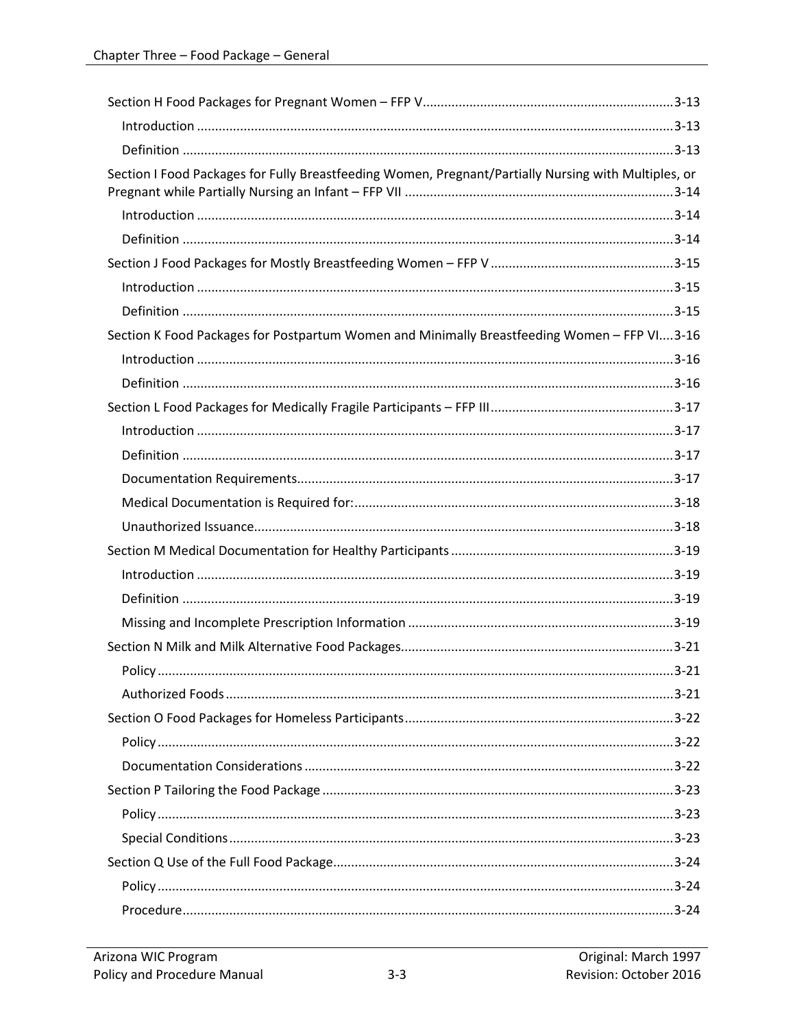Section H Food Packages for Pregnant Women – FFP V ..... 3-13

- Introduction ..... 3-13
- Definition ..... 3-13

Section I Food Packages for Fully Breastfeeding Women, Pregnant/Partially Nursing with Multiples, or Pregnant while Partially Nursing an Infant – FFP VII ..... 3-14

- Introduction ..... 3-14
- Definition ..... 3-14

Section J Food Packages for Mostly Breastfeeding Women – FFP V ..... 3-15

- Introduction ..... 3-15
- Definition ..... 3-15

Section K Food Packages for Postpartum Women and Minimally Breastfeeding Women – FFP VI ..... 3-16

- Introduction ..... 3-16
- Definition ..... 3-16

Section L Food Packages for Medically Fragile Participants – FFP III ..... 3-17

- Introduction ..... 3-17
- Definition ..... 3-17
- Documentation Requirements ..... 3-17
- Medical Documentation is Required for: ..... 3-18
- Unauthorized Issuance ..... 3-18

Section M Medical Documentation for Healthy Participants ..... 3-19

- Introduction ..... 3-19
- Definition ..... 3-19
- Missing and Incomplete Prescription Information ..... 3-19

Section N Milk and Milk Alternative Food Packages ..... 3-21

- Policy ..... 3-21
- Authorized Foods ..... 3-21

Section O Food Packages for Homeless Participants ..... 3-22

- Policy ..... 3-22
- Documentation Considerations ..... 3-22

Section P Tailoring the Food Package ..... 3-23

- Policy ..... 3-23
- Special Conditions ..... 3-23

Section Q Use of the Full Food Package ..... 3-24

- Policy ..... 3-24
- Procedure ..... 3-24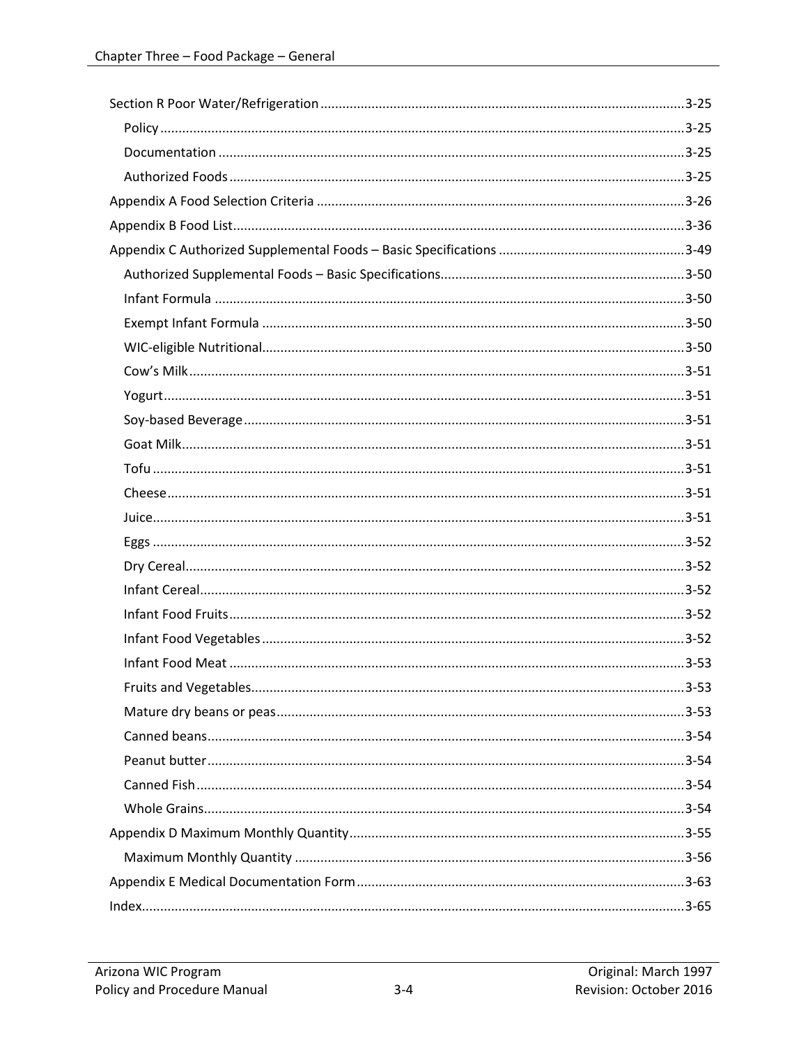Section R Poor Water/Refrigeration ... 3-25

- Policy ... 3-25
- Documentation ... 3-25
- Authorized Foods ... 3-25

Appendix A Food Selection Criteria ... 3-26

Appendix B Food List ... 3-36

Appendix C Authorized Supplemental Foods – Basic Specifications ... 3-49

- Authorized Supplemental Foods – Basic Specifications ... 3-50
- Infant Formula ... 3-50
- Exempt Infant Formula ... 3-50
- WIC-eligible Nutritional ... 3-50
- Cow's Milk ... 3-51
- Yogurt ... 3-51
- Soy-based Beverage ... 3-51
- Goat Milk ... 3-51
- Tofu ... 3-51
- Cheese ... 3-51
- Juice ... 3-51
- Eggs ... 3-52
- Dry Cereal ... 3-52
- Infant Cereal ... 3-52
- Infant Food Fruits ... 3-52
- Infant Food Vegetables ... 3-52
- Infant Food Meat ... 3-53
- Fruits and Vegetables ... 3-53
- Mature dry beans or peas ... 3-53
- Canned beans ... 3-54
- Peanut butter ... 3-54
- Canned Fish ... 3-54
- Whole Grains ... 3-54

Appendix D Maximum Monthly Quantity ... 3-55

- Maximum Monthly Quantity ... 3-56

Appendix E Medical Documentation Form ... 3-63

Index ... 3-65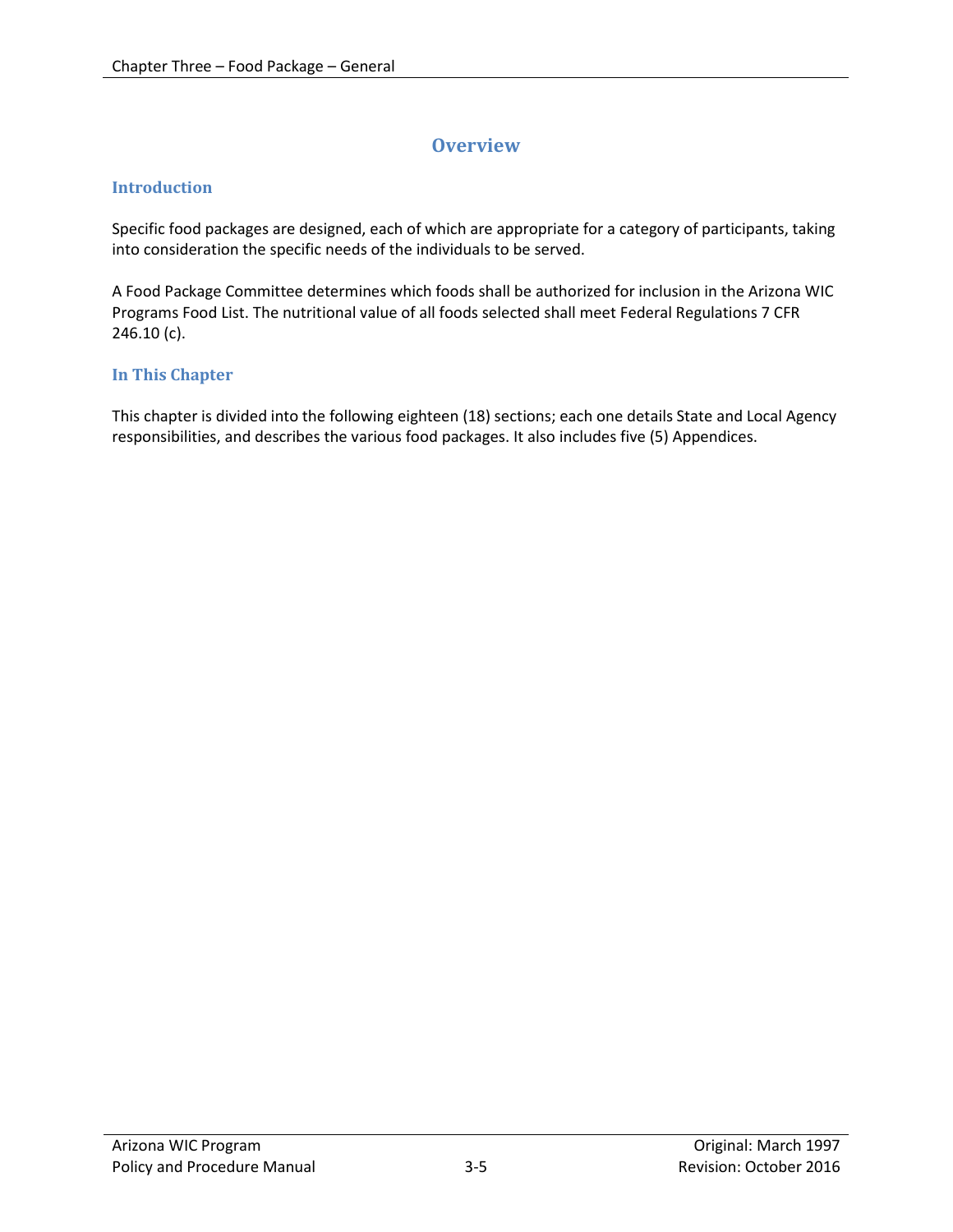# Overview

## Introduction

Specific food packages are designed, each of which are appropriate for a category of participants, taking into consideration the specific needs of the individuals to be served.

A Food Package Committee determines which foods shall be authorized for inclusion in the Arizona WIC Programs Food List. The nutritional value of all foods selected shall meet Federal Regulations 7 CFR 246.10 (c).

## In This Chapter

This chapter is divided into the following eighteen (18) sections; each one details State and Local Agency responsibilities, and describes the various food packages. It also includes five (5) Appendices.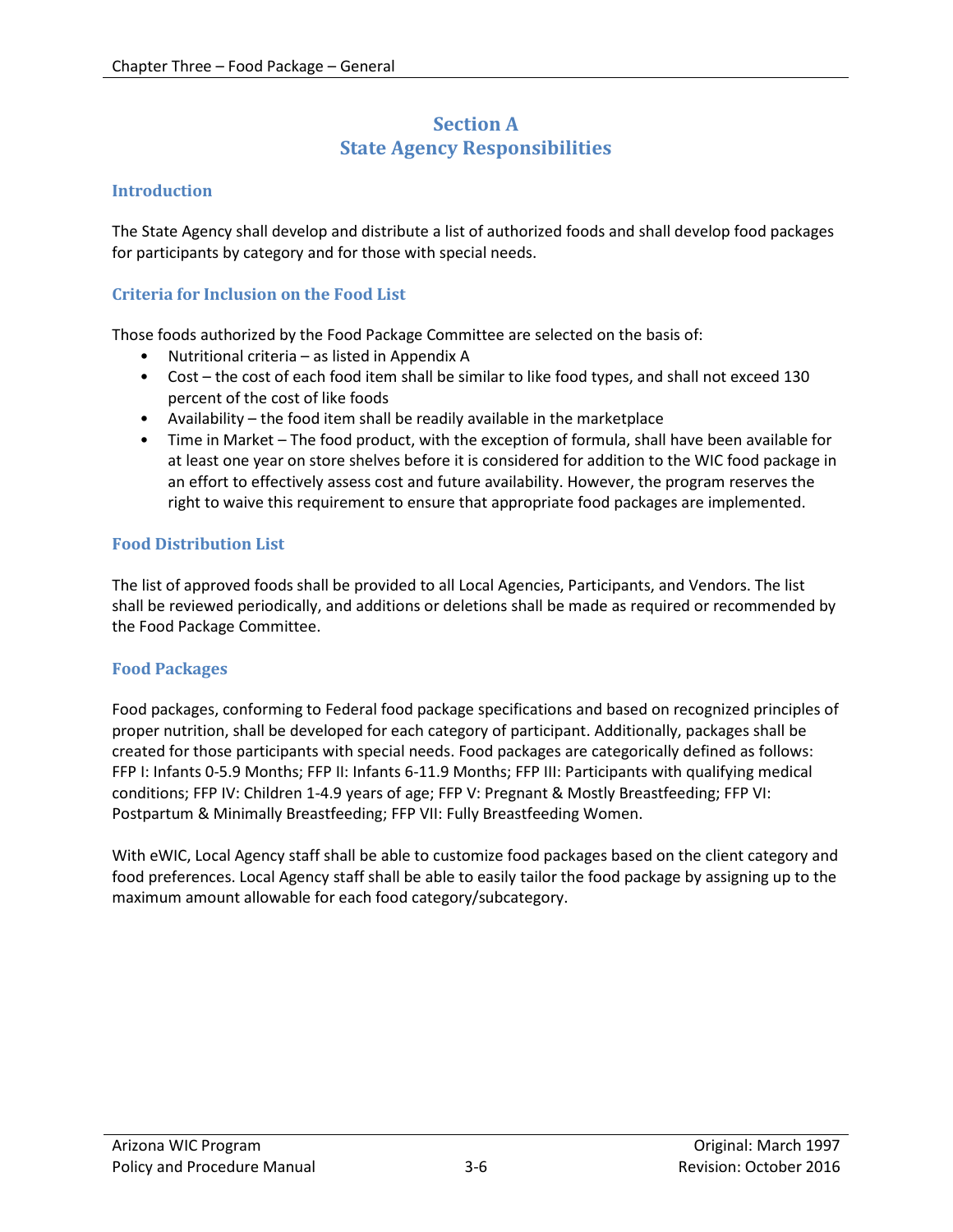# Section A
# State Agency Responsibilities

## Introduction

The State Agency shall develop and distribute a list of authorized foods and shall develop food packages for participants by category and for those with special needs.

## Criteria for Inclusion on the Food List

Those foods authorized by the Food Package Committee are selected on the basis of:

- Nutritional criteria – as listed in Appendix A
- Cost – the cost of each food item shall be similar to like food types, and shall not exceed 130 percent of the cost of like foods
- Availability – the food item shall be readily available in the marketplace
- Time in Market – The food product, with the exception of formula, shall have been available for at least one year on store shelves before it is considered for addition to the WIC food package in an effort to effectively assess cost and future availability. However, the program reserves the right to waive this requirement to ensure that appropriate food packages are implemented.

## Food Distribution List

The list of approved foods shall be provided to all Local Agencies, Participants, and Vendors. The list shall be reviewed periodically, and additions or deletions shall be made as required or recommended by the Food Package Committee.

## Food Packages

Food packages, conforming to Federal food package specifications and based on recognized principles of proper nutrition, shall be developed for each category of participant. Additionally, packages shall be created for those participants with special needs. Food packages are categorically defined as follows: FFP I: Infants 0-5.9 Months; FFP II: Infants 6-11.9 Months; FFP III: Participants with qualifying medical conditions; FFP IV: Children 1-4.9 years of age; FFP V: Pregnant & Mostly Breastfeeding; FFP VI: Postpartum & Minimally Breastfeeding; FFP VII: Fully Breastfeeding Women.

With eWIC, Local Agency staff shall be able to customize food packages based on the client category and food preferences. Local Agency staff shall be able to easily tailor the food package by assigning up to the maximum amount allowable for each food category/subcategory.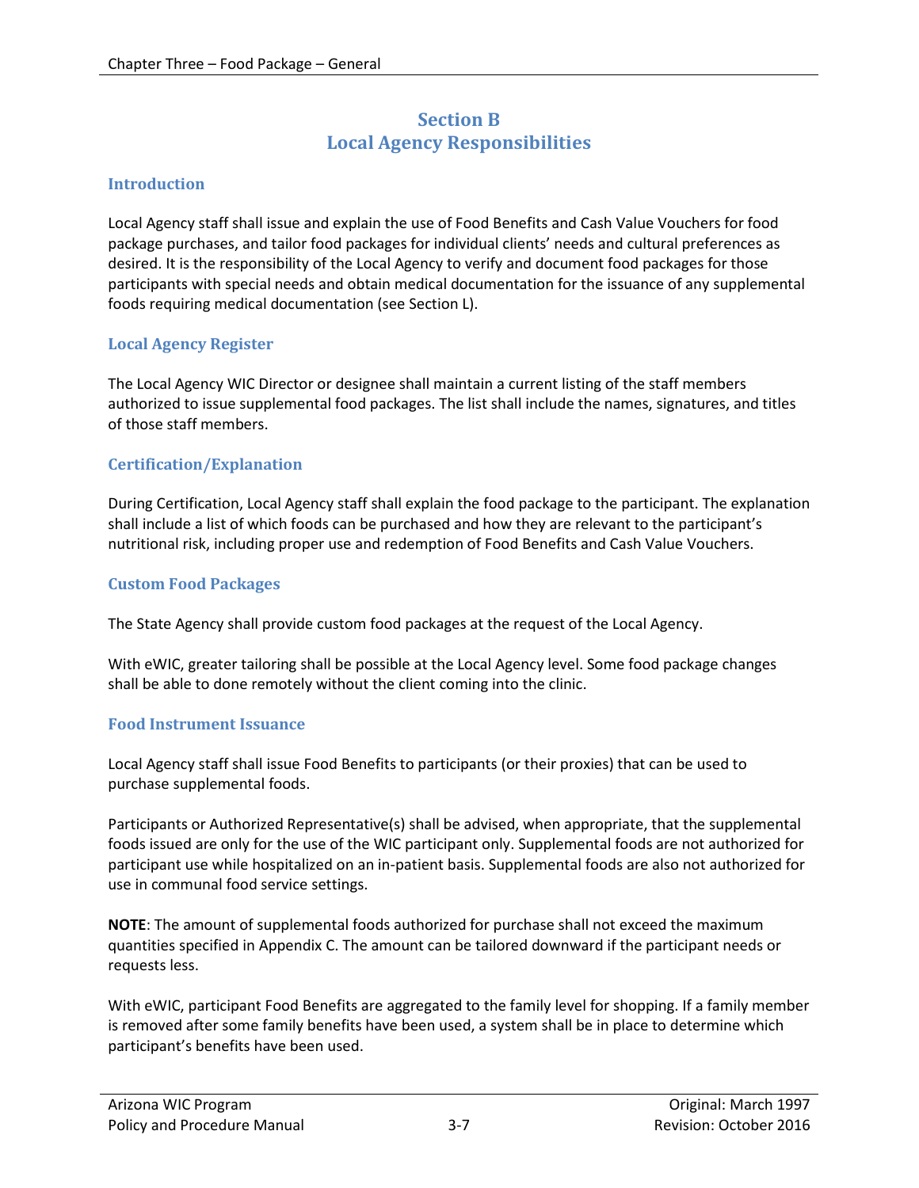# Section B
# Local Agency Responsibilities

## Introduction

Local Agency staff shall issue and explain the use of Food Benefits and Cash Value Vouchers for food package purchases, and tailor food packages for individual clients' needs and cultural preferences as desired. It is the responsibility of the Local Agency to verify and document food packages for those participants with special needs and obtain medical documentation for the issuance of any supplemental foods requiring medical documentation (see Section L).

## Local Agency Register

The Local Agency WIC Director or designee shall maintain a current listing of the staff members authorized to issue supplemental food packages. The list shall include the names, signatures, and titles of those staff members.

## Certification/Explanation

During Certification, Local Agency staff shall explain the food package to the participant. The explanation shall include a list of which foods can be purchased and how they are relevant to the participant's nutritional risk, including proper use and redemption of Food Benefits and Cash Value Vouchers.

## Custom Food Packages

The State Agency shall provide custom food packages at the request of the Local Agency.

With eWIC, greater tailoring shall be possible at the Local Agency level. Some food package changes shall be able to done remotely without the client coming into the clinic.

## Food Instrument Issuance

Local Agency staff shall issue Food Benefits to participants (or their proxies) that can be used to purchase supplemental foods.

Participants or Authorized Representative(s) shall be advised, when appropriate, that the supplemental foods issued are only for the use of the WIC participant only. Supplemental foods are not authorized for participant use while hospitalized on an in-patient basis. Supplemental foods are also not authorized for use in communal food service settings.

**NOTE**: The amount of supplemental foods authorized for purchase shall not exceed the maximum quantities specified in Appendix C. The amount can be tailored downward if the participant needs or requests less.

With eWIC, participant Food Benefits are aggregated to the family level for shopping. If a family member is removed after some family benefits have been used, a system shall be in place to determine which participant's benefits have been used.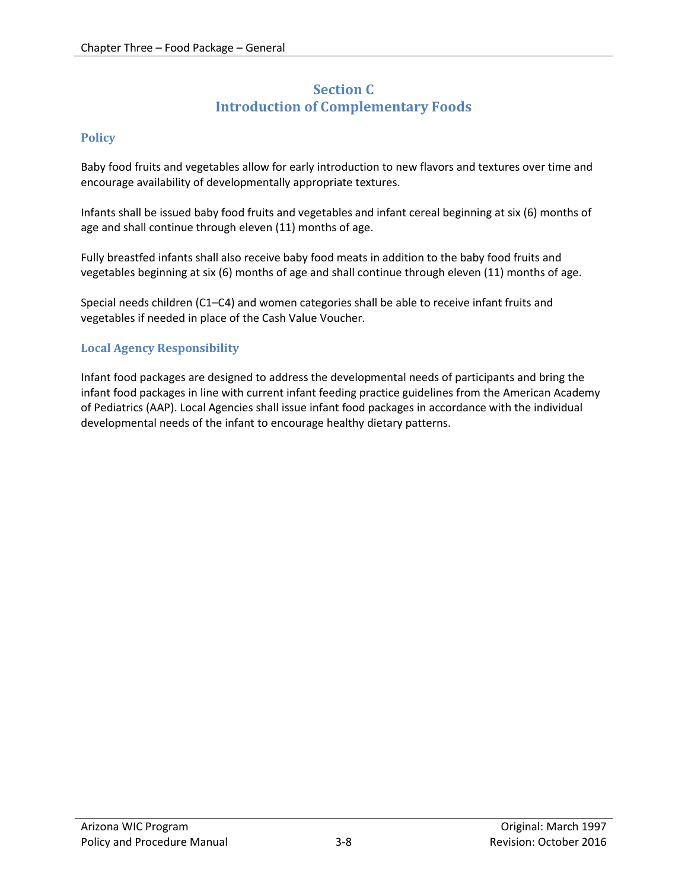# Section C
# Introduction of Complementary Foods

## Policy

Baby food fruits and vegetables allow for early introduction to new flavors and textures over time and encourage availability of developmentally appropriate textures.

Infants shall be issued baby food fruits and vegetables and infant cereal beginning at six (6) months of age and shall continue through eleven (11) months of age.

Fully breastfed infants shall also receive baby food meats in addition to the baby food fruits and vegetables beginning at six (6) months of age and shall continue through eleven (11) months of age.

Special needs children (C1–C4) and women categories shall be able to receive infant fruits and vegetables if needed in place of the Cash Value Voucher.

## Local Agency Responsibility

Infant food packages are designed to address the developmental needs of participants and bring the infant food packages in line with current infant feeding practice guidelines from the American Academy of Pediatrics (AAP). Local Agencies shall issue infant food packages in accordance with the individual developmental needs of the infant to encourage healthy dietary patterns.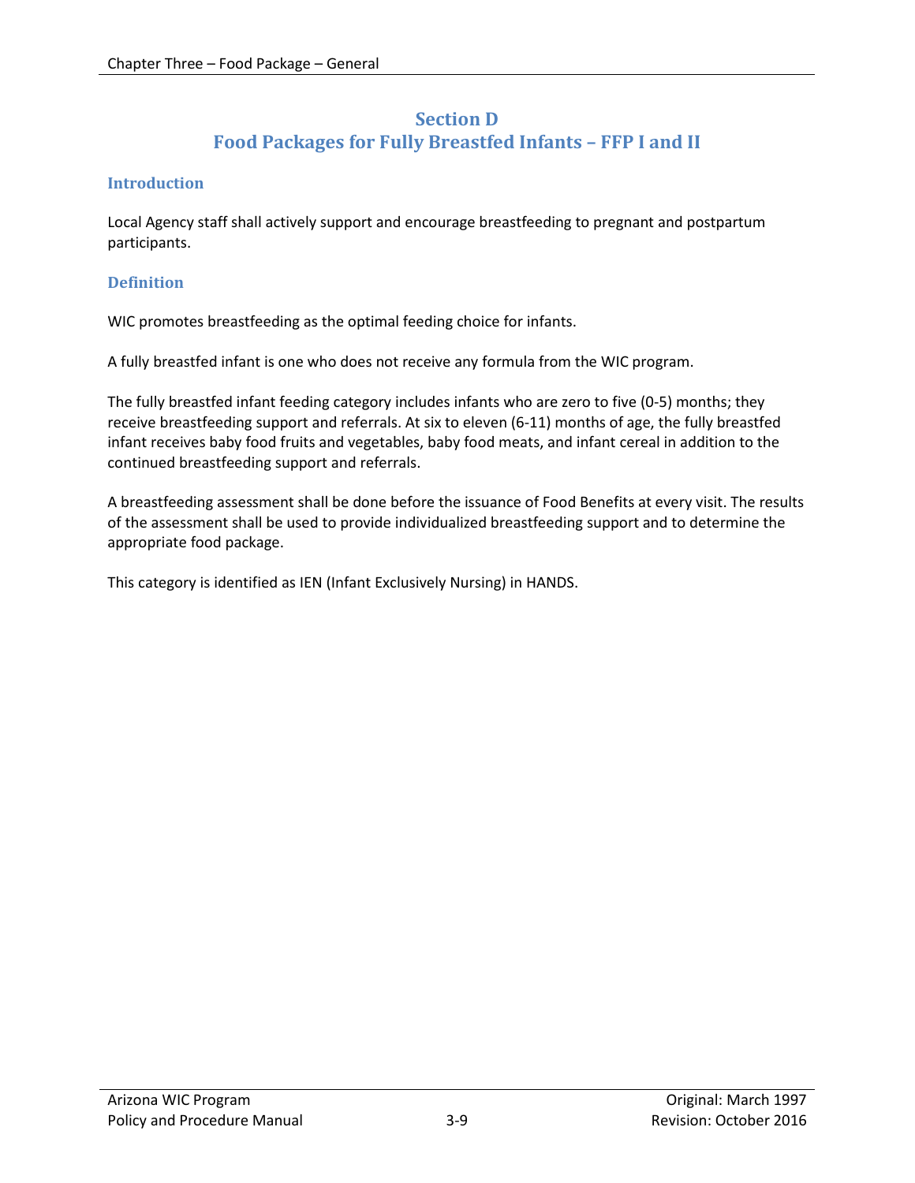## Section D
## Food Packages for Fully Breastfed Infants – FFP I and II

### Introduction

Local Agency staff shall actively support and encourage breastfeeding to pregnant and postpartum participants.

### Definition

WIC promotes breastfeeding as the optimal feeding choice for infants.

A fully breastfed infant is one who does not receive any formula from the WIC program.

The fully breastfed infant feeding category includes infants who are zero to five (0-5) months; they receive breastfeeding support and referrals. At six to eleven (6-11) months of age, the fully breastfed infant receives baby food fruits and vegetables, baby food meats, and infant cereal in addition to the continued breastfeeding support and referrals.

A breastfeeding assessment shall be done before the issuance of Food Benefits at every visit. The results of the assessment shall be used to provide individualized breastfeeding support and to determine the appropriate food package.

This category is identified as IEN (Infant Exclusively Nursing) in HANDS.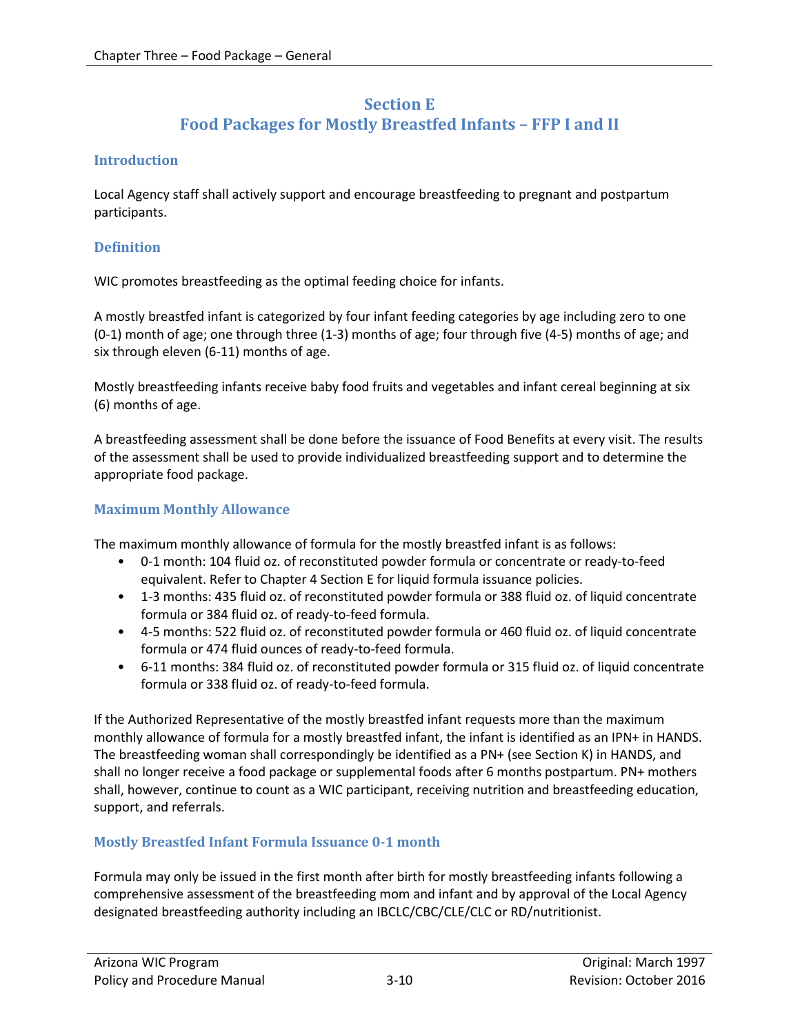## Section E
## Food Packages for Mostly Breastfed Infants – FFP I and II

### Introduction

Local Agency staff shall actively support and encourage breastfeeding to pregnant and postpartum participants.

### Definition

WIC promotes breastfeeding as the optimal feeding choice for infants.

A mostly breastfed infant is categorized by four infant feeding categories by age including zero to one (0-1) month of age; one through three (1-3) months of age; four through five (4-5) months of age; and six through eleven (6-11) months of age.

Mostly breastfeeding infants receive baby food fruits and vegetables and infant cereal beginning at six (6) months of age.

A breastfeeding assessment shall be done before the issuance of Food Benefits at every visit. The results of the assessment shall be used to provide individualized breastfeeding support and to determine the appropriate food package.

### Maximum Monthly Allowance

The maximum monthly allowance of formula for the mostly breastfed infant is as follows:

- 0-1 month: 104 fluid oz. of reconstituted powder formula or concentrate or ready-to-feed equivalent. Refer to Chapter 4 Section E for liquid formula issuance policies.
- 1-3 months: 435 fluid oz. of reconstituted powder formula or 388 fluid oz. of liquid concentrate formula or 384 fluid oz. of ready-to-feed formula.
- 4-5 months: 522 fluid oz. of reconstituted powder formula or 460 fluid oz. of liquid concentrate formula or 474 fluid ounces of ready-to-feed formula.
- 6-11 months: 384 fluid oz. of reconstituted powder formula or 315 fluid oz. of liquid concentrate formula or 338 fluid oz. of ready-to-feed formula.

If the Authorized Representative of the mostly breastfed infant requests more than the maximum monthly allowance of formula for a mostly breastfed infant, the infant is identified as an IPN+ in HANDS. The breastfeeding woman shall correspondingly be identified as a PN+ (see Section K) in HANDS, and shall no longer receive a food package or supplemental foods after 6 months postpartum. PN+ mothers shall, however, continue to count as a WIC participant, receiving nutrition and breastfeeding education, support, and referrals.

### Mostly Breastfed Infant Formula Issuance 0-1 month

Formula may only be issued in the first month after birth for mostly breastfeeding infants following a comprehensive assessment of the breastfeeding mom and infant and by approval of the Local Agency designated breastfeeding authority including an IBCLC/CBC/CLE/CLC or RD/nutritionist.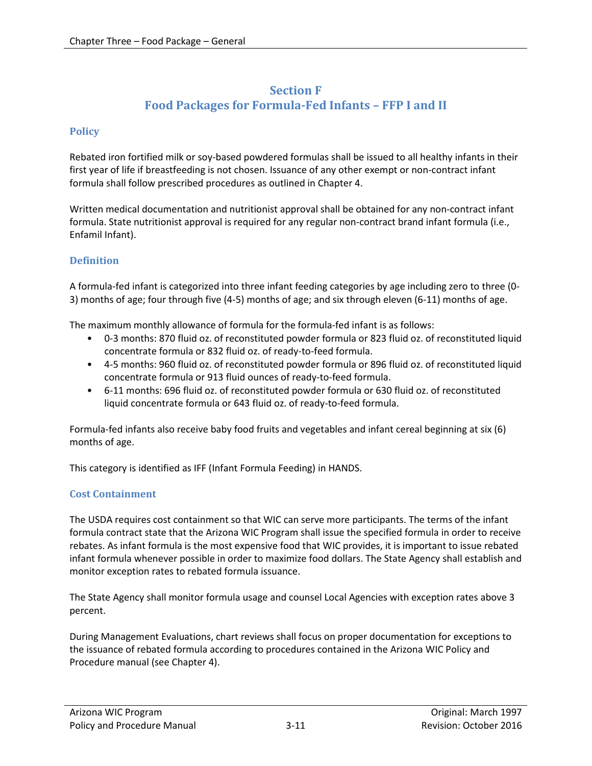## Section F
## Food Packages for Formula-Fed Infants – FFP I and II

### Policy

Rebated iron fortified milk or soy-based powdered formulas shall be issued to all healthy infants in their first year of life if breastfeeding is not chosen. Issuance of any other exempt or non-contract infant formula shall follow prescribed procedures as outlined in Chapter 4.

Written medical documentation and nutritionist approval shall be obtained for any non-contract infant formula. State nutritionist approval is required for any regular non-contract brand infant formula (i.e., Enfamil Infant).

### Definition

A formula-fed infant is categorized into three infant feeding categories by age including zero to three (0-3) months of age; four through five (4-5) months of age; and six through eleven (6-11) months of age.

The maximum monthly allowance of formula for the formula-fed infant is as follows:

- 0-3 months: 870 fluid oz. of reconstituted powder formula or 823 fluid oz. of reconstituted liquid concentrate formula or 832 fluid oz. of ready-to-feed formula.
- 4-5 months: 960 fluid oz. of reconstituted powder formula or 896 fluid oz. of reconstituted liquid concentrate formula or 913 fluid ounces of ready-to-feed formula.
- 6-11 months: 696 fluid oz. of reconstituted powder formula or 630 fluid oz. of reconstituted liquid concentrate formula or 643 fluid oz. of ready-to-feed formula.

Formula-fed infants also receive baby food fruits and vegetables and infant cereal beginning at six (6) months of age.

This category is identified as IFF (Infant Formula Feeding) in HANDS.

### Cost Containment

The USDA requires cost containment so that WIC can serve more participants. The terms of the infant formula contract state that the Arizona WIC Program shall issue the specified formula in order to receive rebates. As infant formula is the most expensive food that WIC provides, it is important to issue rebated infant formula whenever possible in order to maximize food dollars. The State Agency shall establish and monitor exception rates to rebated formula issuance.

The State Agency shall monitor formula usage and counsel Local Agencies with exception rates above 3 percent.

During Management Evaluations, chart reviews shall focus on proper documentation for exceptions to the issuance of rebated formula according to procedures contained in the Arizona WIC Policy and Procedure manual (see Chapter 4).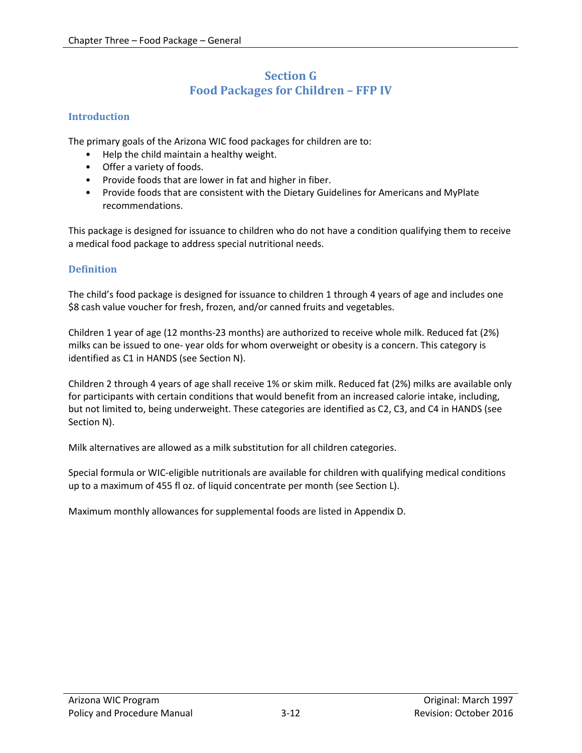# Section G
# Food Packages for Children – FFP IV

## Introduction

The primary goals of the Arizona WIC food packages for children are to:

- Help the child maintain a healthy weight.
- Offer a variety of foods.
- Provide foods that are lower in fat and higher in fiber.
- Provide foods that are consistent with the Dietary Guidelines for Americans and MyPlate recommendations.

This package is designed for issuance to children who do not have a condition qualifying them to receive a medical food package to address special nutritional needs.

## Definition

The child's food package is designed for issuance to children 1 through 4 years of age and includes one $8 cash value voucher for fresh, frozen, and/or canned fruits and vegetables.

Children 1 year of age (12 months-23 months) are authorized to receive whole milk. Reduced fat (2%) milks can be issued to one- year olds for whom overweight or obesity is a concern. This category is identified as C1 in HANDS (see Section N).

Children 2 through 4 years of age shall receive 1% or skim milk. Reduced fat (2%) milks are available only for participants with certain conditions that would benefit from an increased calorie intake, including, but not limited to, being underweight. These categories are identified as C2, C3, and C4 in HANDS (see Section N).

Milk alternatives are allowed as a milk substitution for all children categories.

Special formula or WIC-eligible nutritionals are available for children with qualifying medical conditions up to a maximum of 455 fl oz. of liquid concentrate per month (see Section L).

Maximum monthly allowances for supplemental foods are listed in Appendix D.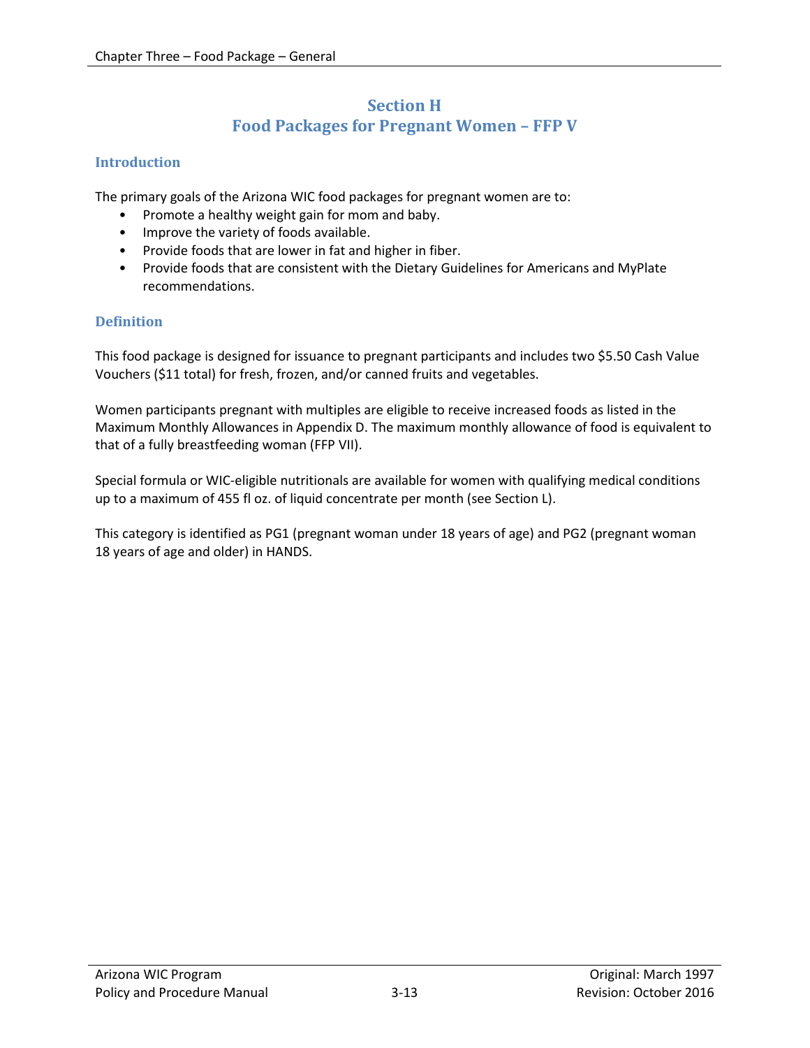## Section H
## Food Packages for Pregnant Women – FFP V

### Introduction

The primary goals of the Arizona WIC food packages for pregnant women are to:

- Promote a healthy weight gain for mom and baby.
- Improve the variety of foods available.
- Provide foods that are lower in fat and higher in fiber.
- Provide foods that are consistent with the Dietary Guidelines for Americans and MyPlate recommendations.

### Definition

This food package is designed for issuance to pregnant participants and includes two $5.50 Cash Value Vouchers ($11 total) for fresh, frozen, and/or canned fruits and vegetables.

Women participants pregnant with multiples are eligible to receive increased foods as listed in the Maximum Monthly Allowances in Appendix D. The maximum monthly allowance of food is equivalent to that of a fully breastfeeding woman (FFP VII).

Special formula or WIC-eligible nutritionals are available for women with qualifying medical conditions up to a maximum of 455 fl oz. of liquid concentrate per month (see Section L).

This category is identified as PG1 (pregnant woman under 18 years of age) and PG2 (pregnant woman 18 years of age and older) in HANDS.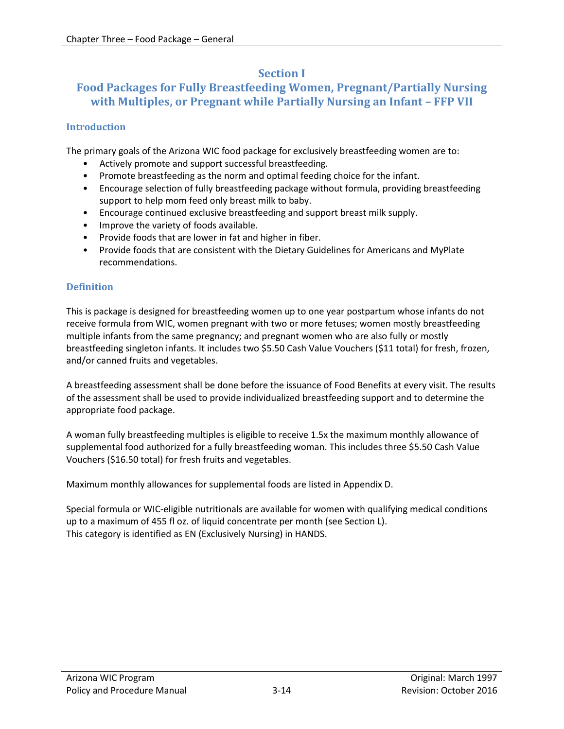# Section I

# Food Packages for Fully Breastfeeding Women, Pregnant/Partially Nursing with Multiples, or Pregnant while Partially Nursing an Infant – FFP VII

## Introduction

The primary goals of the Arizona WIC food package for exclusively breastfeeding women are to:

- Actively promote and support successful breastfeeding.
- Promote breastfeeding as the norm and optimal feeding choice for the infant.
- Encourage selection of fully breastfeeding package without formula, providing breastfeeding support to help mom feed only breast milk to baby.
- Encourage continued exclusive breastfeeding and support breast milk supply.
- Improve the variety of foods available.
- Provide foods that are lower in fat and higher in fiber.
- Provide foods that are consistent with the Dietary Guidelines for Americans and MyPlate recommendations.

## Definition

This is package is designed for breastfeeding women up to one year postpartum whose infants do not receive formula from WIC, women pregnant with two or more fetuses; women mostly breastfeeding multiple infants from the same pregnancy; and pregnant women who are also fully or mostly breastfeeding singleton infants. It includes two $5.50 Cash Value Vouchers ($11 total) for fresh, frozen, and/or canned fruits and vegetables.

A breastfeeding assessment shall be done before the issuance of Food Benefits at every visit. The results of the assessment shall be used to provide individualized breastfeeding support and to determine the appropriate food package.

A woman fully breastfeeding multiples is eligible to receive 1.5x the maximum monthly allowance of supplemental food authorized for a fully breastfeeding woman. This includes three $5.50 Cash Value Vouchers ($16.50 total) for fresh fruits and vegetables.

Maximum monthly allowances for supplemental foods are listed in Appendix D.

Special formula or WIC-eligible nutritionals are available for women with qualifying medical conditions up to a maximum of 455 fl oz. of liquid concentrate per month (see Section L).
This category is identified as EN (Exclusively Nursing) in HANDS.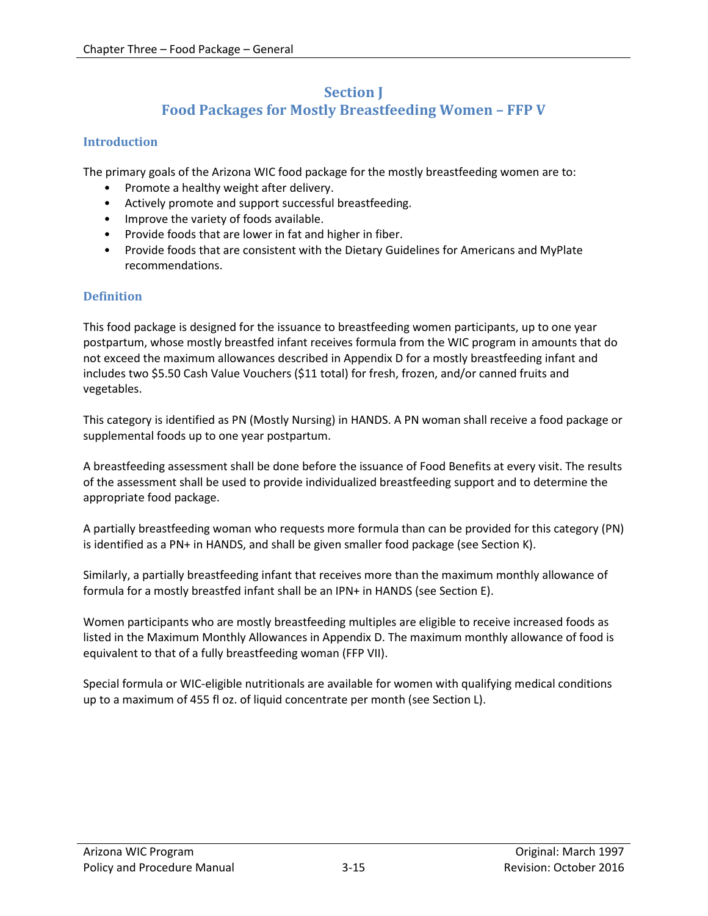## Section J
## Food Packages for Mostly Breastfeeding Women – FFP V

### Introduction

The primary goals of the Arizona WIC food package for the mostly breastfeeding women are to:

- Promote a healthy weight after delivery.
- Actively promote and support successful breastfeeding.
- Improve the variety of foods available.
- Provide foods that are lower in fat and higher in fiber.
- Provide foods that are consistent with the Dietary Guidelines for Americans and MyPlate recommendations.

### Definition

This food package is designed for the issuance to breastfeeding women participants, up to one year postpartum, whose mostly breastfed infant receives formula from the WIC program in amounts that do not exceed the maximum allowances described in Appendix D for a mostly breastfeeding infant and includes two $5.50 Cash Value Vouchers ($11 total) for fresh, frozen, and/or canned fruits and vegetables.

This category is identified as PN (Mostly Nursing) in HANDS. A PN woman shall receive a food package or supplemental foods up to one year postpartum.

A breastfeeding assessment shall be done before the issuance of Food Benefits at every visit. The results of the assessment shall be used to provide individualized breastfeeding support and to determine the appropriate food package.

A partially breastfeeding woman who requests more formula than can be provided for this category (PN) is identified as a PN+ in HANDS, and shall be given smaller food package (see Section K).

Similarly, a partially breastfeeding infant that receives more than the maximum monthly allowance of formula for a mostly breastfed infant shall be an IPN+ in HANDS (see Section E).

Women participants who are mostly breastfeeding multiples are eligible to receive increased foods as listed in the Maximum Monthly Allowances in Appendix D. The maximum monthly allowance of food is equivalent to that of a fully breastfeeding woman (FFP VII).

Special formula or WIC-eligible nutritionals are available for women with qualifying medical conditions up to a maximum of 455 fl oz. of liquid concentrate per month (see Section L).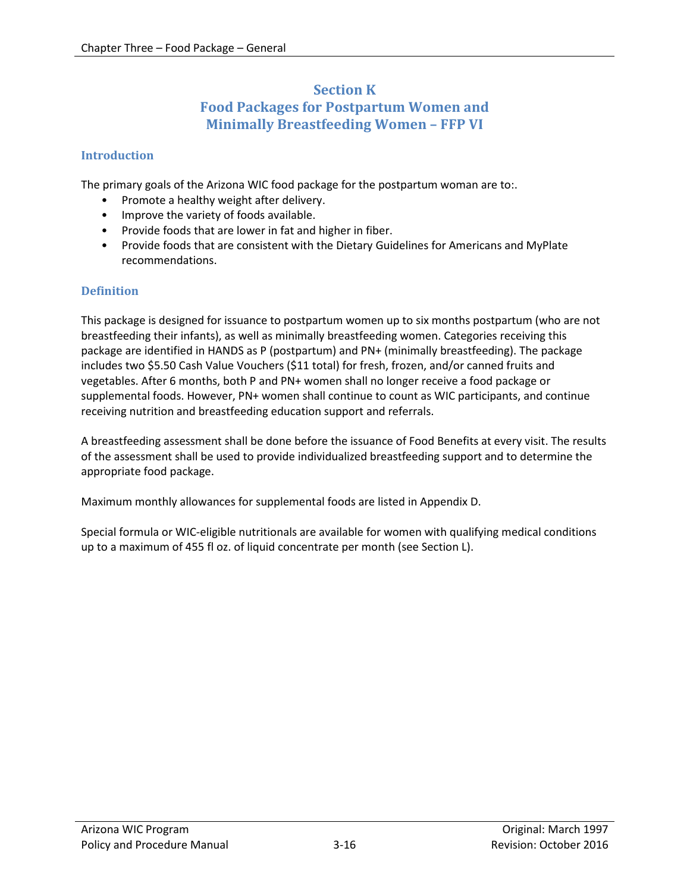# Section K
# Food Packages for Postpartum Women and Minimally Breastfeeding Women – FFP VI

## Introduction

The primary goals of the Arizona WIC food package for the postpartum woman are to:.

- Promote a healthy weight after delivery.
- Improve the variety of foods available.
- Provide foods that are lower in fat and higher in fiber.
- Provide foods that are consistent with the Dietary Guidelines for Americans and MyPlate recommendations.

## Definition

This package is designed for issuance to postpartum women up to six months postpartum (who are not breastfeeding their infants), as well as minimally breastfeeding women. Categories receiving this package are identified in HANDS as P (postpartum) and PN+ (minimally breastfeeding). The package includes two $5.50 Cash Value Vouchers ($11 total) for fresh, frozen, and/or canned fruits and vegetables. After 6 months, both P and PN+ women shall no longer receive a food package or supplemental foods. However, PN+ women shall continue to count as WIC participants, and continue receiving nutrition and breastfeeding education support and referrals.

A breastfeeding assessment shall be done before the issuance of Food Benefits at every visit. The results of the assessment shall be used to provide individualized breastfeeding support and to determine the appropriate food package.

Maximum monthly allowances for supplemental foods are listed in Appendix D.

Special formula or WIC-eligible nutritionals are available for women with qualifying medical conditions up to a maximum of 455 fl oz. of liquid concentrate per month (see Section L).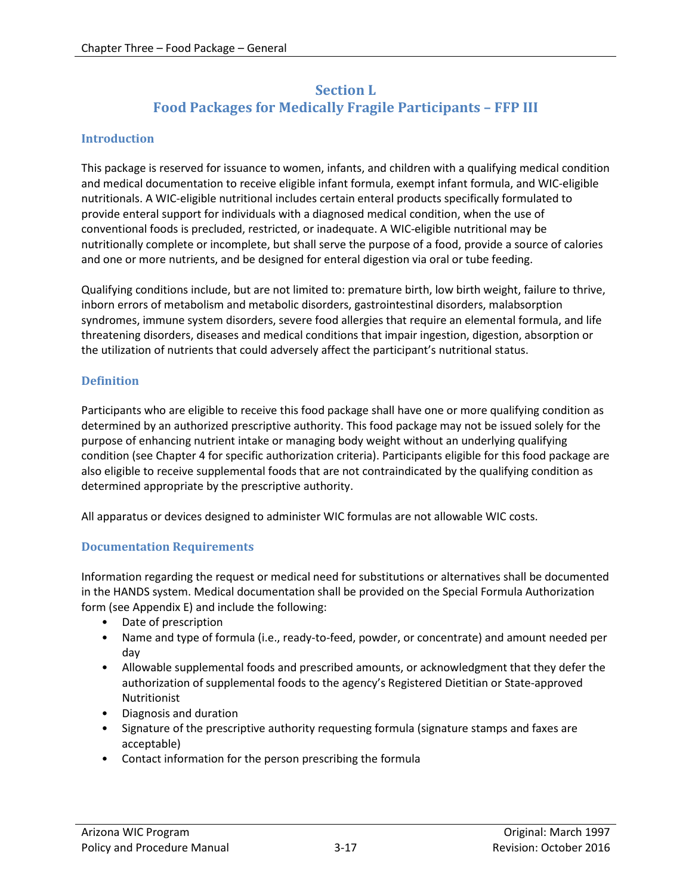## Section L
## Food Packages for Medically Fragile Participants – FFP III

### Introduction

This package is reserved for issuance to women, infants, and children with a qualifying medical condition and medical documentation to receive eligible infant formula, exempt infant formula, and WIC-eligible nutritionals. A WIC-eligible nutritional includes certain enteral products specifically formulated to provide enteral support for individuals with a diagnosed medical condition, when the use of conventional foods is precluded, restricted, or inadequate. A WIC-eligible nutritional may be nutritionally complete or incomplete, but shall serve the purpose of a food, provide a source of calories and one or more nutrients, and be designed for enteral digestion via oral or tube feeding.

Qualifying conditions include, but are not limited to: premature birth, low birth weight, failure to thrive, inborn errors of metabolism and metabolic disorders, gastrointestinal disorders, malabsorption syndromes, immune system disorders, severe food allergies that require an elemental formula, and life threatening disorders, diseases and medical conditions that impair ingestion, digestion, absorption or the utilization of nutrients that could adversely affect the participant's nutritional status.

### Definition

Participants who are eligible to receive this food package shall have one or more qualifying condition as determined by an authorized prescriptive authority. This food package may not be issued solely for the purpose of enhancing nutrient intake or managing body weight without an underlying qualifying condition (see Chapter 4 for specific authorization criteria). Participants eligible for this food package are also eligible to receive supplemental foods that are not contraindicated by the qualifying condition as determined appropriate by the prescriptive authority.

All apparatus or devices designed to administer WIC formulas are not allowable WIC costs.

### Documentation Requirements

Information regarding the request or medical need for substitutions or alternatives shall be documented in the HANDS system. Medical documentation shall be provided on the Special Formula Authorization form (see Appendix E) and include the following:

- Date of prescription
- Name and type of formula (i.e., ready-to-feed, powder, or concentrate) and amount needed per day
- Allowable supplemental foods and prescribed amounts, or acknowledgment that they defer the authorization of supplemental foods to the agency's Registered Dietitian or State-approved Nutritionist
- Diagnosis and duration
- Signature of the prescriptive authority requesting formula (signature stamps and faxes are acceptable)
- Contact information for the person prescribing the formula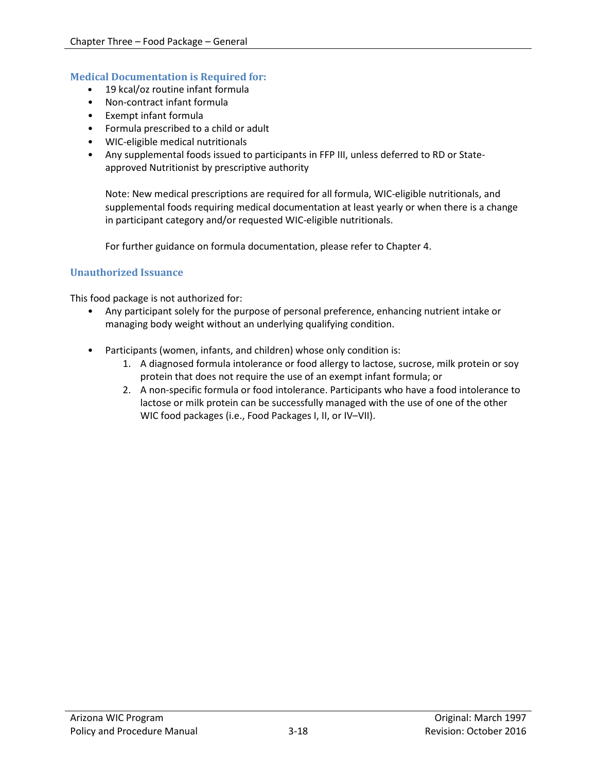### Medical Documentation is Required for:

- 19 kcal/oz routine infant formula
- Non-contract infant formula
- Exempt infant formula
- Formula prescribed to a child or adult
- WIC-eligible medical nutritionals
- Any supplemental foods issued to participants in FFP III, unless deferred to RD or State-approved Nutritionist by prescriptive authority

  Note: New medical prescriptions are required for all formula, WIC-eligible nutritionals, and supplemental foods requiring medical documentation at least yearly or when there is a change in participant category and/or requested WIC-eligible nutritionals.

  For further guidance on formula documentation, please refer to Chapter 4.

### Unauthorized Issuance

This food package is not authorized for:

- Any participant solely for the purpose of personal preference, enhancing nutrient intake or managing body weight without an underlying qualifying condition.

- Participants (women, infants, and children) whose only condition is:
  1. A diagnosed formula intolerance or food allergy to lactose, sucrose, milk protein or soy protein that does not require the use of an exempt infant formula; or
  2. A non-specific formula or food intolerance. Participants who have a food intolerance to lactose or milk protein can be successfully managed with the use of one of the other WIC food packages (i.e., Food Packages I, II, or IV–VII).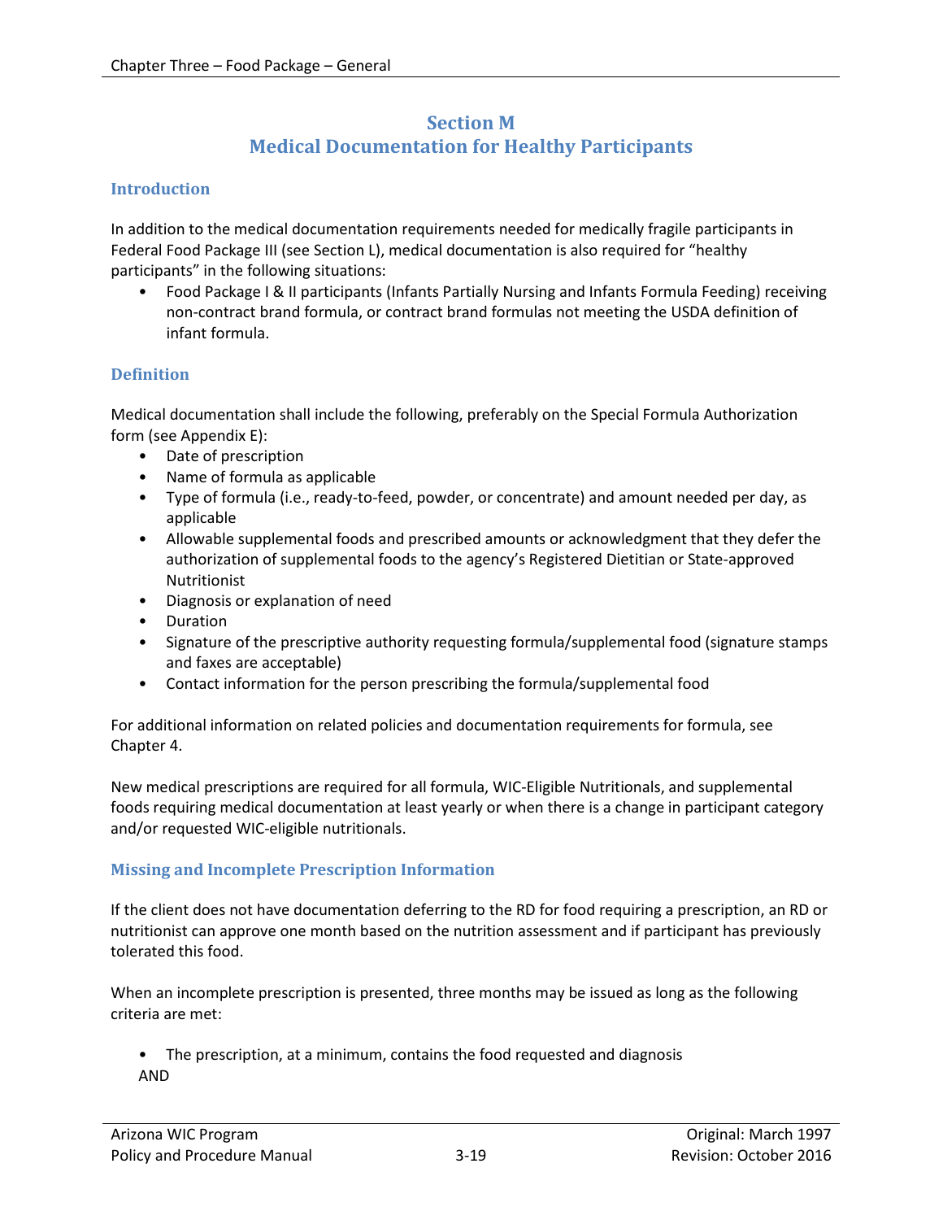## Section M
## Medical Documentation for Healthy Participants

### Introduction

In addition to the medical documentation requirements needed for medically fragile participants in Federal Food Package III (see Section L), medical documentation is also required for "healthy participants" in the following situations:

- Food Package I & II participants (Infants Partially Nursing and Infants Formula Feeding) receiving non-contract brand formula, or contract brand formulas not meeting the USDA definition of infant formula.

### Definition

Medical documentation shall include the following, preferably on the Special Formula Authorization form (see Appendix E):

- Date of prescription
- Name of formula as applicable
- Type of formula (i.e., ready-to-feed, powder, or concentrate) and amount needed per day, as applicable
- Allowable supplemental foods and prescribed amounts or acknowledgment that they defer the authorization of supplemental foods to the agency's Registered Dietitian or State-approved Nutritionist
- Diagnosis or explanation of need
- Duration
- Signature of the prescriptive authority requesting formula/supplemental food (signature stamps and faxes are acceptable)
- Contact information for the person prescribing the formula/supplemental food

For additional information on related policies and documentation requirements for formula, see Chapter 4.

New medical prescriptions are required for all formula, WIC-Eligible Nutritionals, and supplemental foods requiring medical documentation at least yearly or when there is a change in participant category and/or requested WIC-eligible nutritionals.

### Missing and Incomplete Prescription Information

If the client does not have documentation deferring to the RD for food requiring a prescription, an RD or nutritionist can approve one month based on the nutrition assessment and if participant has previously tolerated this food.

When an incomplete prescription is presented, three months may be issued as long as the following criteria are met:

- The prescription, at a minimum, contains the food requested and diagnosis

AND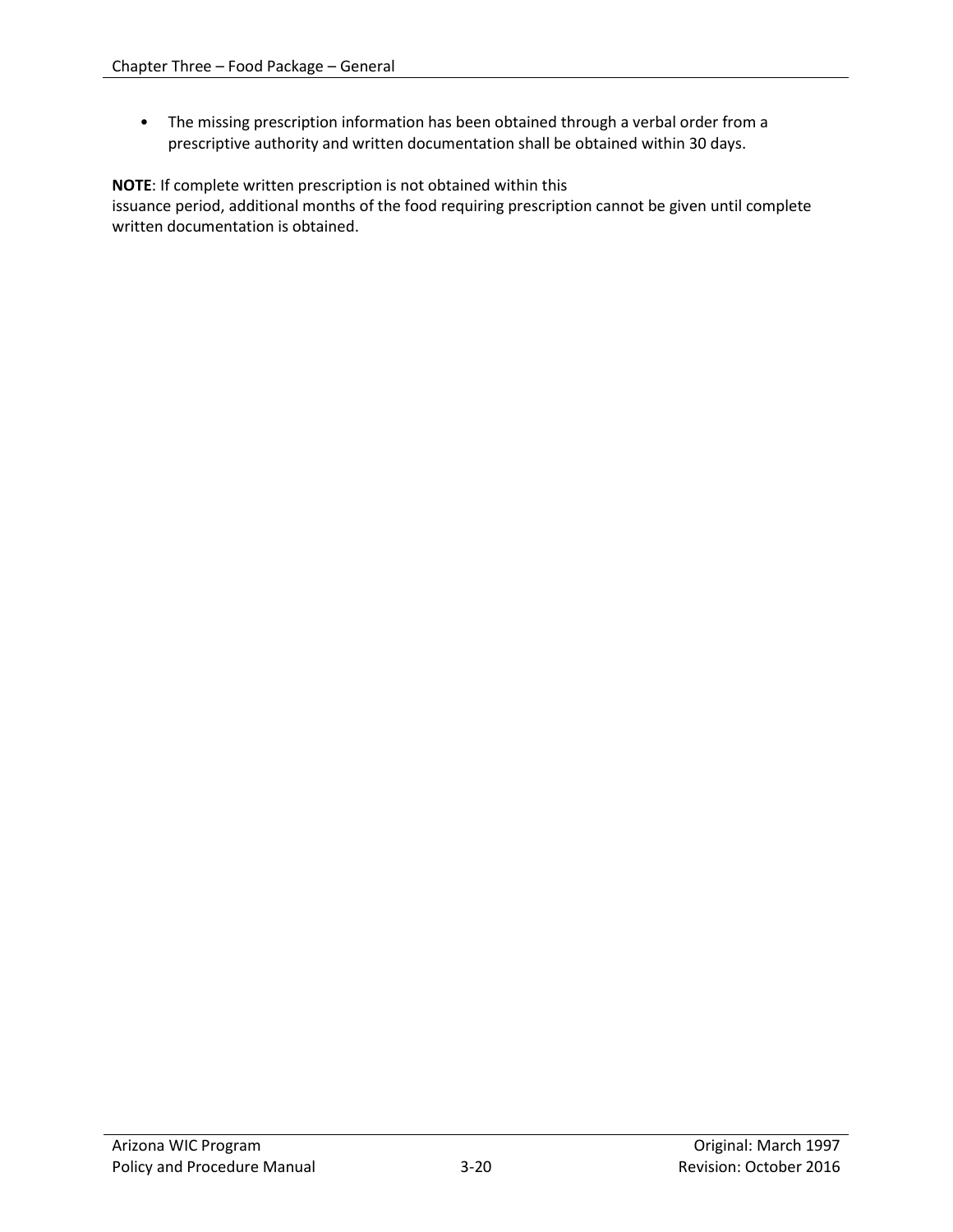- The missing prescription information has been obtained through a verbal order from a prescriptive authority and written documentation shall be obtained within 30 days.

**NOTE**: If complete written prescription is not obtained within this issuance period, additional months of the food requiring prescription cannot be given until complete written documentation is obtained.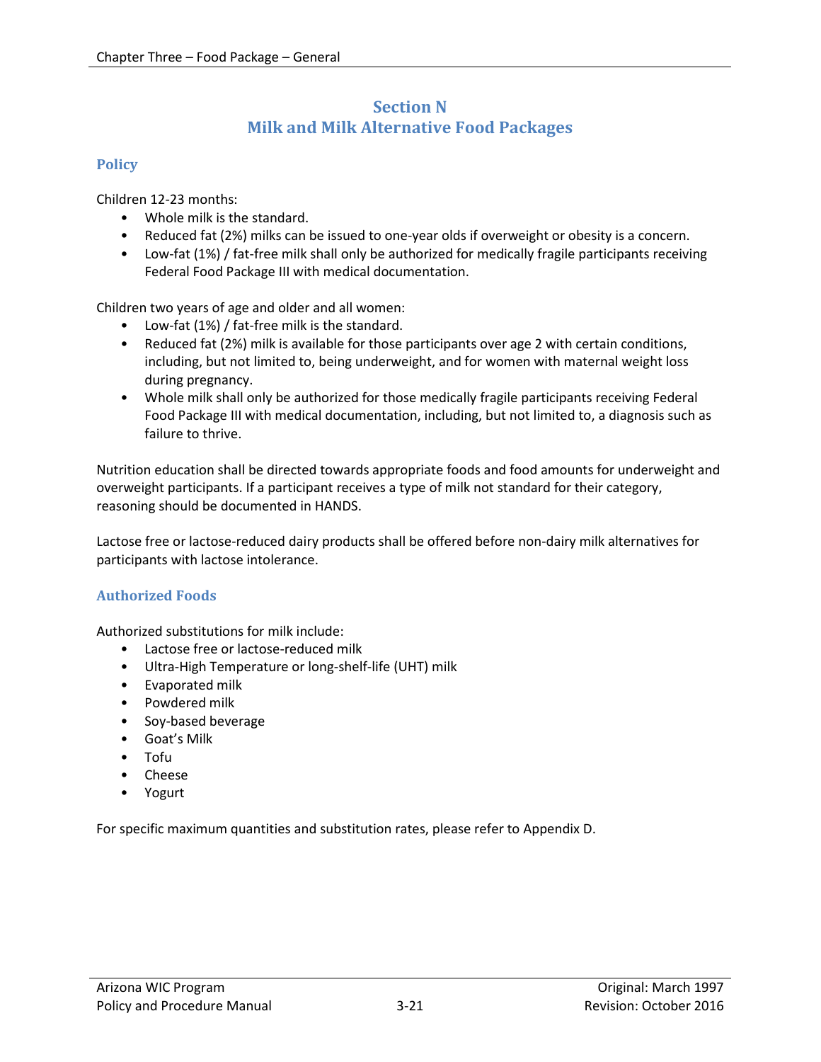## Section N
## Milk and Milk Alternative Food Packages

### Policy

Children 12-23 months:

- Whole milk is the standard.
- Reduced fat (2%) milks can be issued to one-year olds if overweight or obesity is a concern.
- Low-fat (1%) / fat-free milk shall only be authorized for medically fragile participants receiving Federal Food Package III with medical documentation.

Children two years of age and older and all women:

- Low-fat (1%) / fat-free milk is the standard.
- Reduced fat (2%) milk is available for those participants over age 2 with certain conditions, including, but not limited to, being underweight, and for women with maternal weight loss during pregnancy.
- Whole milk shall only be authorized for those medically fragile participants receiving Federal Food Package III with medical documentation, including, but not limited to, a diagnosis such as failure to thrive.

Nutrition education shall be directed towards appropriate foods and food amounts for underweight and overweight participants. If a participant receives a type of milk not standard for their category, reasoning should be documented in HANDS.

Lactose free or lactose-reduced dairy products shall be offered before non-dairy milk alternatives for participants with lactose intolerance.

### Authorized Foods

Authorized substitutions for milk include:

- Lactose free or lactose-reduced milk
- Ultra-High Temperature or long-shelf-life (UHT) milk
- Evaporated milk
- Powdered milk
- Soy-based beverage
- Goat's Milk
- Tofu
- Cheese
- Yogurt

For specific maximum quantities and substitution rates, please refer to Appendix D.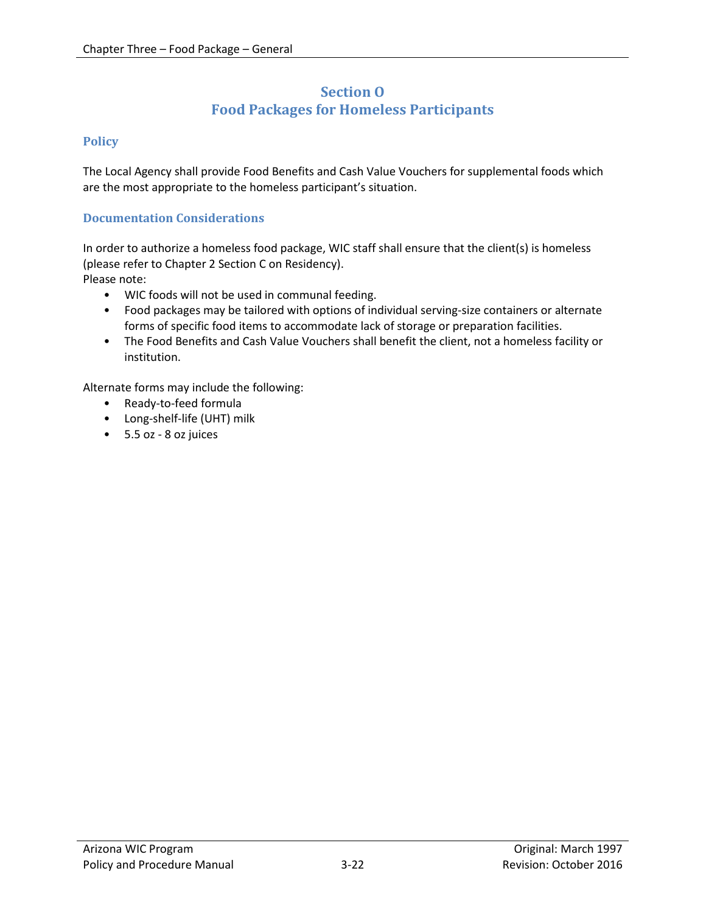## Section O
## Food Packages for Homeless Participants

### Policy

The Local Agency shall provide Food Benefits and Cash Value Vouchers for supplemental foods which are the most appropriate to the homeless participant's situation.

### Documentation Considerations

In order to authorize a homeless food package, WIC staff shall ensure that the client(s) is homeless (please refer to Chapter 2 Section C on Residency).
Please note:

- WIC foods will not be used in communal feeding.
- Food packages may be tailored with options of individual serving-size containers or alternate forms of specific food items to accommodate lack of storage or preparation facilities.
- The Food Benefits and Cash Value Vouchers shall benefit the client, not a homeless facility or institution.

Alternate forms may include the following:

- Ready-to-feed formula
- Long-shelf-life (UHT) milk
- 5.5 oz - 8 oz juices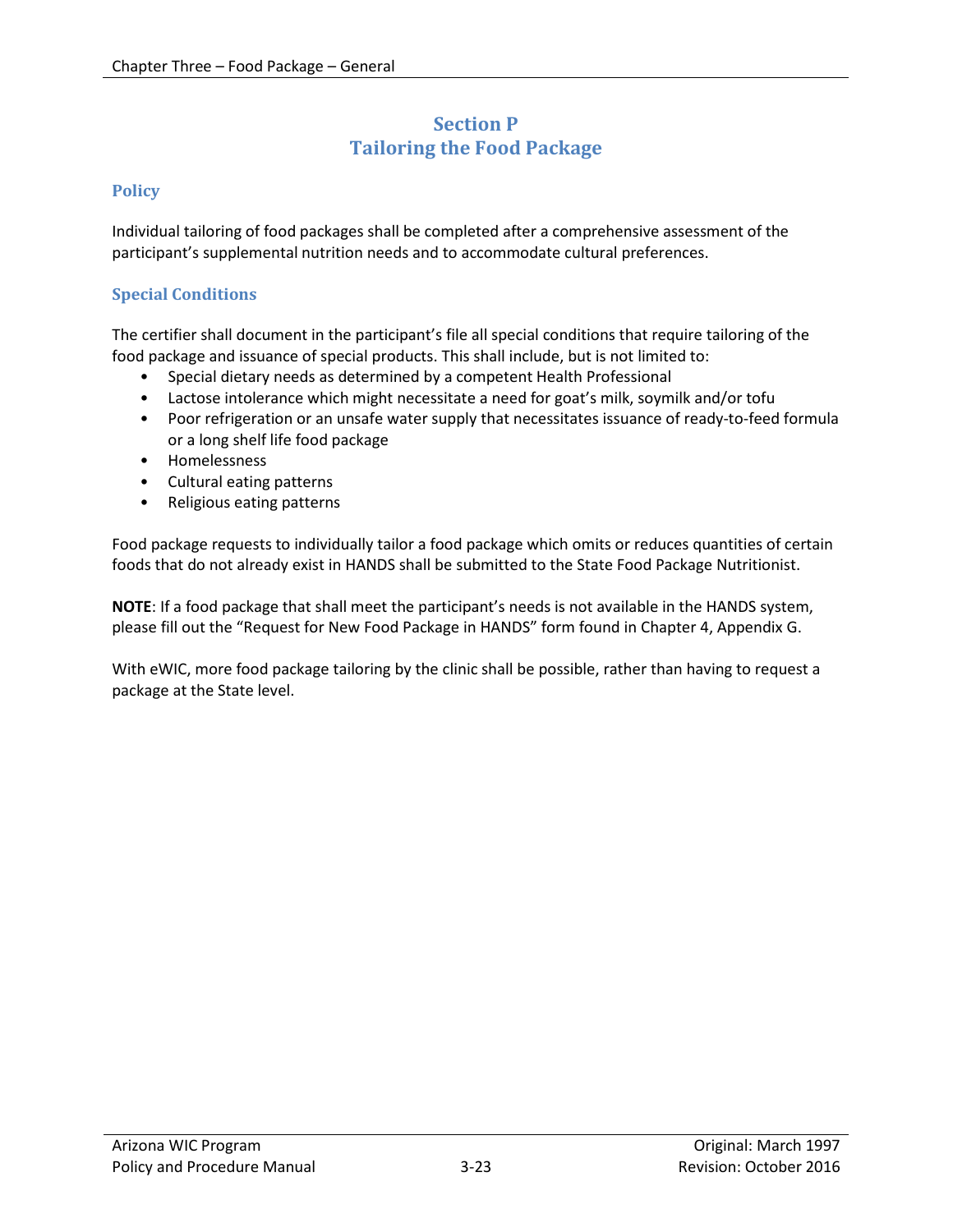# Section P
# Tailoring the Food Package

## Policy

Individual tailoring of food packages shall be completed after a comprehensive assessment of the participant's supplemental nutrition needs and to accommodate cultural preferences.

## Special Conditions

The certifier shall document in the participant's file all special conditions that require tailoring of the food package and issuance of special products. This shall include, but is not limited to:

- Special dietary needs as determined by a competent Health Professional
- Lactose intolerance which might necessitate a need for goat's milk, soymilk and/or tofu
- Poor refrigeration or an unsafe water supply that necessitates issuance of ready-to-feed formula or a long shelf life food package
- Homelessness
- Cultural eating patterns
- Religious eating patterns

Food package requests to individually tailor a food package which omits or reduces quantities of certain foods that do not already exist in HANDS shall be submitted to the State Food Package Nutritionist.

**NOTE**: If a food package that shall meet the participant's needs is not available in the HANDS system, please fill out the "Request for New Food Package in HANDS" form found in Chapter 4, Appendix G.

With eWIC, more food package tailoring by the clinic shall be possible, rather than having to request a package at the State level.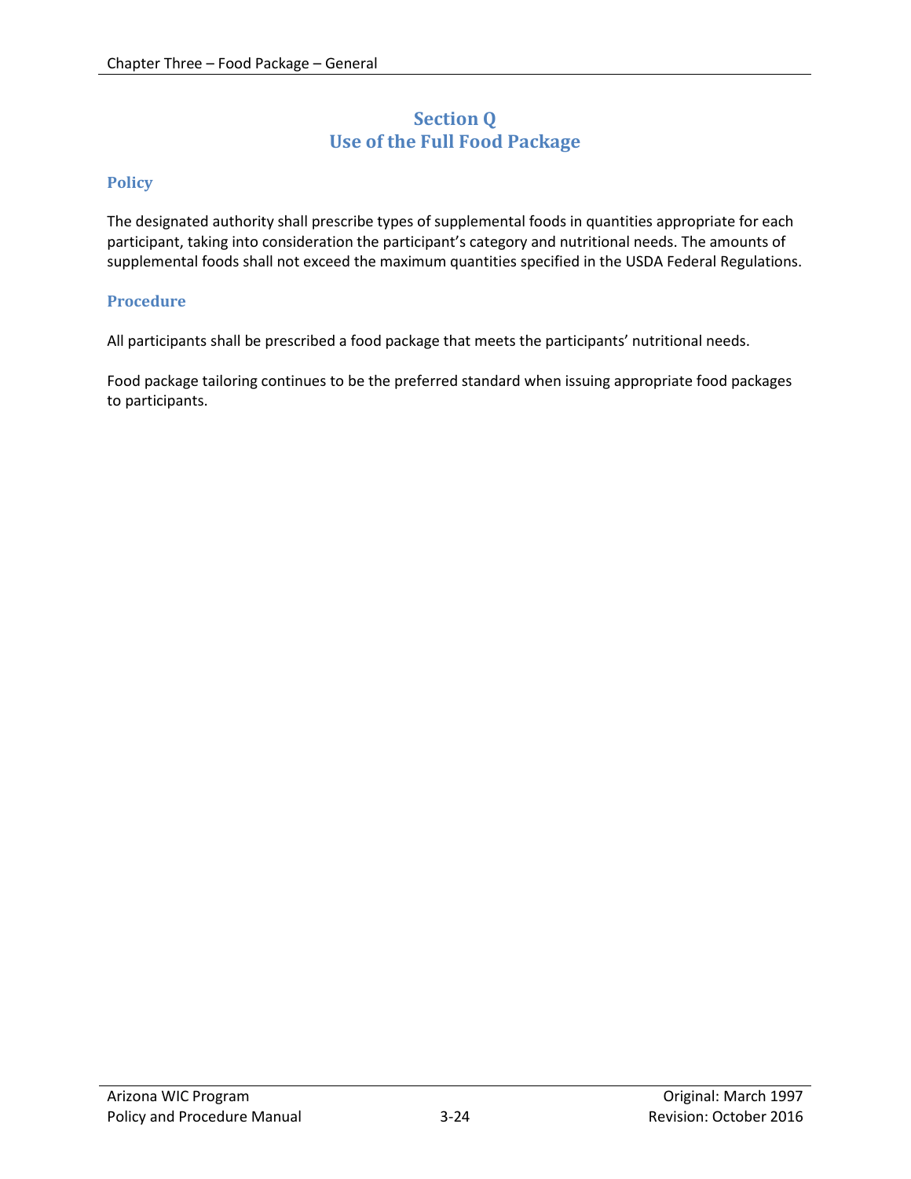## Section Q
## Use of the Full Food Package

### Policy

The designated authority shall prescribe types of supplemental foods in quantities appropriate for each participant, taking into consideration the participant's category and nutritional needs. The amounts of supplemental foods shall not exceed the maximum quantities specified in the USDA Federal Regulations.

### Procedure

All participants shall be prescribed a food package that meets the participants' nutritional needs.

Food package tailoring continues to be the preferred standard when issuing appropriate food packages to participants.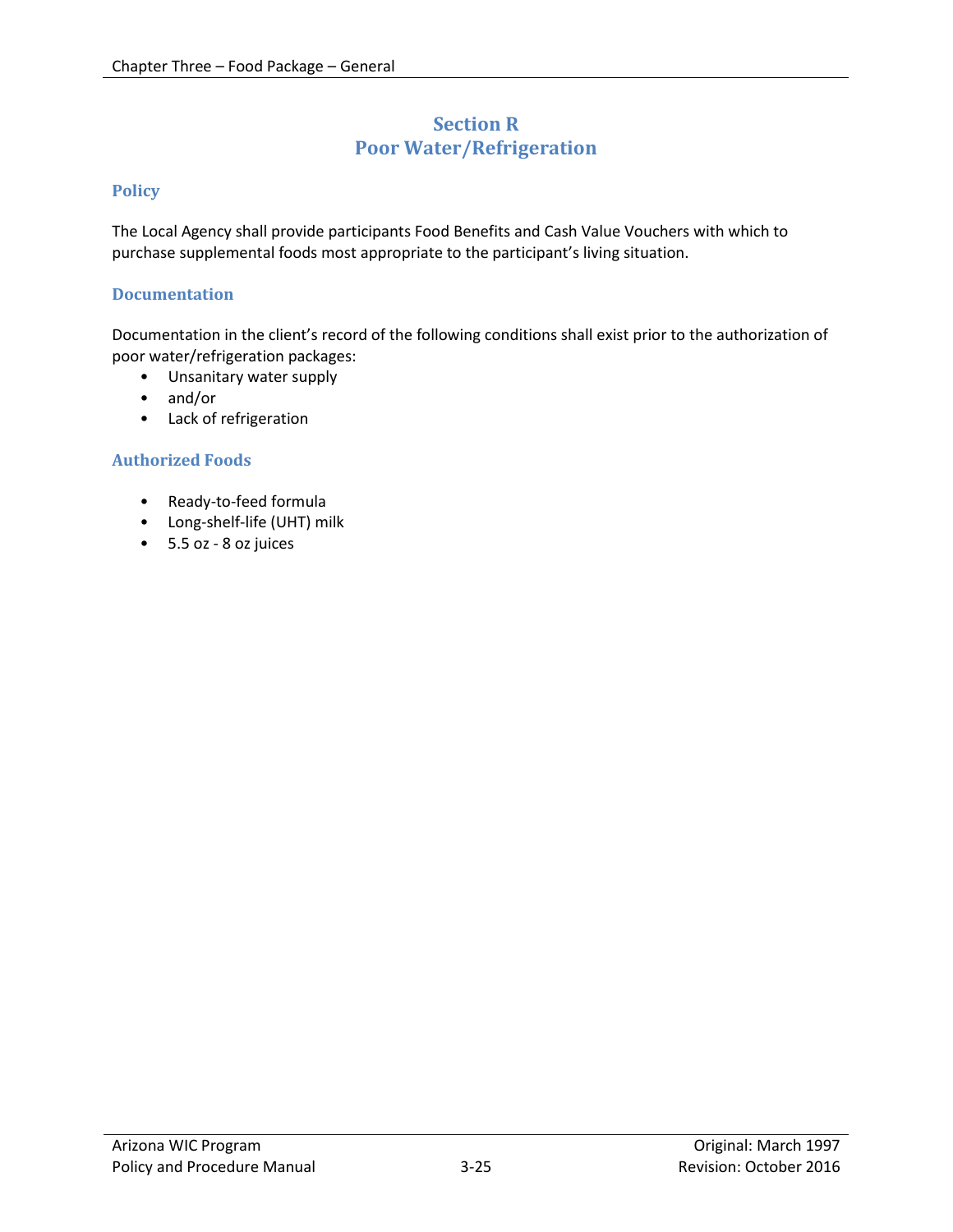# Section R
# Poor Water/Refrigeration

## Policy

The Local Agency shall provide participants Food Benefits and Cash Value Vouchers with which to purchase supplemental foods most appropriate to the participant's living situation.

## Documentation

Documentation in the client's record of the following conditions shall exist prior to the authorization of poor water/refrigeration packages:

- Unsanitary water supply
- and/or
- Lack of refrigeration

## Authorized Foods

- Ready-to-feed formula
- Long-shelf-life (UHT) milk
- 5.5 oz - 8 oz juices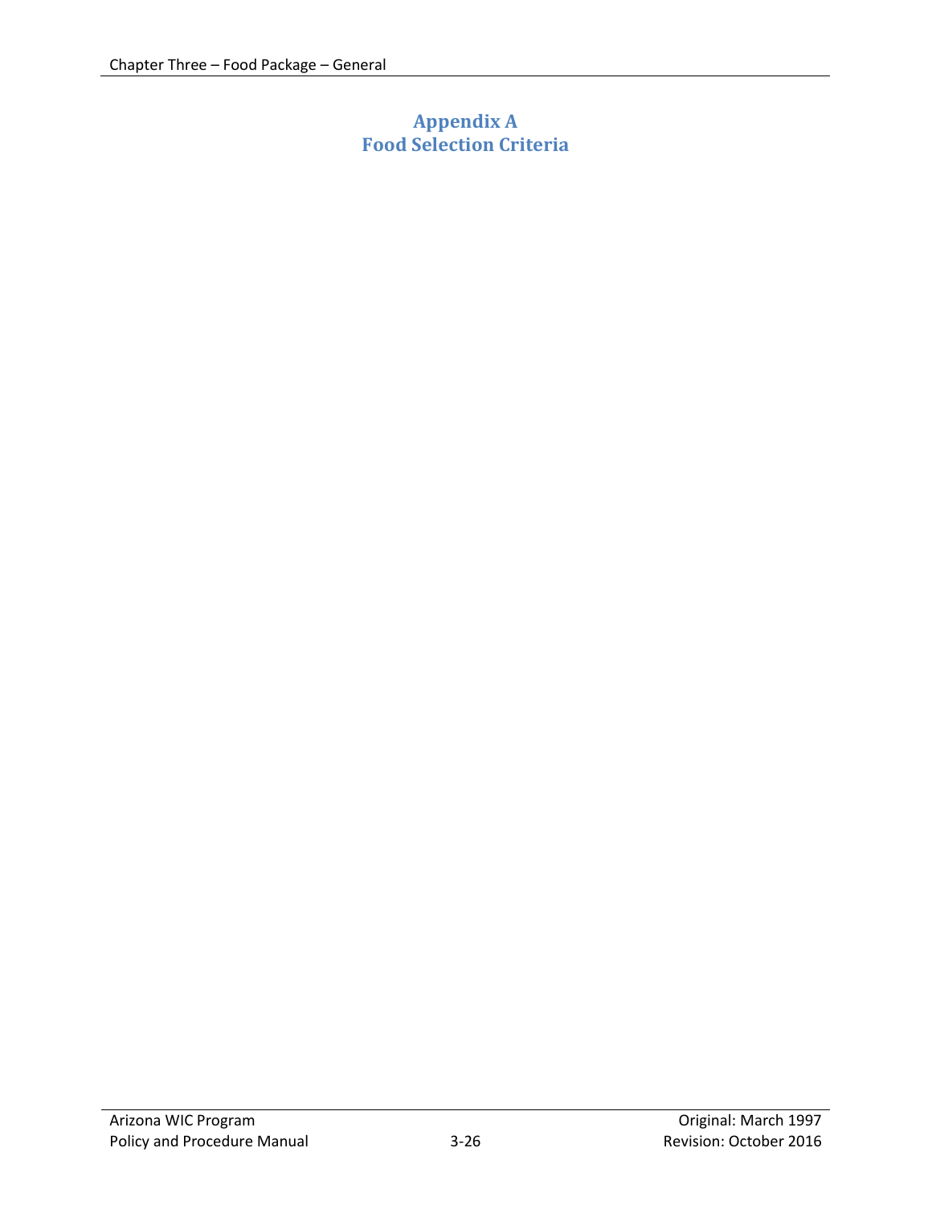# Appendix A
# Food Selection Criteria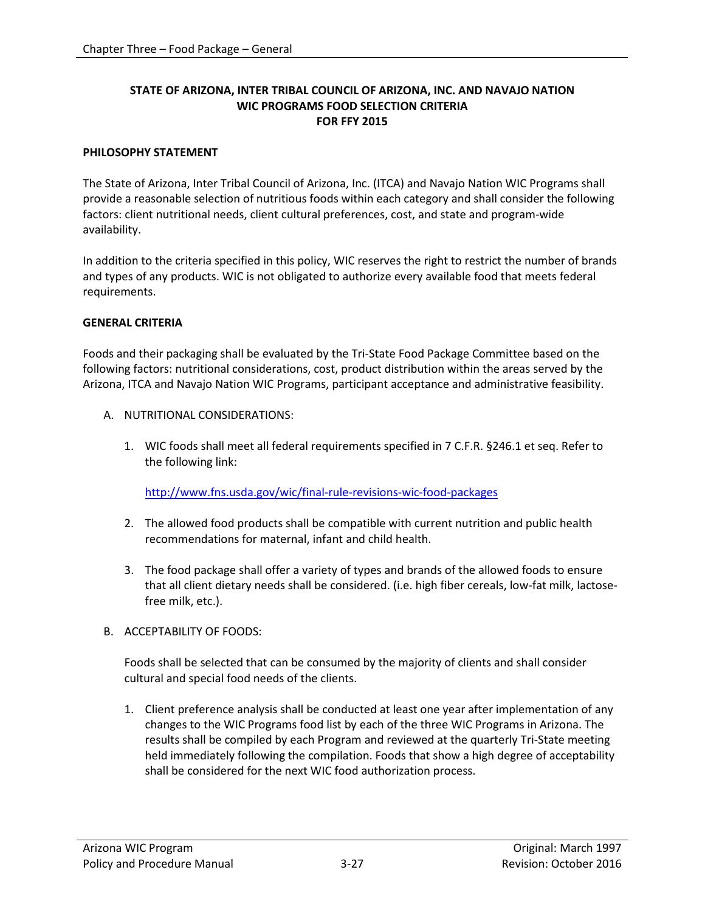**STATE OF ARIZONA, INTER TRIBAL COUNCIL OF ARIZONA, INC. AND NAVAJO NATION WIC PROGRAMS FOOD SELECTION CRITERIA FOR FFY 2015**

**PHILOSOPHY STATEMENT**

The State of Arizona, Inter Tribal Council of Arizona, Inc. (ITCA) and Navajo Nation WIC Programs shall provide a reasonable selection of nutritious foods within each category and shall consider the following factors: client nutritional needs, client cultural preferences, cost, and state and program-wide availability.

In addition to the criteria specified in this policy, WIC reserves the right to restrict the number of brands and types of any products. WIC is not obligated to authorize every available food that meets federal requirements.

**GENERAL CRITERIA**

Foods and their packaging shall be evaluated by the Tri-State Food Package Committee based on the following factors: nutritional considerations, cost, product distribution within the areas served by the Arizona, ITCA and Navajo Nation WIC Programs, participant acceptance and administrative feasibility.

A. NUTRITIONAL CONSIDERATIONS:

   1. WIC foods shall meet all federal requirements specified in 7 C.F.R. §246.1 et seq. Refer to the following link:

      http://www.fns.usda.gov/wic/final-rule-revisions-wic-food-packages

   2. The allowed food products shall be compatible with current nutrition and public health recommendations for maternal, infant and child health.

   3. The food package shall offer a variety of types and brands of the allowed foods to ensure that all client dietary needs shall be considered. (i.e. high fiber cereals, low-fat milk, lactose-free milk, etc.).

B. ACCEPTABILITY OF FOODS:

   Foods shall be selected that can be consumed by the majority of clients and shall consider cultural and special food needs of the clients.

   1. Client preference analysis shall be conducted at least one year after implementation of any changes to the WIC Programs food list by each of the three WIC Programs in Arizona. The results shall be compiled by each Program and reviewed at the quarterly Tri-State meeting held immediately following the compilation. Foods that show a high degree of acceptability shall be considered for the next WIC food authorization process.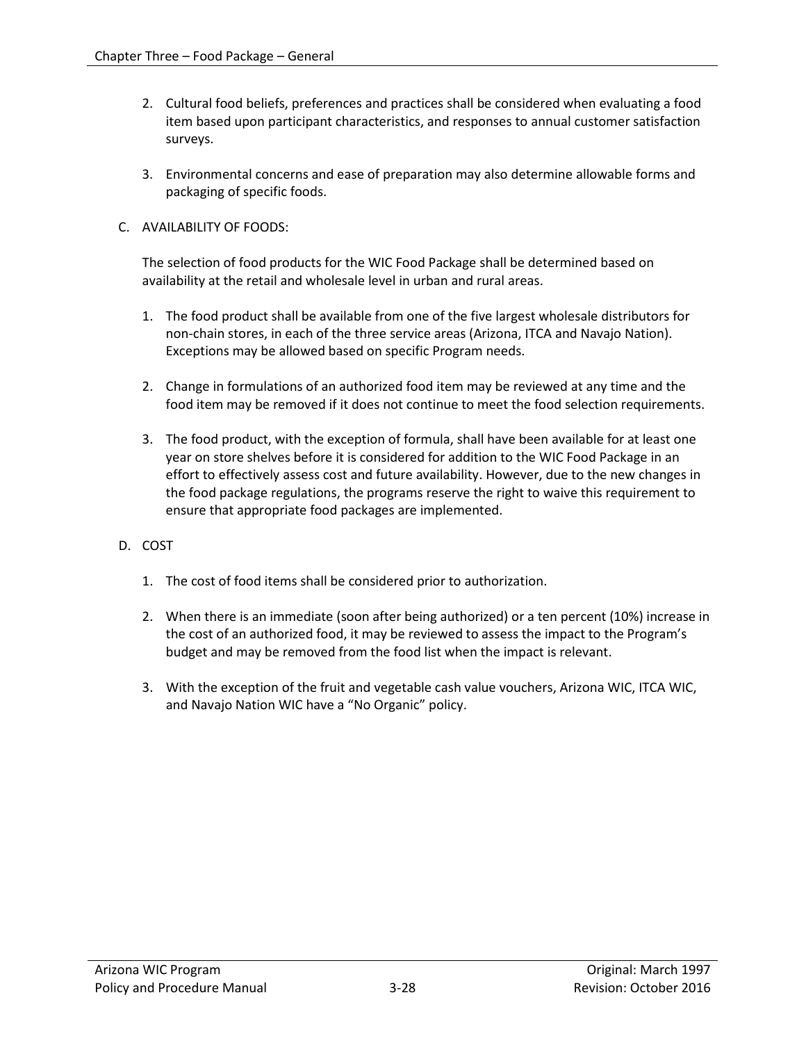2. Cultural food beliefs, preferences and practices shall be considered when evaluating a food item based upon participant characteristics, and responses to annual customer satisfaction surveys.

3. Environmental concerns and ease of preparation may also determine allowable forms and packaging of specific foods.

C. AVAILABILITY OF FOODS:

The selection of food products for the WIC Food Package shall be determined based on availability at the retail and wholesale level in urban and rural areas.

1. The food product shall be available from one of the five largest wholesale distributors for non-chain stores, in each of the three service areas (Arizona, ITCA and Navajo Nation). Exceptions may be allowed based on specific Program needs.

2. Change in formulations of an authorized food item may be reviewed at any time and the food item may be removed if it does not continue to meet the food selection requirements.

3. The food product, with the exception of formula, shall have been available for at least one year on store shelves before it is considered for addition to the WIC Food Package in an effort to effectively assess cost and future availability. However, due to the new changes in the food package regulations, the programs reserve the right to waive this requirement to ensure that appropriate food packages are implemented.

D. COST

1. The cost of food items shall be considered prior to authorization.

2. When there is an immediate (soon after being authorized) or a ten percent (10%) increase in the cost of an authorized food, it may be reviewed to assess the impact to the Program's budget and may be removed from the food list when the impact is relevant.

3. With the exception of the fruit and vegetable cash value vouchers, Arizona WIC, ITCA WIC, and Navajo Nation WIC have a "No Organic" policy.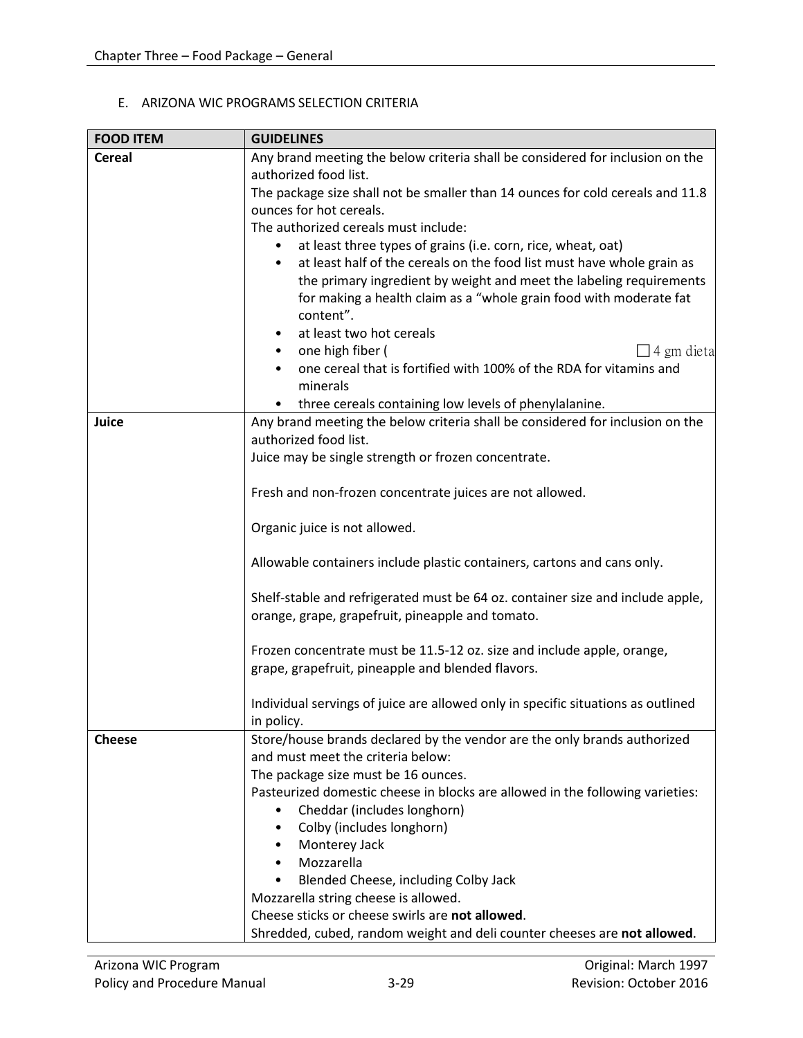E. ARIZONA WIC PROGRAMS SELECTION CRITERIA

| FOOD ITEM | GUIDELINES |
|---|---|
| **Cereal** | Any brand meeting the below criteria shall be considered for inclusion on the authorized food list.<br>The package size shall not be smaller than 14 ounces for cold cereals and 11.8 ounces for hot cereals.<br>The authorized cereals must include:<br>• at least three types of grains (i.e. corn, rice, wheat, oat)<br>• at least half of the cereals on the food list must have whole grain as the primary ingredient by weight and meet the labeling requirements for making a health claim as a "whole grain food with moderate fat content".<br>• at least two hot cereals<br>• one high fiber ( ☐4 gm dieta<br>• one cereal that is fortified with 100% of the RDA for vitamins and minerals<br>• three cereals containing low levels of phenylalanine. |
| **Juice** | Any brand meeting the below criteria shall be considered for inclusion on the authorized food list.<br>Juice may be single strength or frozen concentrate.<br><br>Fresh and non-frozen concentrate juices are not allowed.<br><br>Organic juice is not allowed.<br><br>Allowable containers include plastic containers, cartons and cans only.<br><br>Shelf-stable and refrigerated must be 64 oz. container size and include apple, orange, grape, grapefruit, pineapple and tomato.<br><br>Frozen concentrate must be 11.5-12 oz. size and include apple, orange, grape, grapefruit, pineapple and blended flavors.<br><br>Individual servings of juice are allowed only in specific situations as outlined in policy. |
| **Cheese** | Store/house brands declared by the vendor are the only brands authorized and must meet the criteria below:<br>The package size must be 16 ounces.<br>Pasteurized domestic cheese in blocks are allowed in the following varieties:<br>• Cheddar (includes longhorn)<br>• Colby (includes longhorn)<br>• Monterey Jack<br>• Mozzarella<br>• Blended Cheese, including Colby Jack<br>Mozzarella string cheese is allowed.<br>Cheese sticks or cheese swirls are **not allowed**.<br>Shredded, cubed, random weight and deli counter cheeses are **not allowed**. |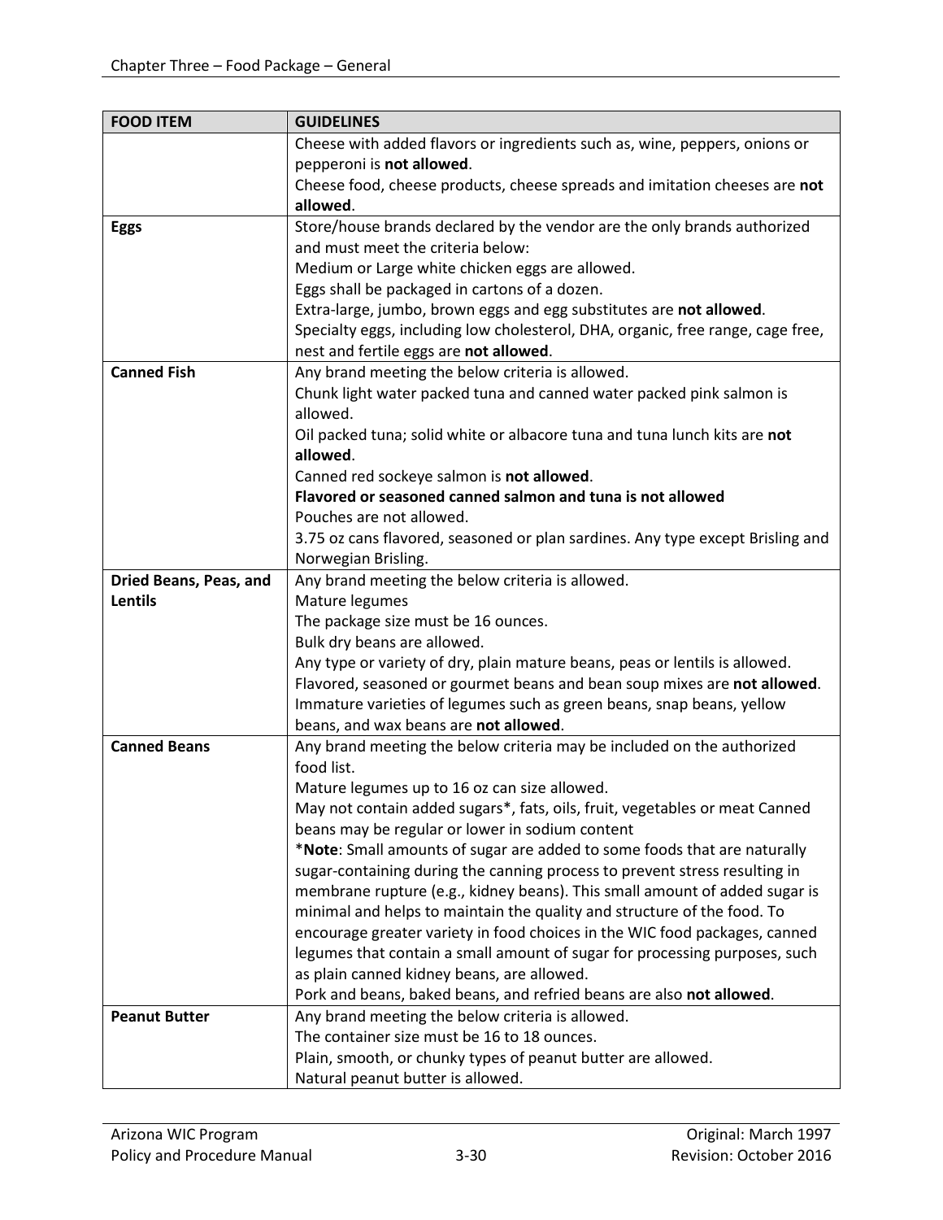| FOOD ITEM | GUIDELINES |
|---|---|
| | Cheese with added flavors or ingredients such as, wine, peppers, onions or pepperoni is **not allowed**.<br>Cheese food, cheese products, cheese spreads and imitation cheeses are **not allowed**. |
| **Eggs** | Store/house brands declared by the vendor are the only brands authorized and must meet the criteria below:<br>Medium or Large white chicken eggs are allowed.<br>Eggs shall be packaged in cartons of a dozen.<br>Extra-large, jumbo, brown eggs and egg substitutes are **not allowed**.<br>Specialty eggs, including low cholesterol, DHA, organic, free range, cage free, nest and fertile eggs are **not allowed**. |
| **Canned Fish** | Any brand meeting the below criteria is allowed.<br>Chunk light water packed tuna and canned water packed pink salmon is allowed.<br>Oil packed tuna; solid white or albacore tuna and tuna lunch kits are **not allowed**.<br>Canned red sockeye salmon is **not allowed**.<br>**Flavored or seasoned canned salmon and tuna is not allowed**<br>Pouches are not allowed.<br>3.75 oz cans flavored, seasoned or plan sardines. Any type except Brisling and Norwegian Brisling. |
| **Dried Beans, Peas, and Lentils** | Any brand meeting the below criteria is allowed.<br>Mature legumes<br>The package size must be 16 ounces.<br>Bulk dry beans are allowed.<br>Any type or variety of dry, plain mature beans, peas or lentils is allowed.<br>Flavored, seasoned or gourmet beans and bean soup mixes are **not allowed**.<br>Immature varieties of legumes such as green beans, snap beans, yellow beans, and wax beans are **not allowed**. |
| **Canned Beans** | Any brand meeting the below criteria may be included on the authorized food list.<br>Mature legumes up to 16 oz can size allowed.<br>May not contain added sugars*, fats, oils, fruit, vegetables or meat Canned beans may be regular or lower in sodium content<br>***Note**: Small amounts of sugar are added to some foods that are naturally sugar-containing during the canning process to prevent stress resulting in membrane rupture (e.g., kidney beans). This small amount of added sugar is minimal and helps to maintain the quality and structure of the food. To encourage greater variety in food choices in the WIC food packages, canned legumes that contain a small amount of sugar for processing purposes, such as plain canned kidney beans, are allowed.<br>Pork and beans, baked beans, and refried beans are also **not allowed**. |
| **Peanut Butter** | Any brand meeting the below criteria is allowed.<br>The container size must be 16 to 18 ounces.<br>Plain, smooth, or chunky types of peanut butter are allowed.<br>Natural peanut butter is allowed. |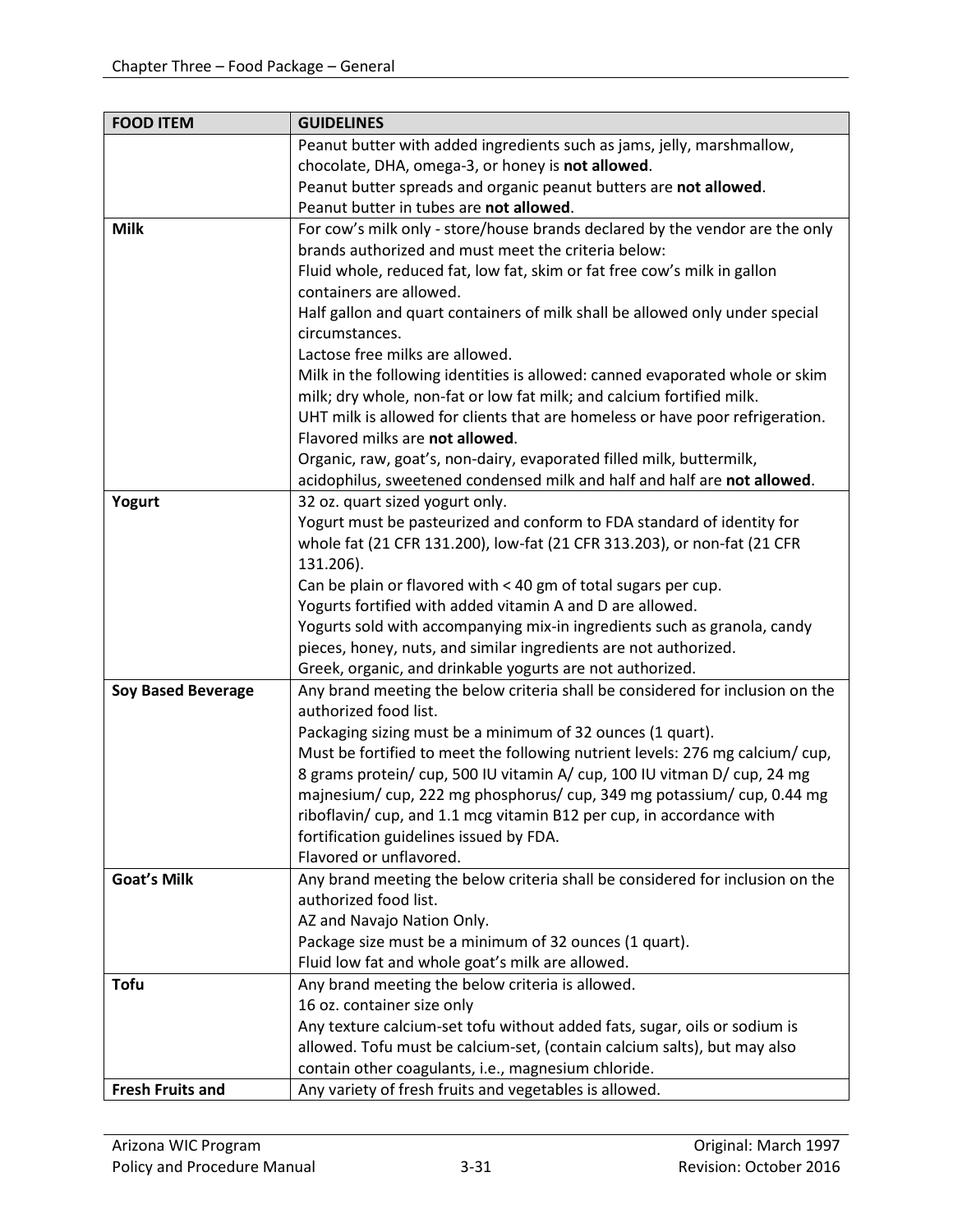| FOOD ITEM | GUIDELINES |
|---|---|
| | Peanut butter with added ingredients such as jams, jelly, marshmallow, chocolate, DHA, omega-3, or honey is **not allowed**.<br>Peanut butter spreads and organic peanut butters are **not allowed**.<br>Peanut butter in tubes are **not allowed**. |
| **Milk** | For cow's milk only - store/house brands declared by the vendor are the only brands authorized and must meet the criteria below:<br>Fluid whole, reduced fat, low fat, skim or fat free cow's milk in gallon containers are allowed.<br>Half gallon and quart containers of milk shall be allowed only under special circumstances.<br>Lactose free milks are allowed.<br>Milk in the following identities is allowed: canned evaporated whole or skim milk; dry whole, non-fat or low fat milk; and calcium fortified milk.<br>UHT milk is allowed for clients that are homeless or have poor refrigeration.<br>Flavored milks are **not allowed**.<br>Organic, raw, goat's, non-dairy, evaporated filled milk, buttermilk, acidophilus, sweetened condensed milk and half and half are **not allowed**. |
| **Yogurt** | 32 oz. quart sized yogurt only.<br>Yogurt must be pasteurized and conform to FDA standard of identity for whole fat (21 CFR 131.200), low-fat (21 CFR 313.203), or non-fat (21 CFR 131.206).<br>Can be plain or flavored with < 40 gm of total sugars per cup.<br>Yogurts fortified with added vitamin A and D are allowed.<br>Yogurts sold with accompanying mix-in ingredients such as granola, candy pieces, honey, nuts, and similar ingredients are not authorized.<br>Greek, organic, and drinkable yogurts are not authorized. |
| **Soy Based Beverage** | Any brand meeting the below criteria shall be considered for inclusion on the authorized food list.<br>Packaging sizing must be a minimum of 32 ounces (1 quart).<br>Must be fortified to meet the following nutrient levels: 276 mg calcium/ cup, 8 grams protein/ cup, 500 IU vitamin A/ cup, 100 IU vitman D/ cup, 24 mg majnesium/ cup, 222 mg phosphorus/ cup, 349 mg potassium/ cup, 0.44 mg riboflavin/ cup, and 1.1 mcg vitamin B12 per cup, in accordance with fortification guidelines issued by FDA.<br>Flavored or unflavored. |
| **Goat's Milk** | Any brand meeting the below criteria shall be considered for inclusion on the authorized food list.<br>AZ and Navajo Nation Only.<br>Package size must be a minimum of 32 ounces (1 quart).<br>Fluid low fat and whole goat's milk are allowed. |
| **Tofu** | Any brand meeting the below criteria is allowed.<br>16 oz. container size only<br>Any texture calcium-set tofu without added fats, sugar, oils or sodium is allowed. Tofu must be calcium-set, (contain calcium salts), but may also contain other coagulants, i.e., magnesium chloride. |
| **Fresh Fruits and** | Any variety of fresh fruits and vegetables is allowed. |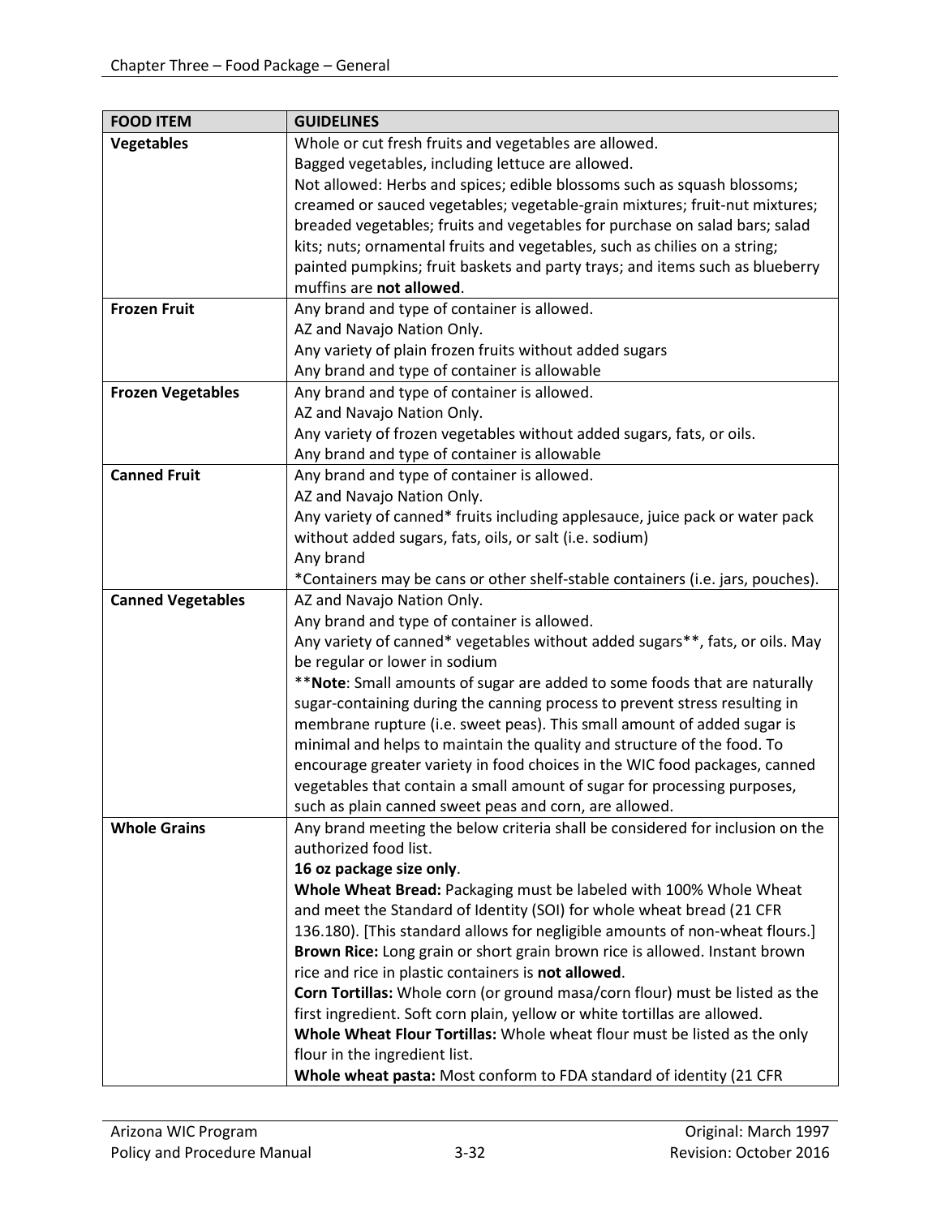| FOOD ITEM | GUIDELINES |
|---|---|
| **Vegetables** | Whole or cut fresh fruits and vegetables are allowed.<br>Bagged vegetables, including lettuce are allowed.<br>Not allowed: Herbs and spices; edible blossoms such as squash blossoms; creamed or sauced vegetables; vegetable-grain mixtures; fruit-nut mixtures; breaded vegetables; fruits and vegetables for purchase on salad bars; salad kits; nuts; ornamental fruits and vegetables, such as chilies on a string; painted pumpkins; fruit baskets and party trays; and items such as blueberry muffins are **not allowed**. |
| **Frozen Fruit** | Any brand and type of container is allowed.<br>AZ and Navajo Nation Only.<br>Any variety of plain frozen fruits without added sugars<br>Any brand and type of container is allowable |
| **Frozen Vegetables** | Any brand and type of container is allowed.<br>AZ and Navajo Nation Only.<br>Any variety of frozen vegetables without added sugars, fats, or oils.<br>Any brand and type of container is allowable |
| **Canned Fruit** | Any brand and type of container is allowed.<br>AZ and Navajo Nation Only.<br>Any variety of canned* fruits including applesauce, juice pack or water pack without added sugars, fats, oils, or salt (i.e. sodium)<br>Any brand<br>*Containers may be cans or other shelf-stable containers (i.e. jars, pouches). |
| **Canned Vegetables** | AZ and Navajo Nation Only.<br>Any brand and type of container is allowed.<br>Any variety of canned* vegetables without added sugars**, fats, or oils. May be regular or lower in sodium<br>****Note**: Small amounts of sugar are added to some foods that are naturally sugar-containing during the canning process to prevent stress resulting in membrane rupture (i.e. sweet peas). This small amount of added sugar is minimal and helps to maintain the quality and structure of the food. To encourage greater variety in food choices in the WIC food packages, canned vegetables that contain a small amount of sugar for processing purposes, such as plain canned sweet peas and corn, are allowed. |
| **Whole Grains** | Any brand meeting the below criteria shall be considered for inclusion on the authorized food list.<br>**16 oz package size only**.<br>**Whole Wheat Bread:** Packaging must be labeled with 100% Whole Wheat and meet the Standard of Identity (SOI) for whole wheat bread (21 CFR 136.180). [This standard allows for negligible amounts of non-wheat flours.]<br>**Brown Rice:** Long grain or short grain brown rice is allowed. Instant brown rice and rice in plastic containers is **not allowed**.<br>**Corn Tortillas:** Whole corn (or ground masa/corn flour) must be listed as the first ingredient. Soft corn plain, yellow or white tortillas are allowed.<br>**Whole Wheat Flour Tortillas:** Whole wheat flour must be listed as the only flour in the ingredient list.<br>**Whole wheat pasta:** Most conform to FDA standard of identity (21 CFR |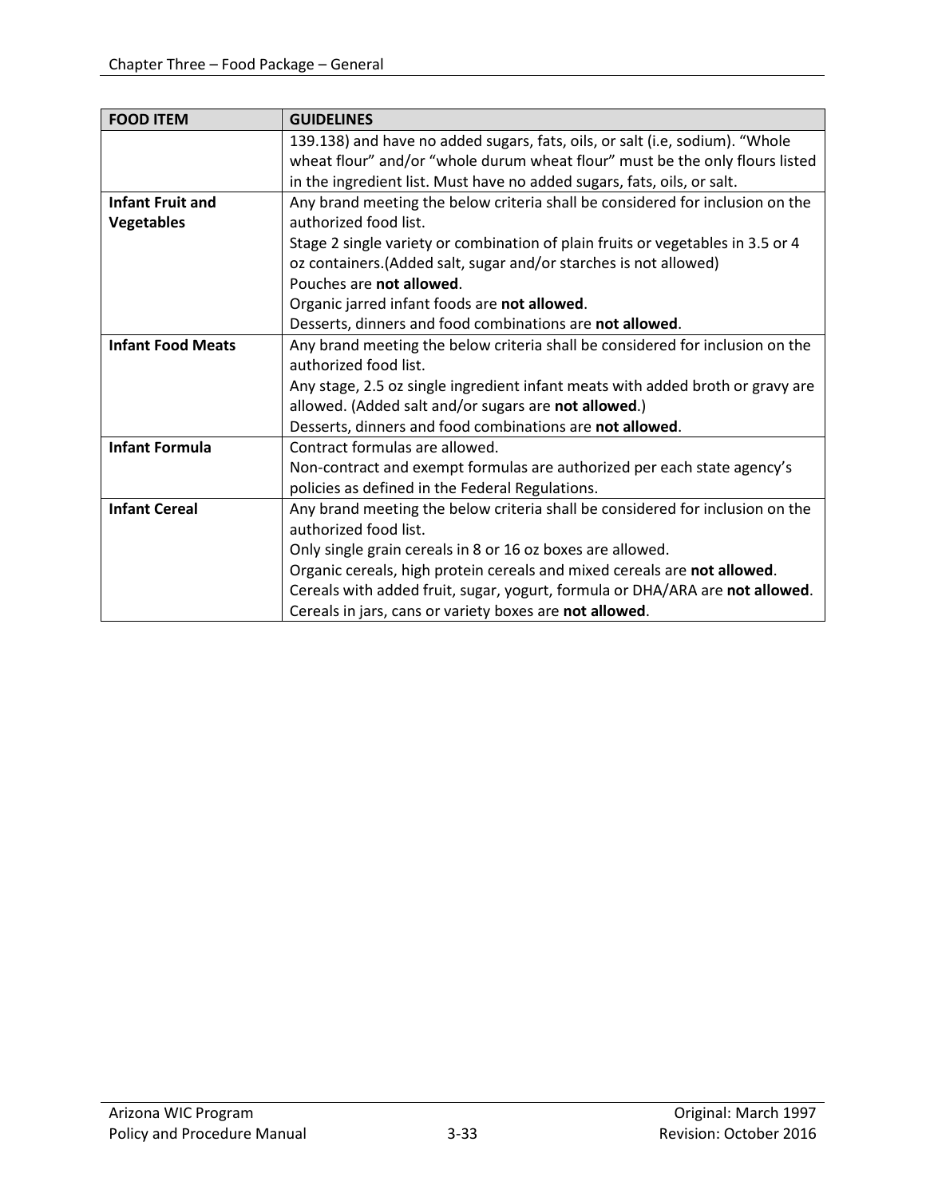| FOOD ITEM | GUIDELINES |
|---|---|
| | 139.138) and have no added sugars, fats, oils, or salt (i.e, sodium). "Whole wheat flour" and/or "whole durum wheat flour" must be the only flours listed in the ingredient list. Must have no added sugars, fats, oils, or salt. |
| **Infant Fruit and Vegetables** | Any brand meeting the below criteria shall be considered for inclusion on the authorized food list.<br>Stage 2 single variety or combination of plain fruits or vegetables in 3.5 or 4 oz containers.(Added salt, sugar and/or starches is not allowed)<br>Pouches are **not allowed**.<br>Organic jarred infant foods are **not allowed**.<br>Desserts, dinners and food combinations are **not allowed**. |
| **Infant Food Meats** | Any brand meeting the below criteria shall be considered for inclusion on the authorized food list.<br>Any stage, 2.5 oz single ingredient infant meats with added broth or gravy are allowed. (Added salt and/or sugars are **not allowed**.)<br>Desserts, dinners and food combinations are **not allowed**. |
| **Infant Formula** | Contract formulas are allowed.<br>Non-contract and exempt formulas are authorized per each state agency's policies as defined in the Federal Regulations. |
| **Infant Cereal** | Any brand meeting the below criteria shall be considered for inclusion on the authorized food list.<br>Only single grain cereals in 8 or 16 oz boxes are allowed.<br>Organic cereals, high protein cereals and mixed cereals are **not allowed**.<br>Cereals with added fruit, sugar, yogurt, formula or DHA/ARA are **not allowed**.<br>Cereals in jars, cans or variety boxes are **not allowed**. |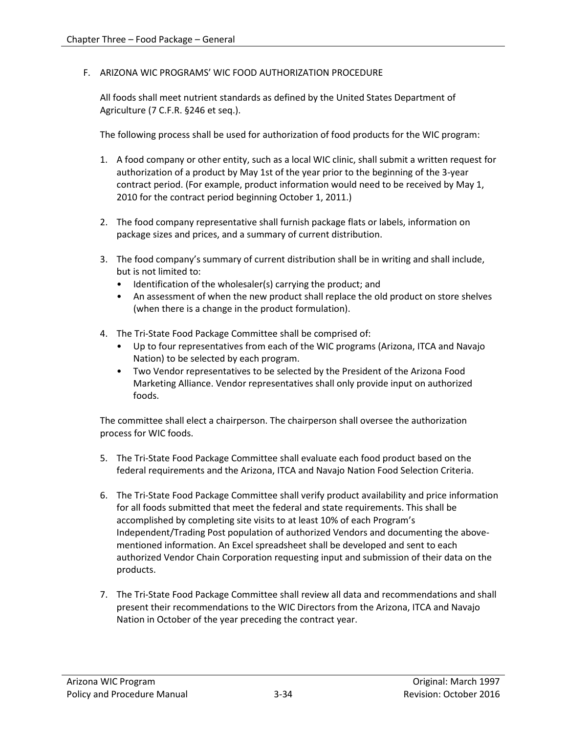## F. ARIZONA WIC PROGRAMS' WIC FOOD AUTHORIZATION PROCEDURE

All foods shall meet nutrient standards as defined by the United States Department of Agriculture (7 C.F.R. §246 et seq.).

The following process shall be used for authorization of food products for the WIC program:

1. A food company or other entity, such as a local WIC clinic, shall submit a written request for authorization of a product by May 1st of the year prior to the beginning of the 3-year contract period. (For example, product information would need to be received by May 1, 2010 for the contract period beginning October 1, 2011.)

2. The food company representative shall furnish package flats or labels, information on package sizes and prices, and a summary of current distribution.

3. The food company's summary of current distribution shall be in writing and shall include, but is not limited to:
   - Identification of the wholesaler(s) carrying the product; and
   - An assessment of when the new product shall replace the old product on store shelves (when there is a change in the product formulation).

4. The Tri-State Food Package Committee shall be comprised of:
   - Up to four representatives from each of the WIC programs (Arizona, ITCA and Navajo Nation) to be selected by each program.
   - Two Vendor representatives to be selected by the President of the Arizona Food Marketing Alliance. Vendor representatives shall only provide input on authorized foods.

The committee shall elect a chairperson. The chairperson shall oversee the authorization process for WIC foods.

5. The Tri-State Food Package Committee shall evaluate each food product based on the federal requirements and the Arizona, ITCA and Navajo Nation Food Selection Criteria.

6. The Tri-State Food Package Committee shall verify product availability and price information for all foods submitted that meet the federal and state requirements. This shall be accomplished by completing site visits to at least 10% of each Program's Independent/Trading Post population of authorized Vendors and documenting the above-mentioned information. An Excel spreadsheet shall be developed and sent to each authorized Vendor Chain Corporation requesting input and submission of their data on the products.

7. The Tri-State Food Package Committee shall review all data and recommendations and shall present their recommendations to the WIC Directors from the Arizona, ITCA and Navajo Nation in October of the year preceding the contract year.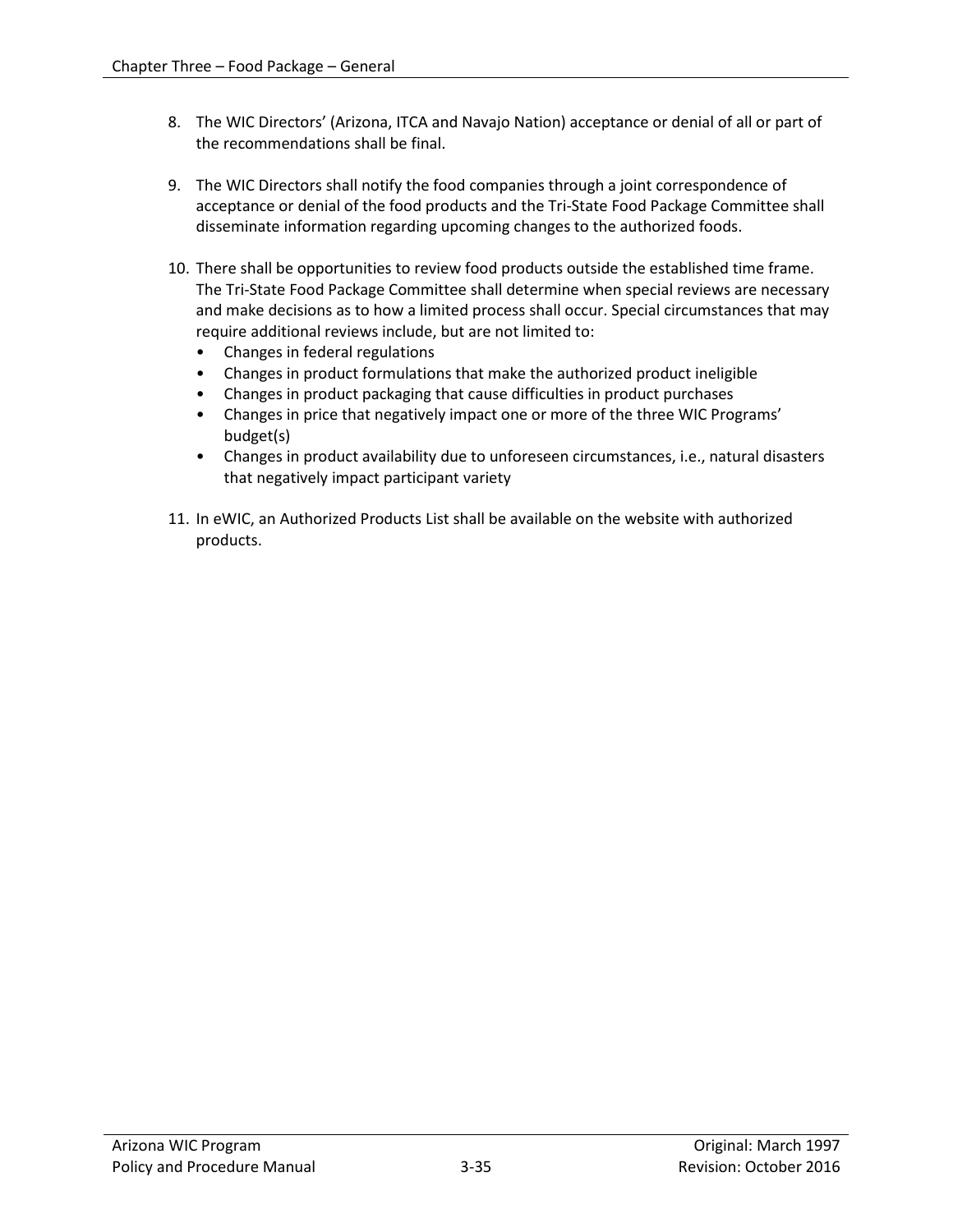8. The WIC Directors' (Arizona, ITCA and Navajo Nation) acceptance or denial of all or part of the recommendations shall be final.

9. The WIC Directors shall notify the food companies through a joint correspondence of acceptance or denial of the food products and the Tri-State Food Package Committee shall disseminate information regarding upcoming changes to the authorized foods.

10. There shall be opportunities to review food products outside the established time frame. The Tri-State Food Package Committee shall determine when special reviews are necessary and make decisions as to how a limited process shall occur. Special circumstances that may require additional reviews include, but are not limited to:
    - Changes in federal regulations
    - Changes in product formulations that make the authorized product ineligible
    - Changes in product packaging that cause difficulties in product purchases
    - Changes in price that negatively impact one or more of the three WIC Programs' budget(s)
    - Changes in product availability due to unforeseen circumstances, i.e., natural disasters that negatively impact participant variety

11. In eWIC, an Authorized Products List shall be available on the website with authorized products.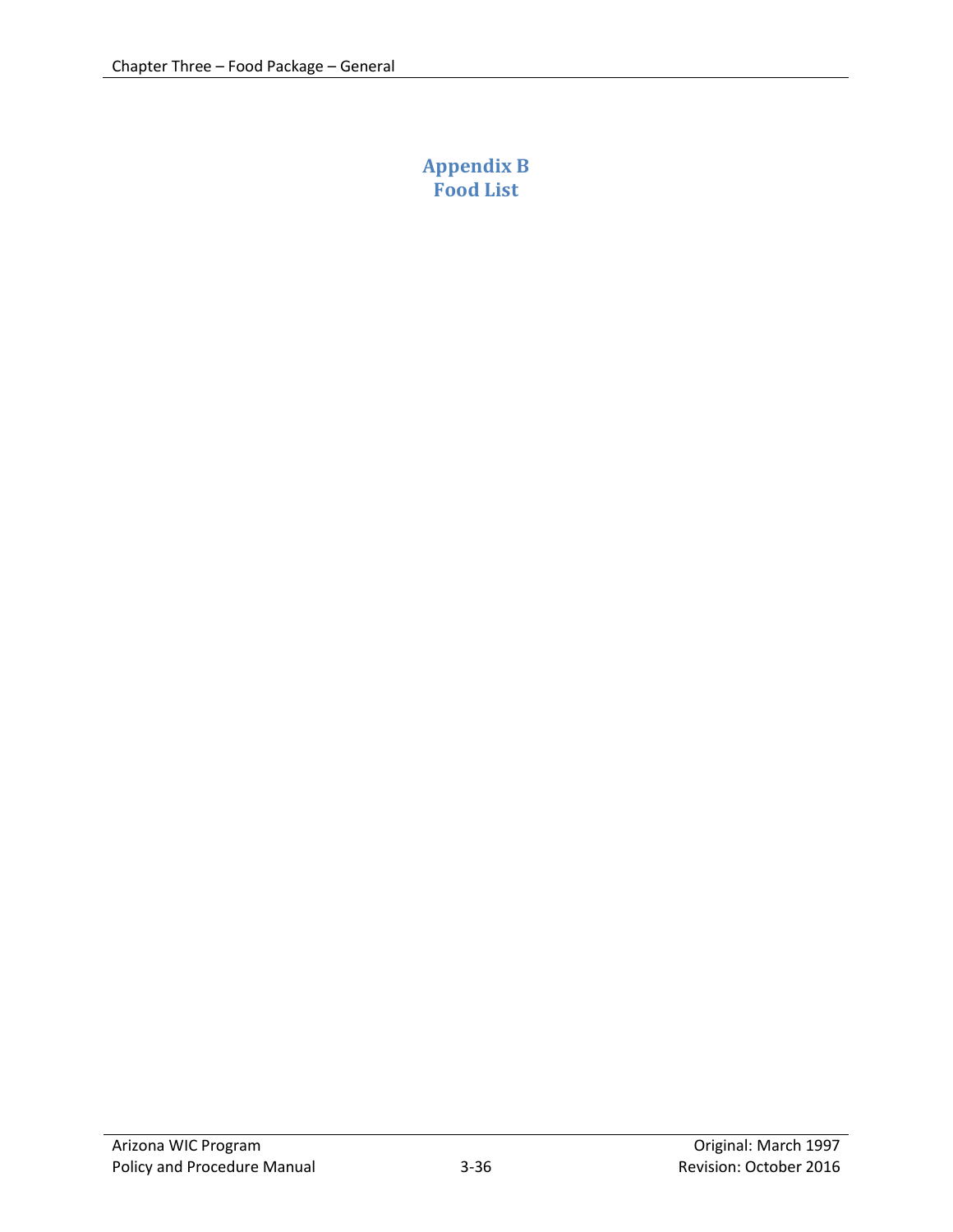# Appendix B
# Food List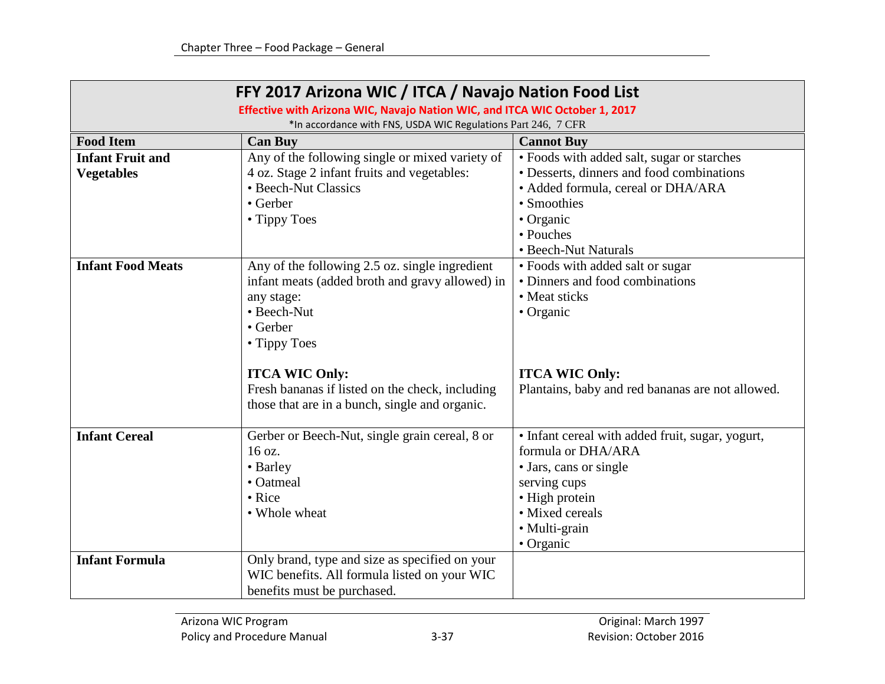| FFY 2017 Arizona WIC / ITCA / Navajo Nation Food List<br>Effective with Arizona WIC, Navajo Nation WIC, and ITCA WIC October 1, 2017<br>*In accordance with FNS, USDA WIC Regulations Part 246, 7 CFR | | |
|---|---|---|
| **Food Item** | **Can Buy** | **Cannot Buy** |
| **Infant Fruit and Vegetables** | Any of the following single or mixed variety of 4 oz. Stage 2 infant fruits and vegetables:<br>• Beech-Nut Classics<br>• Gerber<br>• Tippy Toes | • Foods with added salt, sugar or starches<br>• Desserts, dinners and food combinations<br>• Added formula, cereal or DHA/ARA<br>• Smoothies<br>• Organic<br>• Pouches<br>• Beech-Nut Naturals |
| **Infant Food Meats** | Any of the following 2.5 oz. single ingredient infant meats (added broth and gravy allowed) in any stage:<br>• Beech-Nut<br>• Gerber<br>• Tippy Toes<br><br>**ITCA WIC Only:**<br>Fresh bananas if listed on the check, including those that are in a bunch, single and organic. | • Foods with added salt or sugar<br>• Dinners and food combinations<br>• Meat sticks<br>• Organic<br><br>**ITCA WIC Only:**<br>Plantains, baby and red bananas are not allowed. |
| **Infant Cereal** | Gerber or Beech-Nut, single grain cereal, 8 or 16 oz.<br>• Barley<br>• Oatmeal<br>• Rice<br>• Whole wheat | • Infant cereal with added fruit, sugar, yogurt, formula or DHA/ARA<br>• Jars, cans or single serving cups<br>• High protein<br>• Mixed cereals<br>• Multi-grain<br>• Organic |
| **Infant Formula** | Only brand, type and size as specified on your WIC benefits. All formula listed on your WIC benefits must be purchased. | |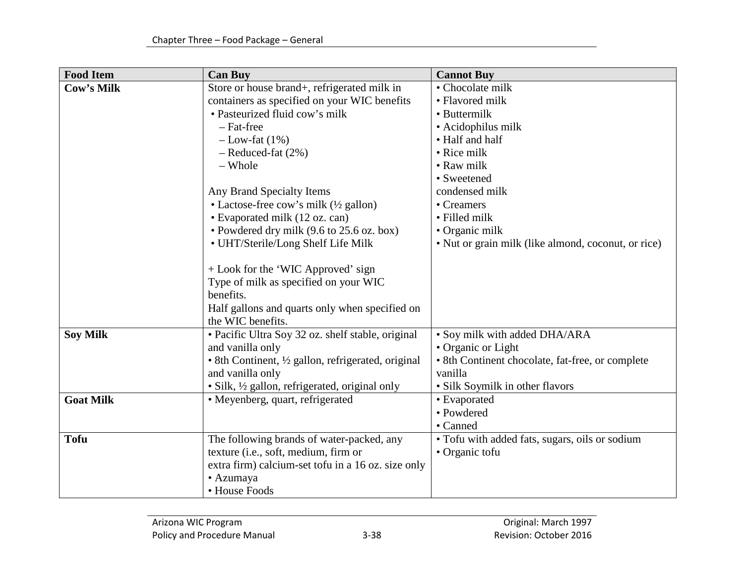| Food Item | Can Buy | Cannot Buy |
|---|---|---|
| **Cow's Milk** | Store or house brand+, refrigerated milk in containers as specified on your WIC benefits<br>• Pasteurized fluid cow's milk<br>– Fat-free<br>– Low-fat (1%)<br>– Reduced-fat (2%)<br>– Whole<br><br>Any Brand Specialty Items<br>• Lactose-free cow's milk (½ gallon)<br>• Evaporated milk (12 oz. can)<br>• Powdered dry milk (9.6 to 25.6 oz. box)<br>• UHT/Sterile/Long Shelf Life Milk<br><br>+ Look for the 'WIC Approved' sign<br>Type of milk as specified on your WIC benefits.<br>Half gallons and quarts only when specified on the WIC benefits. | • Chocolate milk<br>• Flavored milk<br>• Buttermilk<br>• Acidophilus milk<br>• Half and half<br>• Rice milk<br>• Raw milk<br>• Sweetened condensed milk<br>• Creamers<br>• Filled milk<br>• Organic milk<br>• Nut or grain milk (like almond, coconut, or rice) |
| **Soy Milk** | • Pacific Ultra Soy 32 oz. shelf stable, original and vanilla only<br>• 8th Continent, ½ gallon, refrigerated, original and vanilla only<br>• Silk, ½ gallon, refrigerated, original only | • Soy milk with added DHA/ARA<br>• Organic or Light<br>• 8th Continent chocolate, fat-free, or complete vanilla<br>• Silk Soymilk in other flavors |
| **Goat Milk** | • Meyenberg, quart, refrigerated | • Evaporated<br>• Powdered<br>• Canned |
| **Tofu** | The following brands of water-packed, any texture (i.e., soft, medium, firm or extra firm) calcium-set tofu in a 16 oz. size only<br>• Azumaya<br>• House Foods | • Tofu with added fats, sugars, oils or sodium<br>• Organic tofu |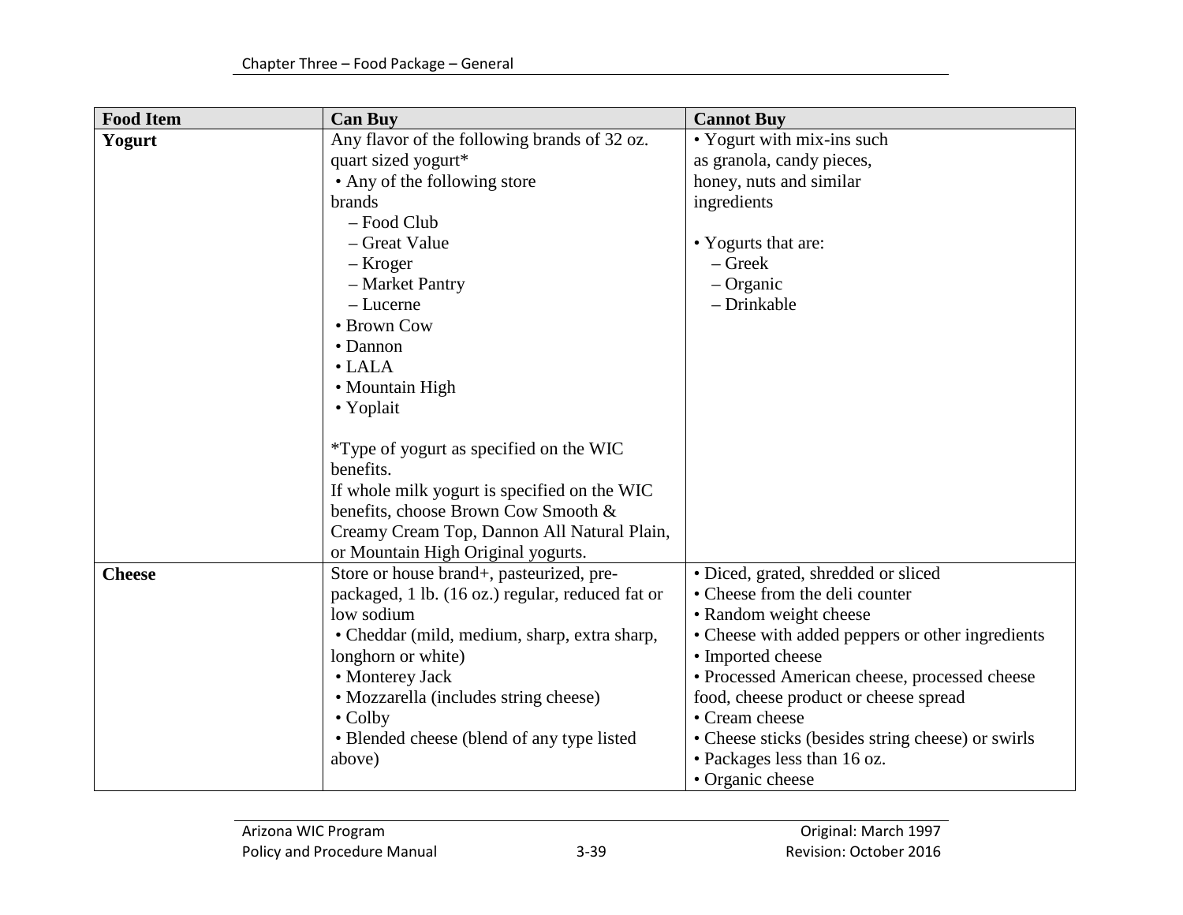| Food Item | Can Buy | Cannot Buy |
|---|---|---|
| **Yogurt** | Any flavor of the following brands of 32 oz. quart sized yogurt*<br>• Any of the following store brands<br>– Food Club<br>– Great Value<br>– Kroger<br>– Market Pantry<br>– Lucerne<br>• Brown Cow<br>• Dannon<br>• LALA<br>• Mountain High<br>• Yoplait<br><br>*Type of yogurt as specified on the WIC benefits.<br>If whole milk yogurt is specified on the WIC benefits, choose Brown Cow Smooth & Creamy Cream Top, Dannon All Natural Plain, or Mountain High Original yogurts. | • Yogurt with mix-ins such as granola, candy pieces, honey, nuts and similar ingredients<br><br>• Yogurts that are:<br>– Greek<br>– Organic<br>– Drinkable |
| **Cheese** | Store or house brand+, pasteurized, pre-packaged, 1 lb. (16 oz.) regular, reduced fat or low sodium<br>• Cheddar (mild, medium, sharp, extra sharp, longhorn or white)<br>• Monterey Jack<br>• Mozzarella (includes string cheese)<br>• Colby<br>• Blended cheese (blend of any type listed above) | • Diced, grated, shredded or sliced<br>• Cheese from the deli counter<br>• Random weight cheese<br>• Cheese with added peppers or other ingredients<br>• Imported cheese<br>• Processed American cheese, processed cheese food, cheese product or cheese spread<br>• Cream cheese<br>• Cheese sticks (besides string cheese) or swirls<br>• Packages less than 16 oz.<br>• Organic cheese |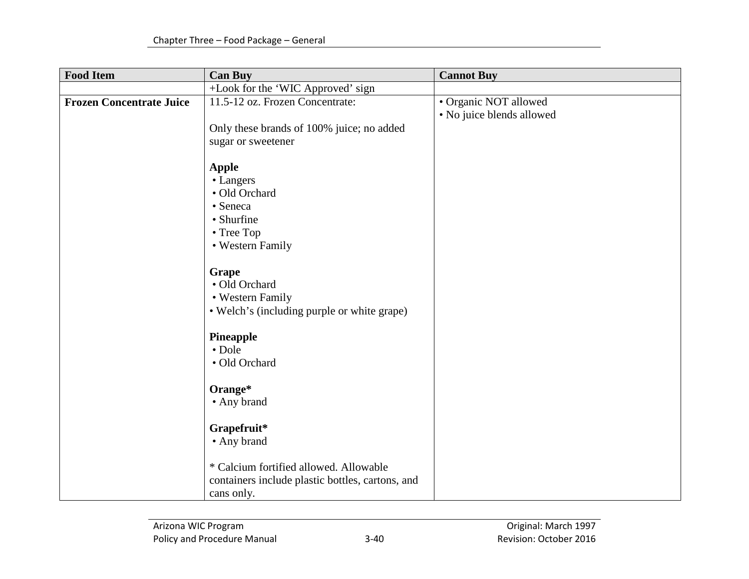| Food Item | Can Buy | Cannot Buy |
|---|---|---|
| | +Look for the 'WIC Approved' sign | |
| **Frozen Concentrate Juice** | 11.5-12 oz. Frozen Concentrate:<br><br>Only these brands of 100% juice; no added sugar or sweetener<br><br>**Apple**<br>• Langers<br>• Old Orchard<br>• Seneca<br>• Shurfine<br>• Tree Top<br>• Western Family<br><br>**Grape**<br>• Old Orchard<br>• Western Family<br>• Welch's (including purple or white grape)<br><br>**Pineapple**<br>• Dole<br>• Old Orchard<br><br>**Orange***<br>• Any brand<br><br>**Grapefruit***<br>• Any brand<br><br>* Calcium fortified allowed. Allowable containers include plastic bottles, cartons, and cans only. | • Organic NOT allowed<br>• No juice blends allowed |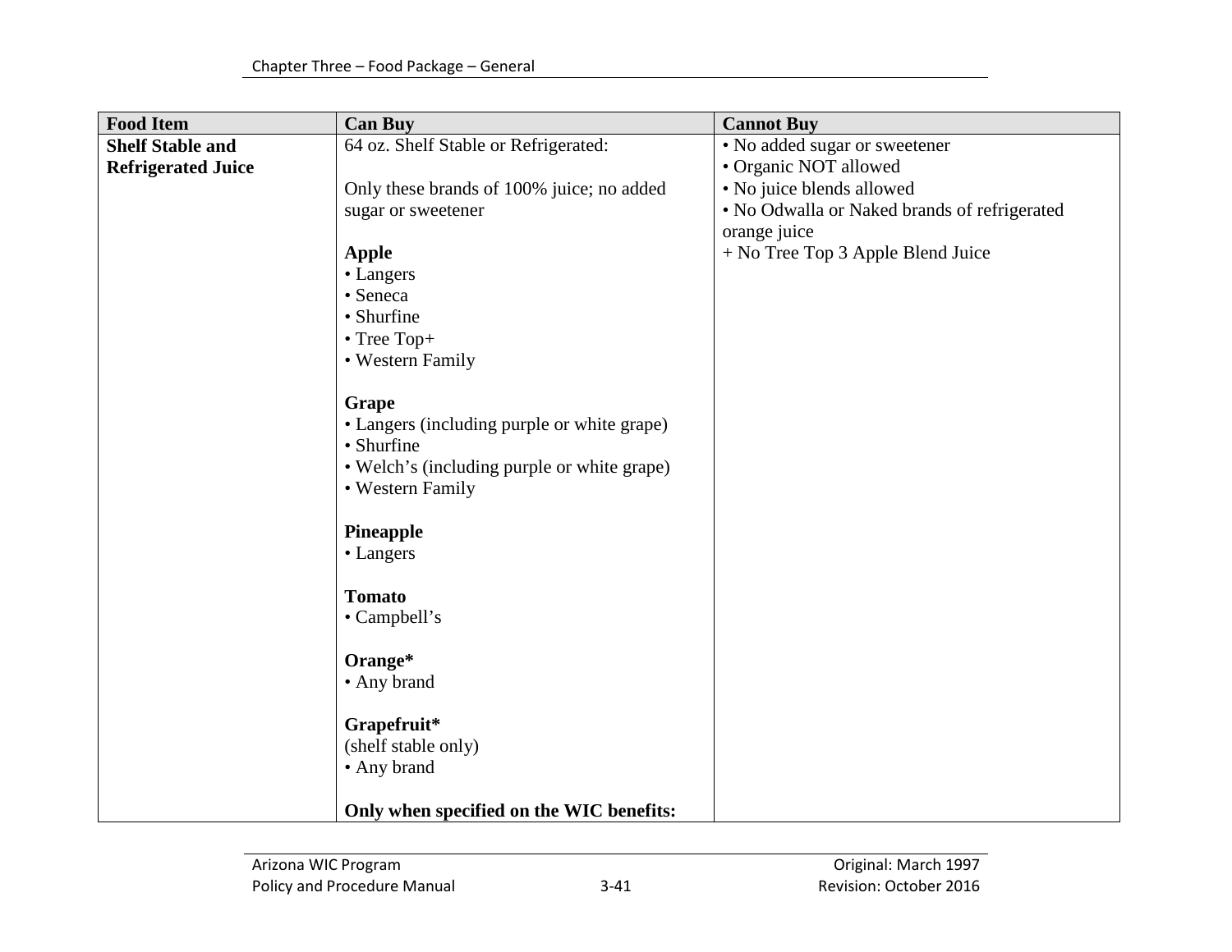| Food Item | Can Buy | Cannot Buy |
|---|---|---|
| **Shelf Stable and Refrigerated Juice** | 64 oz. Shelf Stable or Refrigerated:<br><br>Only these brands of 100% juice; no added sugar or sweetener<br><br>**Apple**<br>• Langers<br>• Seneca<br>• Shurfine<br>• Tree Top+<br>• Western Family<br><br>**Grape**<br>• Langers (including purple or white grape)<br>• Shurfine<br>• Welch's (including purple or white grape)<br>• Western Family<br><br>**Pineapple**<br>• Langers<br><br>**Tomato**<br>• Campbell's<br><br>**Orange***<br>• Any brand<br><br>**Grapefruit***<br>(shelf stable only)<br>• Any brand<br><br>**Only when specified on the WIC benefits:** | • No added sugar or sweetener<br>• Organic NOT allowed<br>• No juice blends allowed<br>• No Odwalla or Naked brands of refrigerated orange juice<br>+ No Tree Top 3 Apple Blend Juice |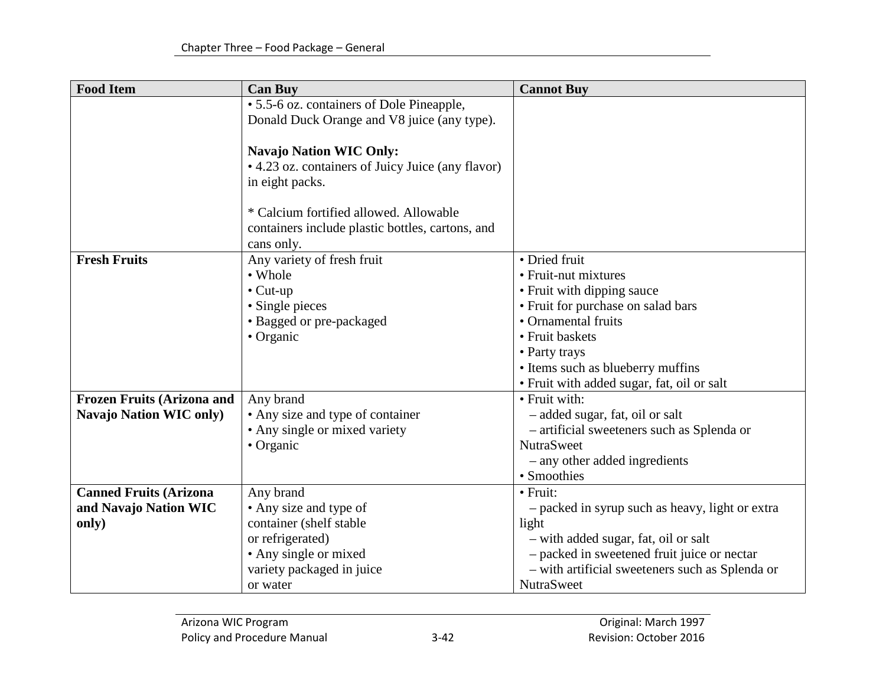| Food Item | Can Buy | Cannot Buy |
|---|---|---|
| | • 5.5-6 oz. containers of Dole Pineapple, Donald Duck Orange and V8 juice (any type).<br><br>**Navajo Nation WIC Only:**<br>• 4.23 oz. containers of Juicy Juice (any flavor) in eight packs.<br><br>* Calcium fortified allowed. Allowable containers include plastic bottles, cartons, and cans only. | |
| **Fresh Fruits** | Any variety of fresh fruit<br>• Whole<br>• Cut-up<br>• Single pieces<br>• Bagged or pre-packaged<br>• Organic | • Dried fruit<br>• Fruit-nut mixtures<br>• Fruit with dipping sauce<br>• Fruit for purchase on salad bars<br>• Ornamental fruits<br>• Fruit baskets<br>• Party trays<br>• Items such as blueberry muffins<br>• Fruit with added sugar, fat, oil or salt |
| **Frozen Fruits (Arizona and Navajo Nation WIC only)** | Any brand<br>• Any size and type of container<br>• Any single or mixed variety<br>• Organic | • Fruit with:<br>– added sugar, fat, oil or salt<br>– artificial sweeteners such as Splenda or NutraSweet<br>– any other added ingredients<br>• Smoothies |
| **Canned Fruits (Arizona and Navajo Nation WIC only)** | Any brand<br>• Any size and type of container (shelf stable or refrigerated)<br>• Any single or mixed variety packaged in juice or water | • Fruit:<br>– packed in syrup such as heavy, light or extra light<br>– with added sugar, fat, oil or salt<br>– packed in sweetened fruit juice or nectar<br>– with artificial sweeteners such as Splenda or NutraSweet |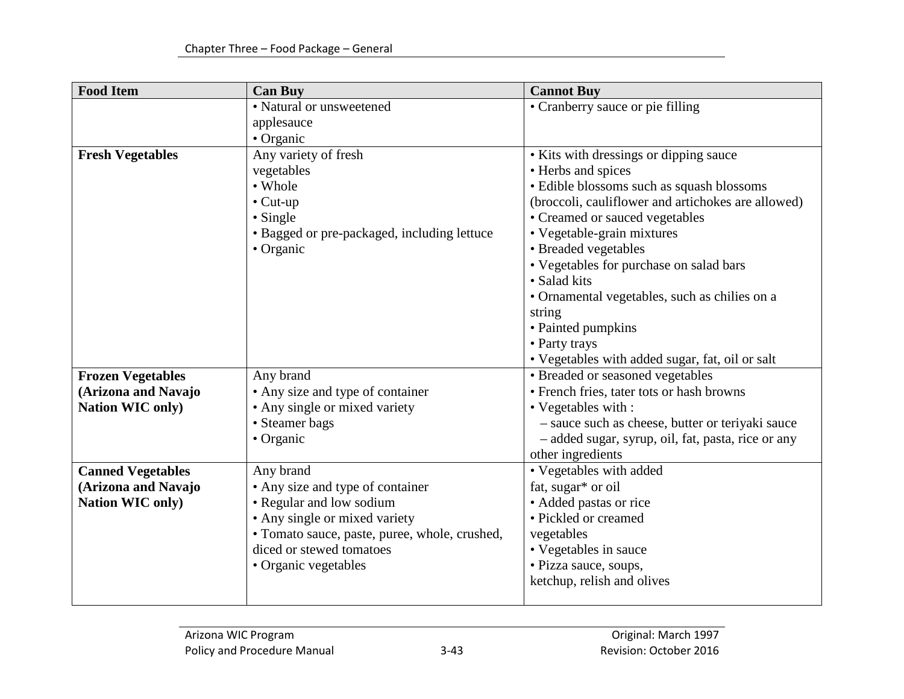| Food Item | Can Buy | Cannot Buy |
|---|---|---|
| | • Natural or unsweetened applesauce<br>• Organic | • Cranberry sauce or pie filling |
| **Fresh Vegetables** | Any variety of fresh vegetables<br>• Whole<br>• Cut-up<br>• Single<br>• Bagged or pre-packaged, including lettuce<br>• Organic | • Kits with dressings or dipping sauce<br>• Herbs and spices<br>• Edible blossoms such as squash blossoms (broccoli, cauliflower and artichokes are allowed)<br>• Creamed or sauced vegetables<br>• Vegetable-grain mixtures<br>• Breaded vegetables<br>• Vegetables for purchase on salad bars<br>• Salad kits<br>• Ornamental vegetables, such as chilies on a string<br>• Painted pumpkins<br>• Party trays<br>• Vegetables with added sugar, fat, oil or salt |
| **Frozen Vegetables (Arizona and Navajo Nation WIC only)** | Any brand<br>• Any size and type of container<br>• Any single or mixed variety<br>• Steamer bags<br>• Organic | • Breaded or seasoned vegetables<br>• French fries, tater tots or hash browns<br>• Vegetables with :<br>– sauce such as cheese, butter or teriyaki sauce<br>– added sugar, syrup, oil, fat, pasta, rice or any other ingredients |
| **Canned Vegetables (Arizona and Navajo Nation WIC only)** | Any brand<br>• Any size and type of container<br>• Regular and low sodium<br>• Any single or mixed variety<br>• Tomato sauce, paste, puree, whole, crushed, diced or stewed tomatoes<br>• Organic vegetables | • Vegetables with added fat, sugar* or oil<br>• Added pastas or rice<br>• Pickled or creamed vegetables<br>• Vegetables in sauce<br>• Pizza sauce, soups, ketchup, relish and olives |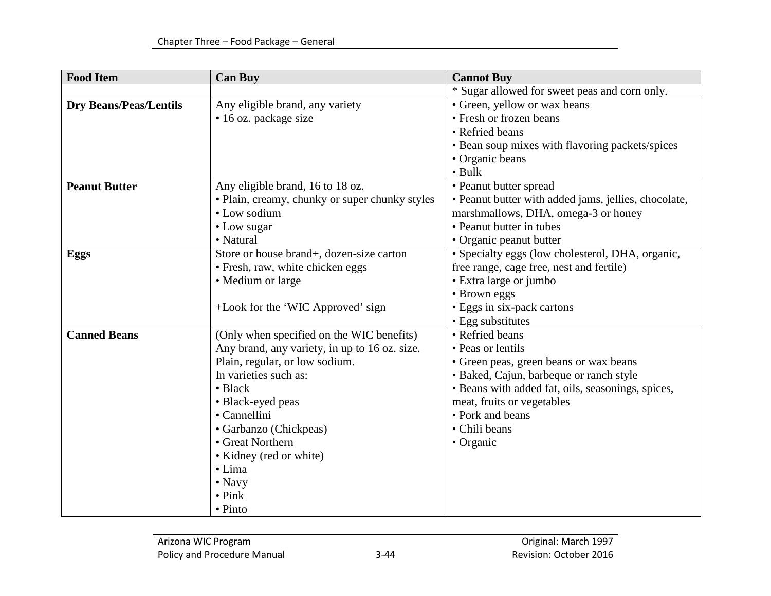| Food Item | Can Buy | Cannot Buy |
|---|---|---|
| | | * Sugar allowed for sweet peas and corn only. |
| **Dry Beans/Peas/Lentils** | Any eligible brand, any variety<br>• 16 oz. package size | • Green, yellow or wax beans<br>• Fresh or frozen beans<br>• Refried beans<br>• Bean soup mixes with flavoring packets/spices<br>• Organic beans<br>• Bulk |
| **Peanut Butter** | Any eligible brand, 16 to 18 oz.<br>• Plain, creamy, chunky or super chunky styles<br>• Low sodium<br>• Low sugar<br>• Natural | • Peanut butter spread<br>• Peanut butter with added jams, jellies, chocolate, marshmallows, DHA, omega-3 or honey<br>• Peanut butter in tubes<br>• Organic peanut butter |
| **Eggs** | Store or house brand+, dozen-size carton<br>• Fresh, raw, white chicken eggs<br>• Medium or large<br><br>+Look for the 'WIC Approved' sign | • Specialty eggs (low cholesterol, DHA, organic, free range, cage free, nest and fertile)<br>• Extra large or jumbo<br>• Brown eggs<br>• Eggs in six-pack cartons<br>• Egg substitutes |
| **Canned Beans** | (Only when specified on the WIC benefits)<br>Any brand, any variety, in up to 16 oz. size.<br>Plain, regular, or low sodium.<br>In varieties such as:<br>• Black<br>• Black-eyed peas<br>• Cannellini<br>• Garbanzo (Chickpeas)<br>• Great Northern<br>• Kidney (red or white)<br>• Lima<br>• Navy<br>• Pink<br>• Pinto | • Refried beans<br>• Peas or lentils<br>• Green peas, green beans or wax beans<br>• Baked, Cajun, barbeque or ranch style<br>• Beans with added fat, oils, seasonings, spices, meat, fruits or vegetables<br>• Pork and beans<br>• Chili beans<br>• Organic |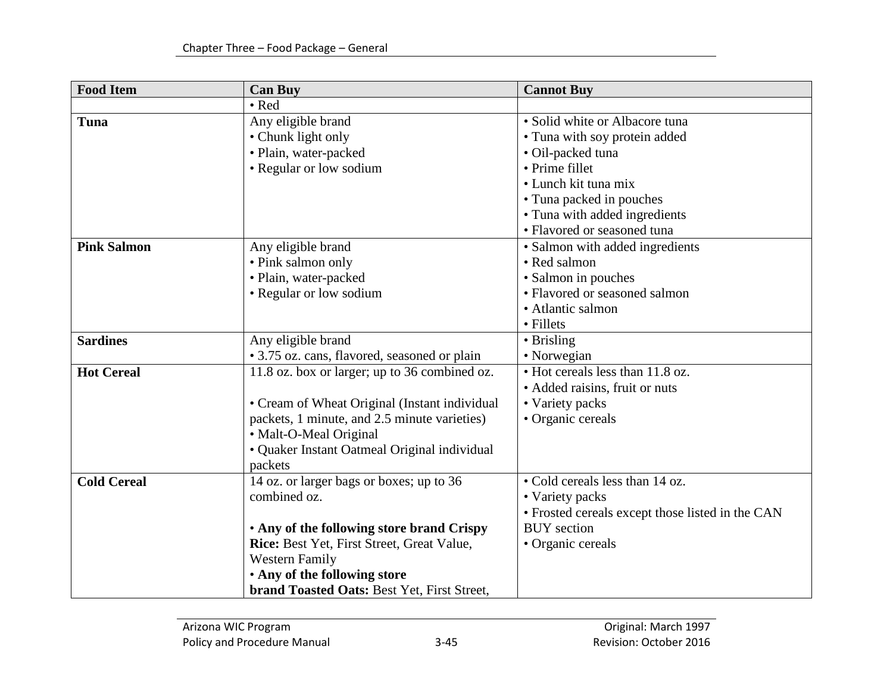| Food Item | Can Buy | Cannot Buy |
|---|---|---|
| | • Red | |
| **Tuna** | Any eligible brand<br>• Chunk light only<br>• Plain, water-packed<br>• Regular or low sodium | • Solid white or Albacore tuna<br>• Tuna with soy protein added<br>• Oil-packed tuna<br>• Prime fillet<br>• Lunch kit tuna mix<br>• Tuna packed in pouches<br>• Tuna with added ingredients<br>• Flavored or seasoned tuna |
| **Pink Salmon** | Any eligible brand<br>• Pink salmon only<br>• Plain, water-packed<br>• Regular or low sodium | • Salmon with added ingredients<br>• Red salmon<br>• Salmon in pouches<br>• Flavored or seasoned salmon<br>• Atlantic salmon<br>• Fillets |
| **Sardines** | Any eligible brand<br>• 3.75 oz. cans, flavored, seasoned or plain | • Brisling<br>• Norwegian |
| **Hot Cereal** | 11.8 oz. box or larger; up to 36 combined oz.<br><br>• Cream of Wheat Original (Instant individual packets, 1 minute, and 2.5 minute varieties)<br>• Malt-O-Meal Original<br>• Quaker Instant Oatmeal Original individual packets | • Hot cereals less than 11.8 oz.<br>• Added raisins, fruit or nuts<br>• Variety packs<br>• Organic cereals |
| **Cold Cereal** | 14 oz. or larger bags or boxes; up to 36 combined oz.<br><br>• **Any of the following store brand Crispy Rice:** Best Yet, First Street, Great Value, Western Family<br>• **Any of the following store brand Toasted Oats:** Best Yet, First Street, | • Cold cereals less than 14 oz.<br>• Variety packs<br>• Frosted cereals except those listed in the CAN BUY section<br>• Organic cereals |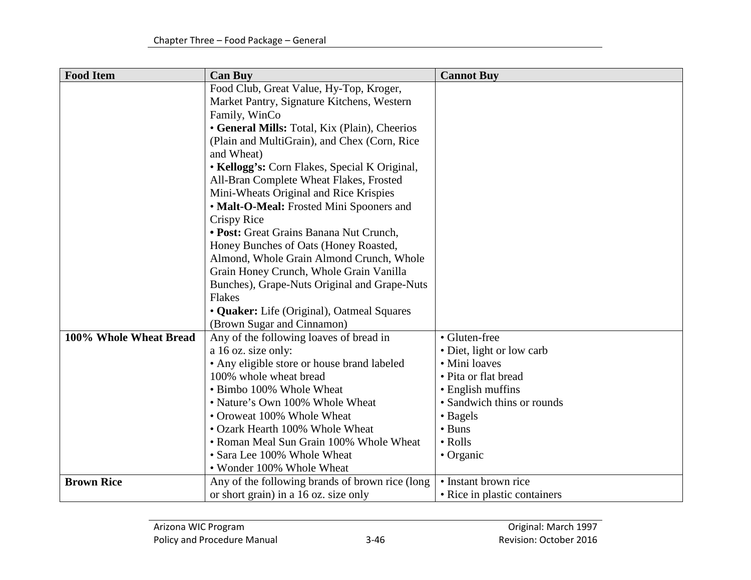| Food Item | Can Buy | Cannot Buy |
|---|---|---|
| | Food Club, Great Value, Hy-Top, Kroger, Market Pantry, Signature Kitchens, Western Family, WinCo<br>• **General Mills:** Total, Kix (Plain), Cheerios (Plain and MultiGrain), and Chex (Corn, Rice and Wheat)<br>• **Kellogg's:** Corn Flakes, Special K Original, All-Bran Complete Wheat Flakes, Frosted Mini-Wheats Original and Rice Krispies<br>• **Malt-O-Meal:** Frosted Mini Spooners and Crispy Rice<br>**• Post:** Great Grains Banana Nut Crunch, Honey Bunches of Oats (Honey Roasted, Almond, Whole Grain Almond Crunch, Whole Grain Honey Crunch, Whole Grain Vanilla Bunches), Grape-Nuts Original and Grape-Nuts Flakes<br>• **Quaker:** Life (Original), Oatmeal Squares (Brown Sugar and Cinnamon) | |
| **100% Whole Wheat Bread** | Any of the following loaves of bread in a 16 oz. size only:<br>• Any eligible store or house brand labeled 100% whole wheat bread<br>• Bimbo 100% Whole Wheat<br>• Nature's Own 100% Whole Wheat<br>• Oroweat 100% Whole Wheat<br>• Ozark Hearth 100% Whole Wheat<br>• Roman Meal Sun Grain 100% Whole Wheat<br>• Sara Lee 100% Whole Wheat<br>• Wonder 100% Whole Wheat | • Gluten-free<br>• Diet, light or low carb<br>• Mini loaves<br>• Pita or flat bread<br>• English muffins<br>• Sandwich thins or rounds<br>• Bagels<br>• Buns<br>• Rolls<br>• Organic |
| **Brown Rice** | Any of the following brands of brown rice (long or short grain) in a 16 oz. size only | • Instant brown rice<br>• Rice in plastic containers |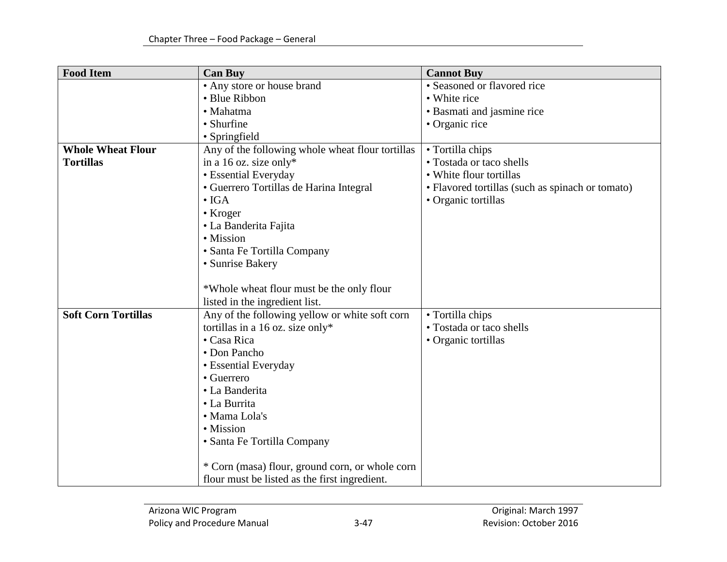| Food Item | Can Buy | Cannot Buy |
| --- | --- | --- |
| | • Any store or house brand<br>• Blue Ribbon<br>• Mahatma<br>• Shurfine<br>• Springfield | • Seasoned or flavored rice<br>• White rice<br>• Basmati and jasmine rice<br>• Organic rice |
| **Whole Wheat Flour Tortillas** | Any of the following whole wheat flour tortillas in a 16 oz. size only*<br>• Essential Everyday<br>• Guerrero Tortillas de Harina Integral<br>• IGA<br>• Kroger<br>• La Banderita Fajita<br>• Mission<br>• Santa Fe Tortilla Company<br>• Sunrise Bakery<br><br>*Whole wheat flour must be the only flour listed in the ingredient list. | • Tortilla chips<br>• Tostada or taco shells<br>• White flour tortillas<br>• Flavored tortillas (such as spinach or tomato)<br>• Organic tortillas |
| **Soft Corn Tortillas** | Any of the following yellow or white soft corn tortillas in a 16 oz. size only*<br>• Casa Rica<br>• Don Pancho<br>• Essential Everyday<br>• Guerrero<br>• La Banderita<br>• La Burrita<br>• Mama Lola's<br>• Mission<br>• Santa Fe Tortilla Company<br><br>* Corn (masa) flour, ground corn, or whole corn flour must be listed as the first ingredient. | • Tortilla chips<br>• Tostada or taco shells<br>• Organic tortillas |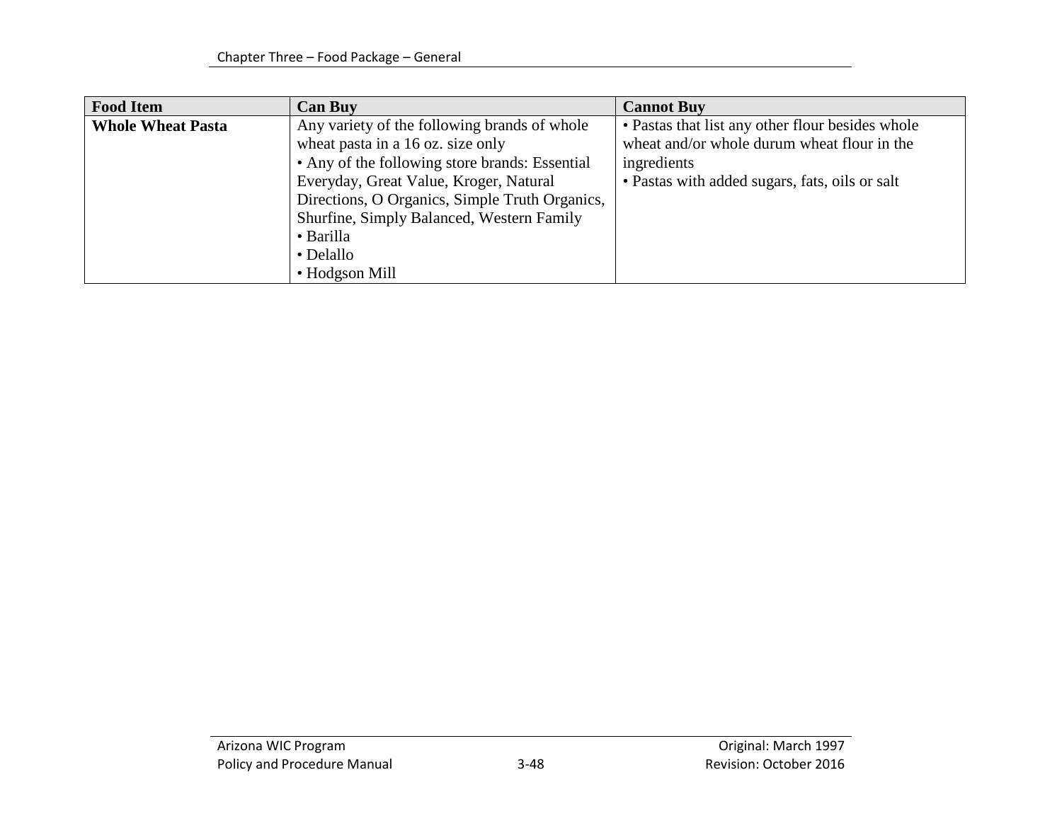| Food Item | Can Buy | Cannot Buy |
|---|---|---|
| **Whole Wheat Pasta** | Any variety of the following brands of whole wheat pasta in a 16 oz. size only<br>• Any of the following store brands: Essential Everyday, Great Value, Kroger, Natural Directions, O Organics, Simple Truth Organics, Shurfine, Simply Balanced, Western Family<br>• Barilla<br>• Delallo<br>• Hodgson Mill | • Pastas that list any other flour besides whole wheat and/or whole durum wheat flour in the ingredients<br>• Pastas with added sugars, fats, oils or salt |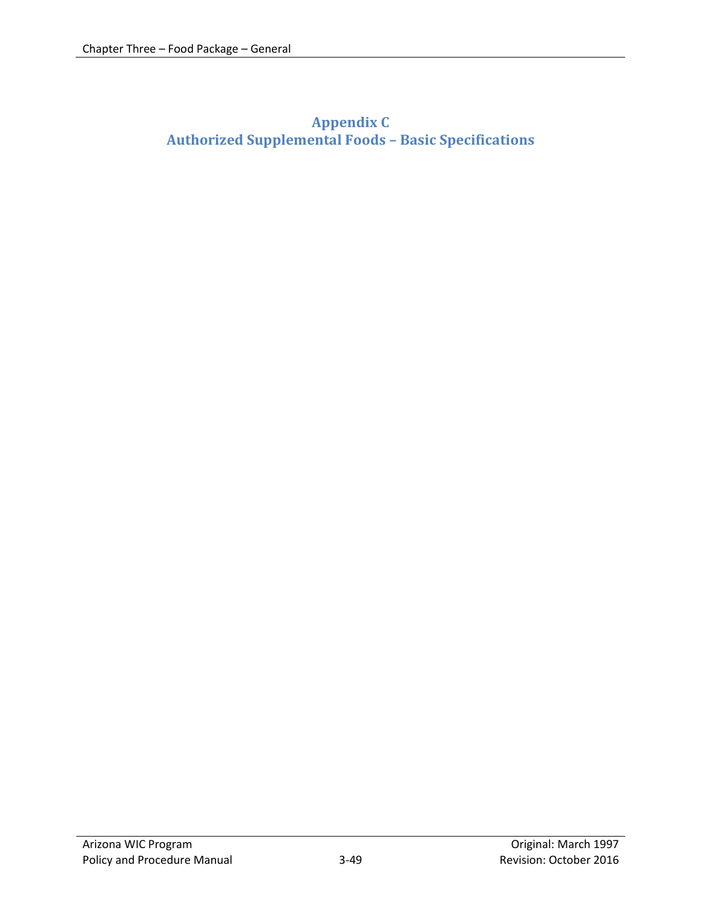# Appendix C
# Authorized Supplemental Foods – Basic Specifications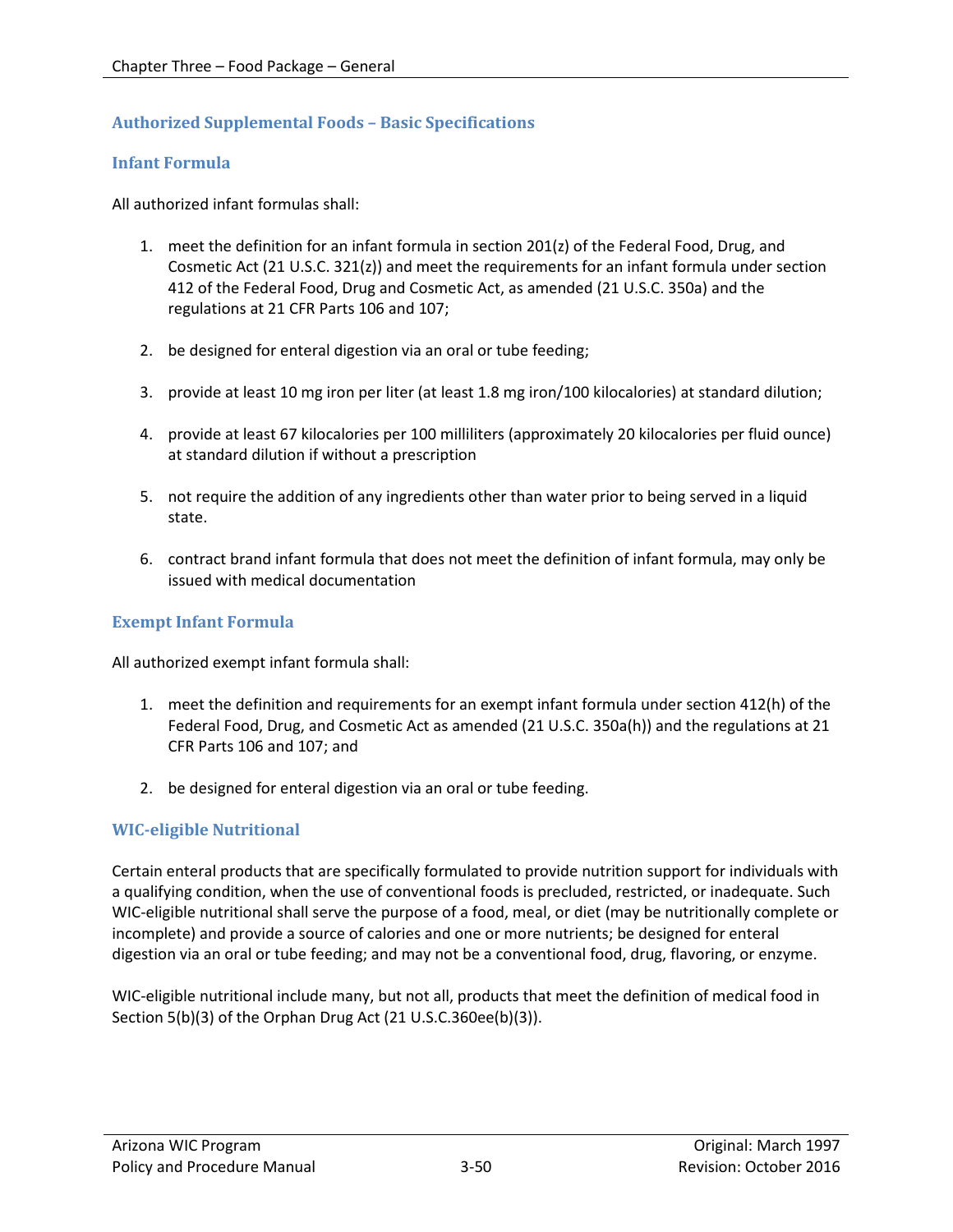## Authorized Supplemental Foods – Basic Specifications

### Infant Formula

All authorized infant formulas shall:

1. meet the definition for an infant formula in section 201(z) of the Federal Food, Drug, and Cosmetic Act (21 U.S.C. 321(z)) and meet the requirements for an infant formula under section 412 of the Federal Food, Drug and Cosmetic Act, as amended (21 U.S.C. 350a) and the regulations at 21 CFR Parts 106 and 107;

2. be designed for enteral digestion via an oral or tube feeding;

3. provide at least 10 mg iron per liter (at least 1.8 mg iron/100 kilocalories) at standard dilution;

4. provide at least 67 kilocalories per 100 milliliters (approximately 20 kilocalories per fluid ounce) at standard dilution if without a prescription

5. not require the addition of any ingredients other than water prior to being served in a liquid state.

6. contract brand infant formula that does not meet the definition of infant formula, may only be issued with medical documentation

### Exempt Infant Formula

All authorized exempt infant formula shall:

1. meet the definition and requirements for an exempt infant formula under section 412(h) of the Federal Food, Drug, and Cosmetic Act as amended (21 U.S.C. 350a(h)) and the regulations at 21 CFR Parts 106 and 107; and

2. be designed for enteral digestion via an oral or tube feeding.

### WIC-eligible Nutritional

Certain enteral products that are specifically formulated to provide nutrition support for individuals with a qualifying condition, when the use of conventional foods is precluded, restricted, or inadequate. Such WIC-eligible nutritional shall serve the purpose of a food, meal, or diet (may be nutritionally complete or incomplete) and provide a source of calories and one or more nutrients; be designed for enteral digestion via an oral or tube feeding; and may not be a conventional food, drug, flavoring, or enzyme.

WIC-eligible nutritional include many, but not all, products that meet the definition of medical food in Section 5(b)(3) of the Orphan Drug Act (21 U.S.C.360ee(b)(3)).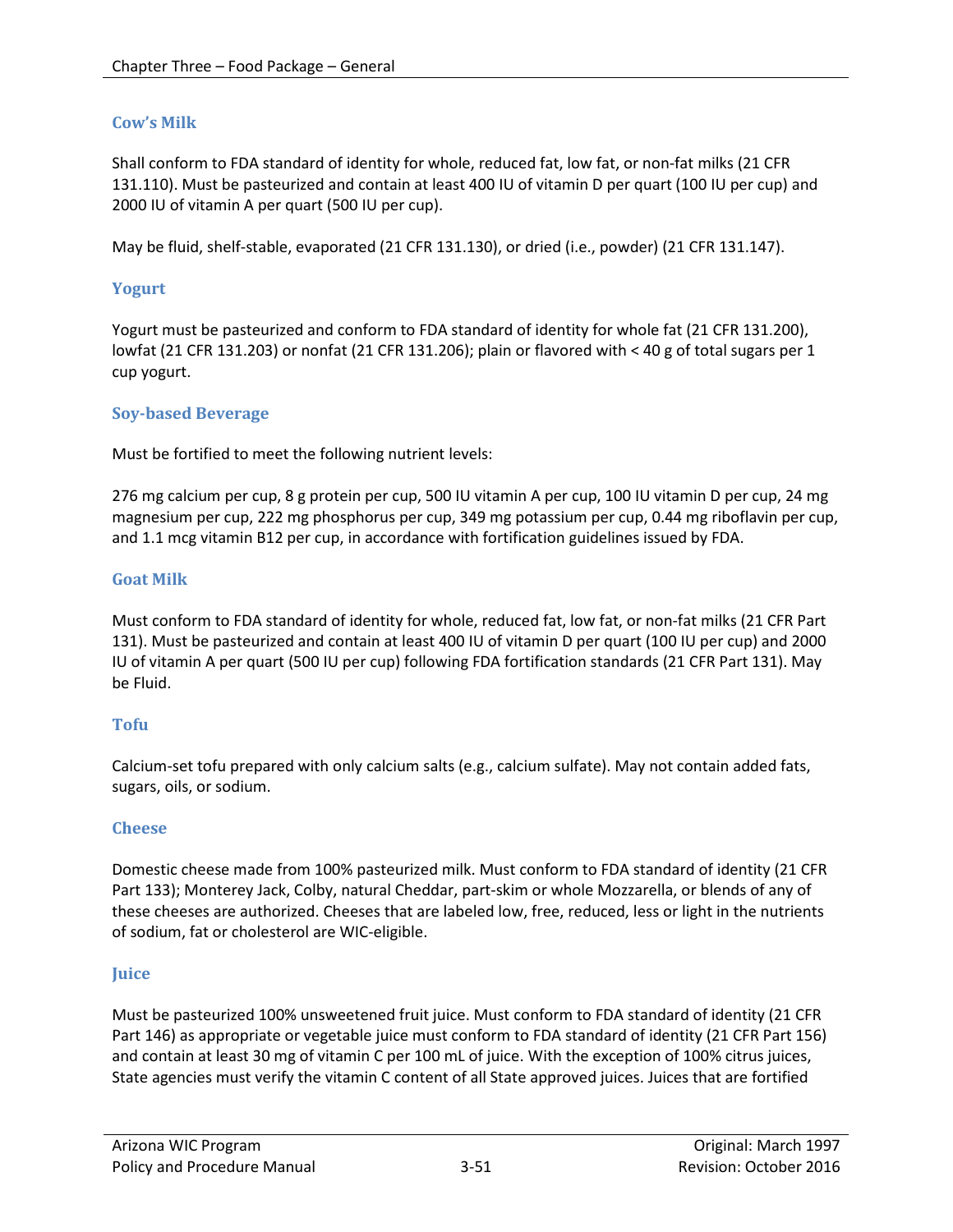### Cow's Milk

Shall conform to FDA standard of identity for whole, reduced fat, low fat, or non-fat milks (21 CFR 131.110). Must be pasteurized and contain at least 400 IU of vitamin D per quart (100 IU per cup) and 2000 IU of vitamin A per quart (500 IU per cup).

May be fluid, shelf-stable, evaporated (21 CFR 131.130), or dried (i.e., powder) (21 CFR 131.147).

### Yogurt

Yogurt must be pasteurized and conform to FDA standard of identity for whole fat (21 CFR 131.200), lowfat (21 CFR 131.203) or nonfat (21 CFR 131.206); plain or flavored with < 40 g of total sugars per 1 cup yogurt.

### Soy-based Beverage

Must be fortified to meet the following nutrient levels:

276 mg calcium per cup, 8 g protein per cup, 500 IU vitamin A per cup, 100 IU vitamin D per cup, 24 mg magnesium per cup, 222 mg phosphorus per cup, 349 mg potassium per cup, 0.44 mg riboflavin per cup, and 1.1 mcg vitamin B12 per cup, in accordance with fortification guidelines issued by FDA.

### Goat Milk

Must conform to FDA standard of identity for whole, reduced fat, low fat, or non-fat milks (21 CFR Part 131). Must be pasteurized and contain at least 400 IU of vitamin D per quart (100 IU per cup) and 2000 IU of vitamin A per quart (500 IU per cup) following FDA fortification standards (21 CFR Part 131). May be Fluid.

### Tofu

Calcium-set tofu prepared with only calcium salts (e.g., calcium sulfate). May not contain added fats, sugars, oils, or sodium.

### Cheese

Domestic cheese made from 100% pasteurized milk. Must conform to FDA standard of identity (21 CFR Part 133); Monterey Jack, Colby, natural Cheddar, part-skim or whole Mozzarella, or blends of any of these cheeses are authorized. Cheeses that are labeled low, free, reduced, less or light in the nutrients of sodium, fat or cholesterol are WIC-eligible.

### Juice

Must be pasteurized 100% unsweetened fruit juice. Must conform to FDA standard of identity (21 CFR Part 146) as appropriate or vegetable juice must conform to FDA standard of identity (21 CFR Part 156) and contain at least 30 mg of vitamin C per 100 mL of juice. With the exception of 100% citrus juices, State agencies must verify the vitamin C content of all State approved juices. Juices that are fortified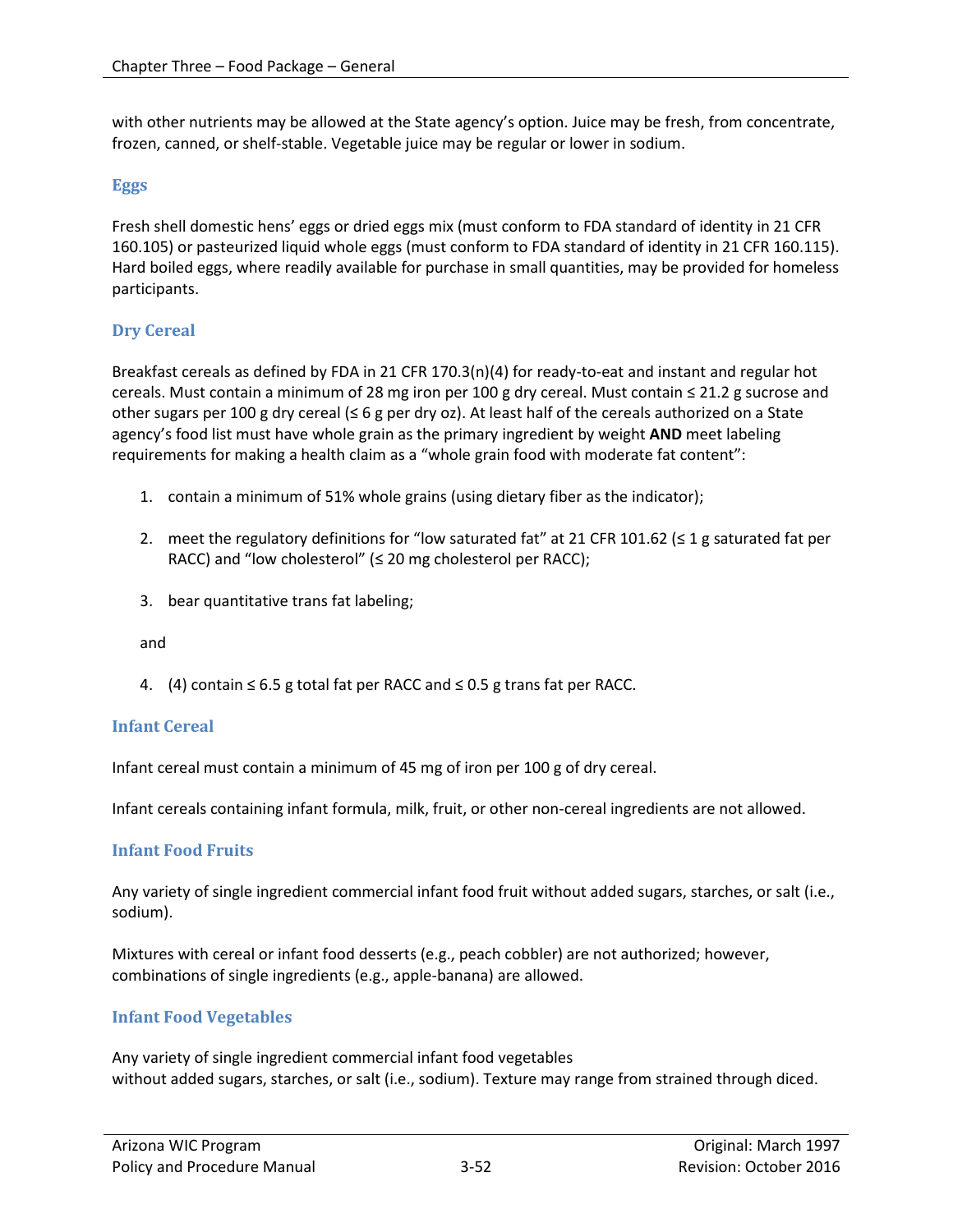with other nutrients may be allowed at the State agency's option. Juice may be fresh, from concentrate, frozen, canned, or shelf-stable. Vegetable juice may be regular or lower in sodium.

### Eggs

Fresh shell domestic hens' eggs or dried eggs mix (must conform to FDA standard of identity in 21 CFR 160.105) or pasteurized liquid whole eggs (must conform to FDA standard of identity in 21 CFR 160.115). Hard boiled eggs, where readily available for purchase in small quantities, may be provided for homeless participants.

### Dry Cereal

Breakfast cereals as defined by FDA in 21 CFR 170.3(n)(4) for ready-to-eat and instant and regular hot cereals. Must contain a minimum of 28 mg iron per 100 g dry cereal. Must contain ≤ 21.2 g sucrose and other sugars per 100 g dry cereal (≤ 6 g per dry oz). At least half of the cereals authorized on a State agency's food list must have whole grain as the primary ingredient by weight **AND** meet labeling requirements for making a health claim as a "whole grain food with moderate fat content":

1. contain a minimum of 51% whole grains (using dietary fiber as the indicator);
2. meet the regulatory definitions for "low saturated fat" at 21 CFR 101.62 (≤ 1 g saturated fat per RACC) and "low cholesterol" (≤ 20 mg cholesterol per RACC);
3. bear quantitative trans fat labeling;

and

4. (4) contain ≤ 6.5 g total fat per RACC and ≤ 0.5 g trans fat per RACC.

### Infant Cereal

Infant cereal must contain a minimum of 45 mg of iron per 100 g of dry cereal.

Infant cereals containing infant formula, milk, fruit, or other non-cereal ingredients are not allowed.

### Infant Food Fruits

Any variety of single ingredient commercial infant food fruit without added sugars, starches, or salt (i.e., sodium).

Mixtures with cereal or infant food desserts (e.g., peach cobbler) are not authorized; however, combinations of single ingredients (e.g., apple-banana) are allowed.

### Infant Food Vegetables

Any variety of single ingredient commercial infant food vegetables without added sugars, starches, or salt (i.e., sodium). Texture may range from strained through diced.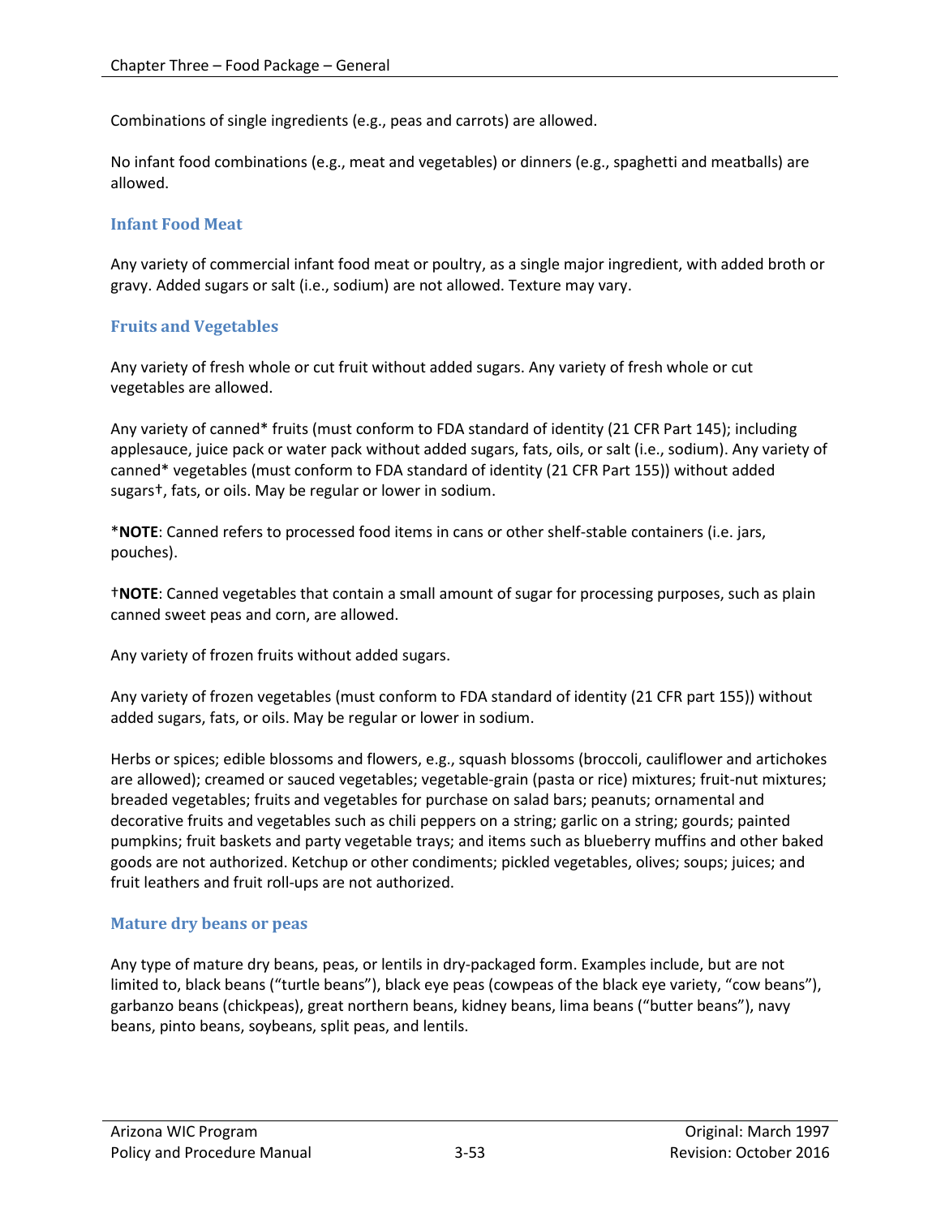Combinations of single ingredients (e.g., peas and carrots) are allowed.

No infant food combinations (e.g., meat and vegetables) or dinners (e.g., spaghetti and meatballs) are allowed.

### Infant Food Meat

Any variety of commercial infant food meat or poultry, as a single major ingredient, with added broth or gravy. Added sugars or salt (i.e., sodium) are not allowed. Texture may vary.

### Fruits and Vegetables

Any variety of fresh whole or cut fruit without added sugars. Any variety of fresh whole or cut vegetables are allowed.

Any variety of canned* fruits (must conform to FDA standard of identity (21 CFR Part 145); including applesauce, juice pack or water pack without added sugars, fats, oils, or salt (i.e., sodium). Any variety of canned* vegetables (must conform to FDA standard of identity (21 CFR Part 155)) without added sugars†, fats, or oils. May be regular or lower in sodium.

***NOTE**: Canned refers to processed food items in cans or other shelf-stable containers (i.e. jars, pouches).

†**NOTE**: Canned vegetables that contain a small amount of sugar for processing purposes, such as plain canned sweet peas and corn, are allowed.

Any variety of frozen fruits without added sugars.

Any variety of frozen vegetables (must conform to FDA standard of identity (21 CFR part 155)) without added sugars, fats, or oils. May be regular or lower in sodium.

Herbs or spices; edible blossoms and flowers, e.g., squash blossoms (broccoli, cauliflower and artichokes are allowed); creamed or sauced vegetables; vegetable-grain (pasta or rice) mixtures; fruit-nut mixtures; breaded vegetables; fruits and vegetables for purchase on salad bars; peanuts; ornamental and decorative fruits and vegetables such as chili peppers on a string; garlic on a string; gourds; painted pumpkins; fruit baskets and party vegetable trays; and items such as blueberry muffins and other baked goods are not authorized. Ketchup or other condiments; pickled vegetables, olives; soups; juices; and fruit leathers and fruit roll-ups are not authorized.

### Mature dry beans or peas

Any type of mature dry beans, peas, or lentils in dry-packaged form. Examples include, but are not limited to, black beans ("turtle beans"), black eye peas (cowpeas of the black eye variety, "cow beans"), garbanzo beans (chickpeas), great northern beans, kidney beans, lima beans ("butter beans"), navy beans, pinto beans, soybeans, split peas, and lentils.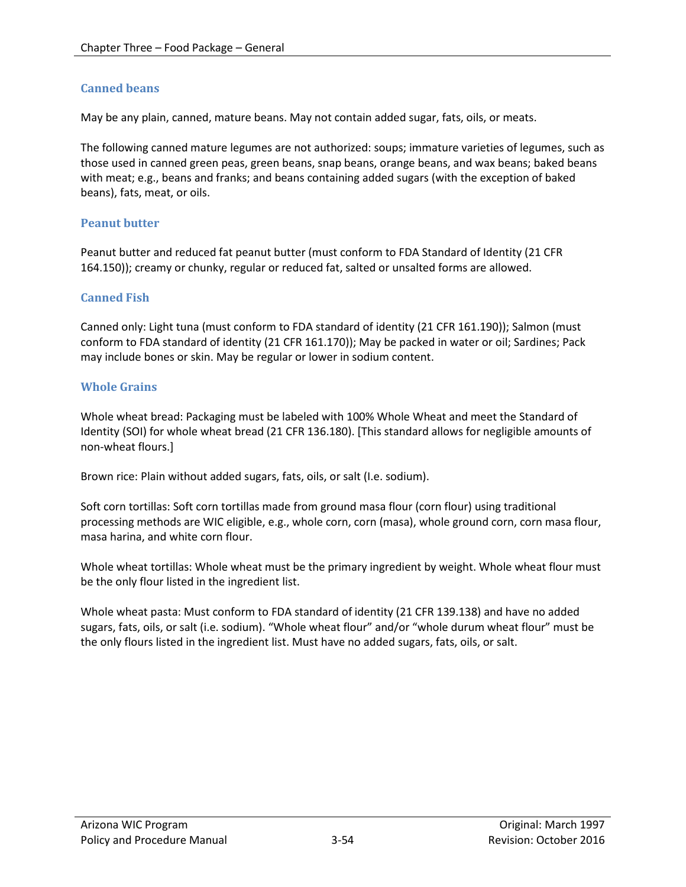### Canned beans

May be any plain, canned, mature beans. May not contain added sugar, fats, oils, or meats.

The following canned mature legumes are not authorized: soups; immature varieties of legumes, such as those used in canned green peas, green beans, snap beans, orange beans, and wax beans; baked beans with meat; e.g., beans and franks; and beans containing added sugars (with the exception of baked beans), fats, meat, or oils.

### Peanut butter

Peanut butter and reduced fat peanut butter (must conform to FDA Standard of Identity (21 CFR 164.150)); creamy or chunky, regular or reduced fat, salted or unsalted forms are allowed.

### Canned Fish

Canned only: Light tuna (must conform to FDA standard of identity (21 CFR 161.190)); Salmon (must conform to FDA standard of identity (21 CFR 161.170)); May be packed in water or oil; Sardines; Pack may include bones or skin. May be regular or lower in sodium content.

### Whole Grains

Whole wheat bread: Packaging must be labeled with 100% Whole Wheat and meet the Standard of Identity (SOI) for whole wheat bread (21 CFR 136.180). [This standard allows for negligible amounts of non-wheat flours.]

Brown rice: Plain without added sugars, fats, oils, or salt (I.e. sodium).

Soft corn tortillas: Soft corn tortillas made from ground masa flour (corn flour) using traditional processing methods are WIC eligible, e.g., whole corn, corn (masa), whole ground corn, corn masa flour, masa harina, and white corn flour.

Whole wheat tortillas: Whole wheat must be the primary ingredient by weight. Whole wheat flour must be the only flour listed in the ingredient list.

Whole wheat pasta: Must conform to FDA standard of identity (21 CFR 139.138) and have no added sugars, fats, oils, or salt (i.e. sodium). "Whole wheat flour" and/or "whole durum wheat flour" must be the only flours listed in the ingredient list. Must have no added sugars, fats, oils, or salt.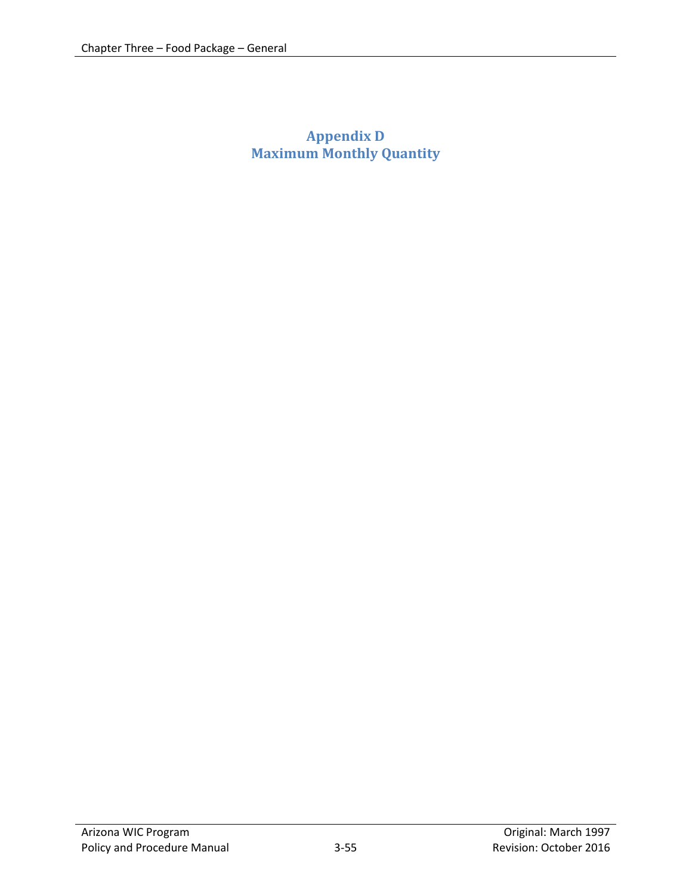# Appendix D
# Maximum Monthly Quantity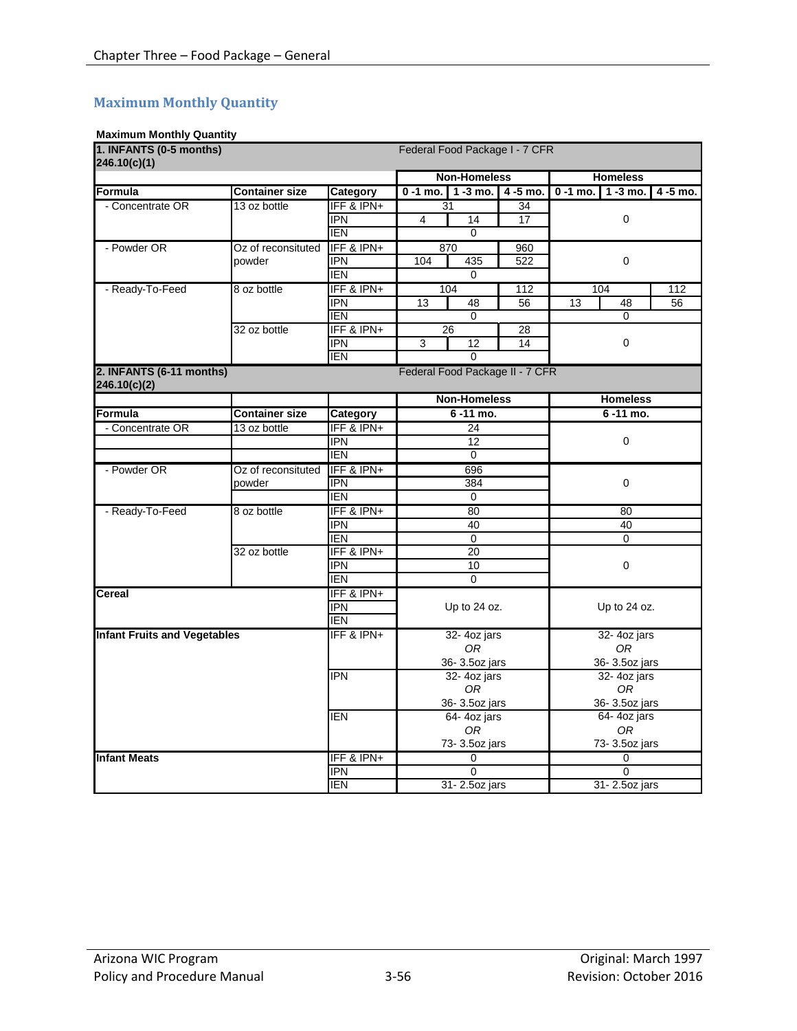## Maximum Monthly Quantity

**Maximum Monthly Quantity**

| **1. INFANTS (0-5 months) 246.10(c)(1)** | | | Federal Food Package I - 7 CFR | | | | | |
|---|---|---|---|---|---|---|---|---|
| | | | **Non-Homeless** | | | **Homeless** | | |
| **Formula** | **Container size** | **Category** | **0 -1 mo.** | **1 -3 mo.** | **4 -5 mo.** | **0 -1 mo.** | **1 -3 mo.** | **4 -5 mo.** |
| - Concentrate OR | 13 oz bottle | IFF & IPN+ | 31 | | 34 | 0 | | |
| | | IPN | 4 | 14 | 17 | | | |
| | | IEN | 0 | | | | | |
| - Powder OR | Oz of reconsituted powder | IFF & IPN+ | 870 | | 960 | 0 | | |
| | | IPN | 104 | 435 | 522 | | | |
| | | IEN | 0 | | | | | |
| - Ready-To-Feed | 8 oz bottle | IFF & IPN+ | 104 | | 112 | 104 | | 112 |
| | | IPN | 13 | 48 | 56 | 13 | 48 | 56 |
| | | IEN | 0 | | | 0 | | |
| | 32 oz bottle | IFF & IPN+ | 26 | | 28 | 0 | | |
| | | IPN | 3 | 12 | 14 | | | |
| | | IEN | 0 | | | | | |

| **2. INFANTS (6-11 months) 246.10(c)(2)** | | | Federal Food Package II - 7 CFR | |
|---|---|---|---|---|
| | | | **Non-Homeless** | **Homeless** |
| **Formula** | **Container size** | **Category** | **6 -11 mo.** | **6 -11 mo.** |
| - Concentrate OR | 13 oz bottle | IFF & IPN+ | 24 | 0 |
| | | IPN | 12 | |
| | | IEN | 0 | |
| - Powder OR | Oz of reconsituted powder | IFF & IPN+ | 696 | 0 |
| | | IPN | 384 | |
| | | IEN | 0 | |
| - Ready-To-Feed | 8 oz bottle | IFF & IPN+ | 80 | 80 |
| | | IPN | 40 | 40 |
| | | IEN | 0 | 0 |
| | 32 oz bottle | IFF & IPN+ | 20 | 0 |
| | | IPN | 10 | |
| | | IEN | 0 | |
| **Cereal** | | IFF & IPN+ / IPN / IEN | Up to 24 oz. | Up to 24 oz. |
| **Infant Fruits and Vegetables** | | IFF & IPN+ | 32- 4oz jars *OR* 36- 3.5oz jars | 32- 4oz jars *OR* 36- 3.5oz jars |
| | | IPN | 32- 4oz jars *OR* 36- 3.5oz jars | 32- 4oz jars *OR* 36- 3.5oz jars |
| | | IEN | 64- 4oz jars *OR* 73- 3.5oz jars | 64- 4oz jars *OR* 73- 3.5oz jars |
| **Infant Meats** | | IFF & IPN+ | 0 | 0 |
| | | IPN | 0 | 0 |
| | | IEN | 31- 2.5oz jars | 31- 2.5oz jars |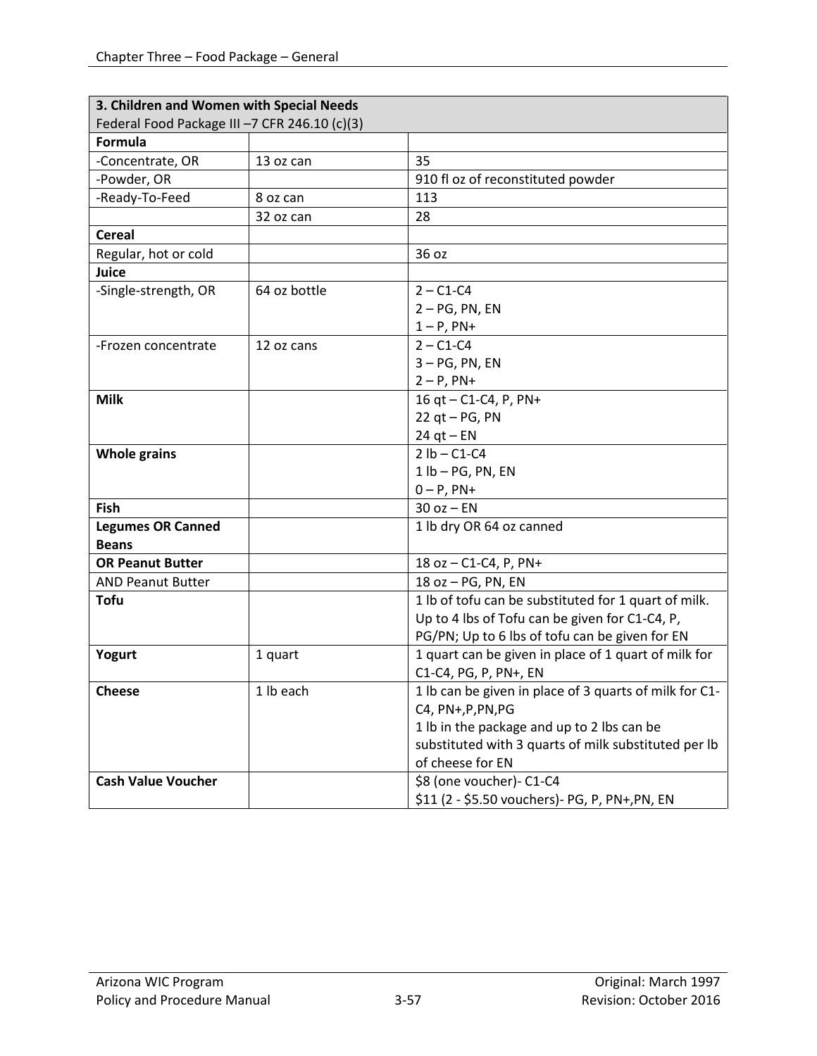| **3. Children and Women with Special Needs**<br>Federal Food Package III –7 CFR 246.10 (c)(3) | | |
|---|---|---|
| **Formula** | | |
| -Concentrate, OR | 13 oz can | 35 |
| -Powder, OR | | 910 fl oz of reconstituted powder |
| -Ready-To-Feed | 8 oz can | 113 |
| | 32 oz can | 28 |
| **Cereal** | | |
| Regular, hot or cold | | 36 oz |
| **Juice** | | |
| -Single-strength, OR | 64 oz bottle | 2 – C1-C4<br>2 – PG, PN, EN<br>1 – P, PN+ |
| -Frozen concentrate | 12 oz cans | 2 – C1-C4<br>3 – PG, PN, EN<br>2 – P, PN+ |
| **Milk** | | 16 qt – C1-C4, P, PN+<br>22 qt – PG, PN<br>24 qt – EN |
| **Whole grains** | | 2 lb – C1-C4<br>1 lb – PG, PN, EN<br>0 – P, PN+ |
| **Fish** | | 30 oz – EN |
| **Legumes OR Canned Beans** | | 1 lb dry OR 64 oz canned |
| **OR Peanut Butter** | | 18 oz – C1-C4, P, PN+ |
| AND Peanut Butter | | 18 oz – PG, PN, EN |
| **Tofu** | | 1 lb of tofu can be substituted for 1 quart of milk. Up to 4 lbs of Tofu can be given for C1-C4, P, PG/PN; Up to 6 lbs of tofu can be given for EN |
| **Yogurt** | 1 quart | 1 quart can be given in place of 1 quart of milk for C1-C4, PG, P, PN+, EN |
| **Cheese** | 1 lb each | 1 lb can be given in place of 3 quarts of milk for C1-C4, PN+,P,PN,PG<br>1 lb in the package and up to 2 lbs can be substituted with 3 quarts of milk substituted per lb of cheese for EN |
| **Cash Value Voucher** | | $8 (one voucher)- C1-C4<br>$11 (2 - $5.50 vouchers)- PG, P, PN+,PN, EN |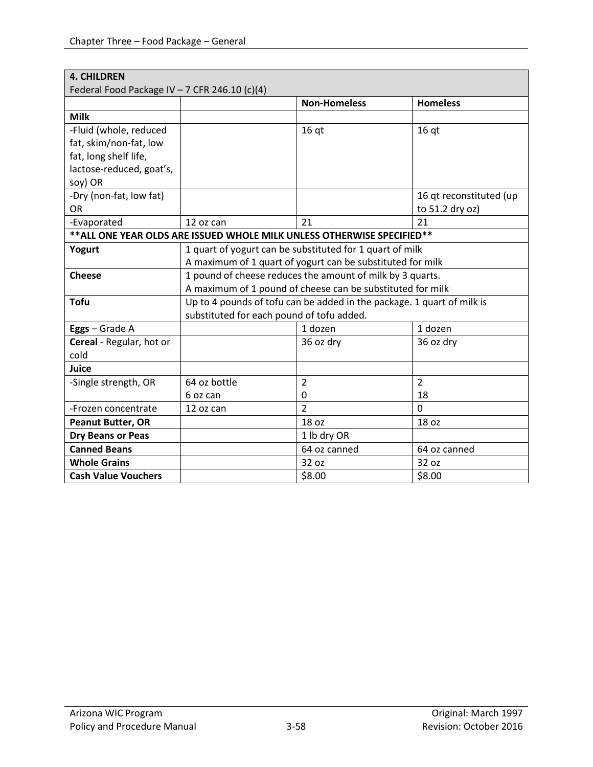| **4. CHILDREN**<br>Federal Food Package IV – 7 CFR 246.10 (c)(4) | | | |
|---|---|---|---|
| | | **Non-Homeless** | **Homeless** |
| **Milk** | | | |
| -Fluid (whole, reduced fat, skim/non-fat, low fat, long shelf life, lactose-reduced, goat's, soy) OR | | 16 qt | 16 qt |
| -Dry (non-fat, low fat) OR | | | 16 qt reconstituted (up to 51.2 dry oz) |
| -Evaporated | 12 oz can | 21 | 21 |
| **\*\*ALL ONE YEAR OLDS ARE ISSUED WHOLE MILK UNLESS OTHERWISE SPECIFIED\*\*** | | | |
| **Yogurt** | 1 quart of yogurt can be substituted for 1 quart of milk<br>A maximum of 1 quart of yogurt can be substituted for milk | | |
| **Cheese** | 1 pound of cheese reduces the amount of milk by 3 quarts.<br>A maximum of 1 pound of cheese can be substituted for milk | | |
| **Tofu** | Up to 4 pounds of tofu can be added in the package. 1 quart of milk is substituted for each pound of tofu added. | | |
| **Eggs** – Grade A | | 1 dozen | 1 dozen |
| **Cereal** - Regular, hot or cold | | 36 oz dry | 36 oz dry |
| **Juice** | | | |
| -Single strength, OR | 64 oz bottle<br>6 oz can | 2<br>0 | 2<br>18 |
| -Frozen concentrate | 12 oz can | 2 | 0 |
| **Peanut Butter, OR** | | 18 oz | 18 oz |
| **Dry Beans or Peas** | | 1 lb dry OR | |
| **Canned Beans** | | 64 oz canned | 64 oz canned |
| **Whole Grains** | | 32 oz | 32 oz |
| **Cash Value Vouchers** | | $8.00 | $8.00 |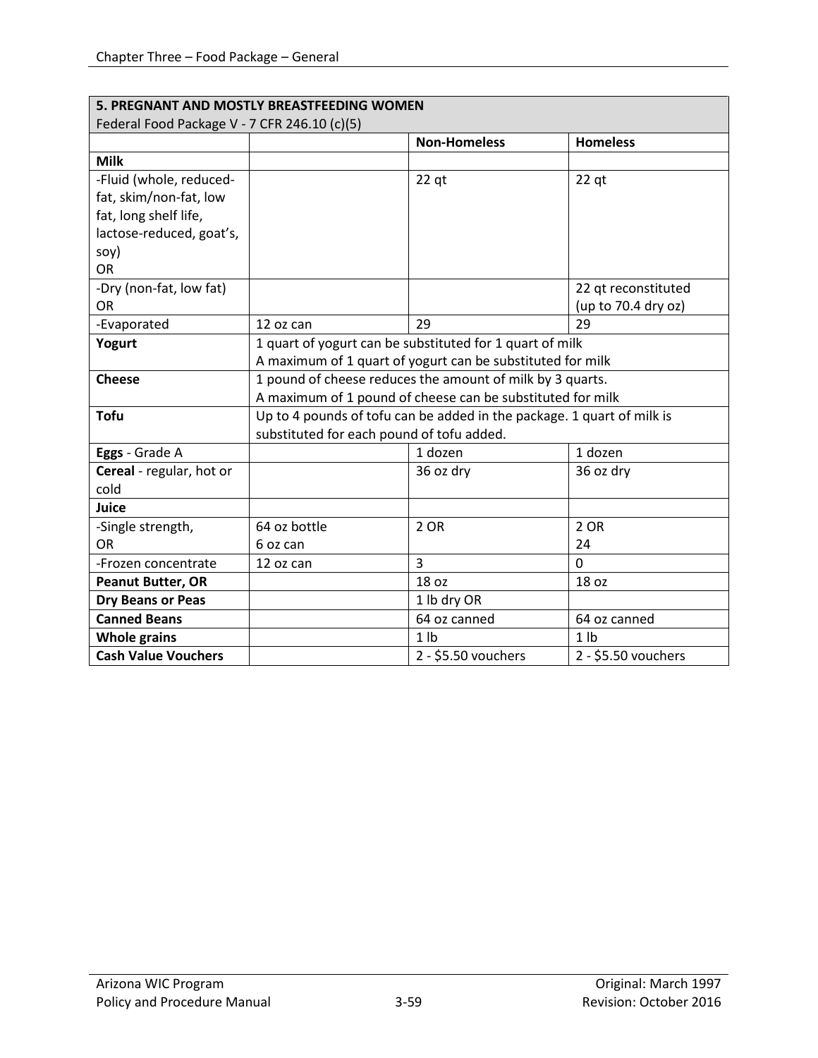| **5. PREGNANT AND MOSTLY BREASTFEEDING WOMEN**<br>Federal Food Package V - 7 CFR 246.10 (c)(5) | | | |
|---|---|---|---|
| | | **Non-Homeless** | **Homeless** |
| **Milk** | | | |
| -Fluid (whole, reduced-fat, skim/non-fat, low fat, long shelf life, lactose-reduced, goat's, soy)<br>OR | | 22 qt | 22 qt |
| -Dry (non-fat, low fat)<br>OR | | | 22 qt reconstituted<br>(up to 70.4 dry oz) |
| -Evaporated | 12 oz can | 29 | 29 |
| **Yogurt** | 1 quart of yogurt can be substituted for 1 quart of milk<br>A maximum of 1 quart of yogurt can be substituted for milk | | |
| **Cheese** | 1 pound of cheese reduces the amount of milk by 3 quarts.<br>A maximum of 1 pound of cheese can be substituted for milk | | |
| **Tofu** | Up to 4 pounds of tofu can be added in the package. 1 quart of milk is substituted for each pound of tofu added. | | |
| **Eggs** - Grade A | | 1 dozen | 1 dozen |
| **Cereal** - regular, hot or cold | | 36 oz dry | 36 oz dry |
| **Juice** | | | |
| -Single strength,<br>OR | 64 oz bottle<br>6 oz can | 2 OR | 2 OR<br>24 |
| -Frozen concentrate | 12 oz can | 3 | 0 |
| **Peanut Butter, OR** | | 18 oz | 18 oz |
| **Dry Beans or Peas** | | 1 lb dry OR | |
| **Canned Beans** | | 64 oz canned | 64 oz canned |
| **Whole grains** | | 1 lb | 1 lb |
| **Cash Value Vouchers** | | 2 - $5.50 vouchers | 2 - $5.50 vouchers |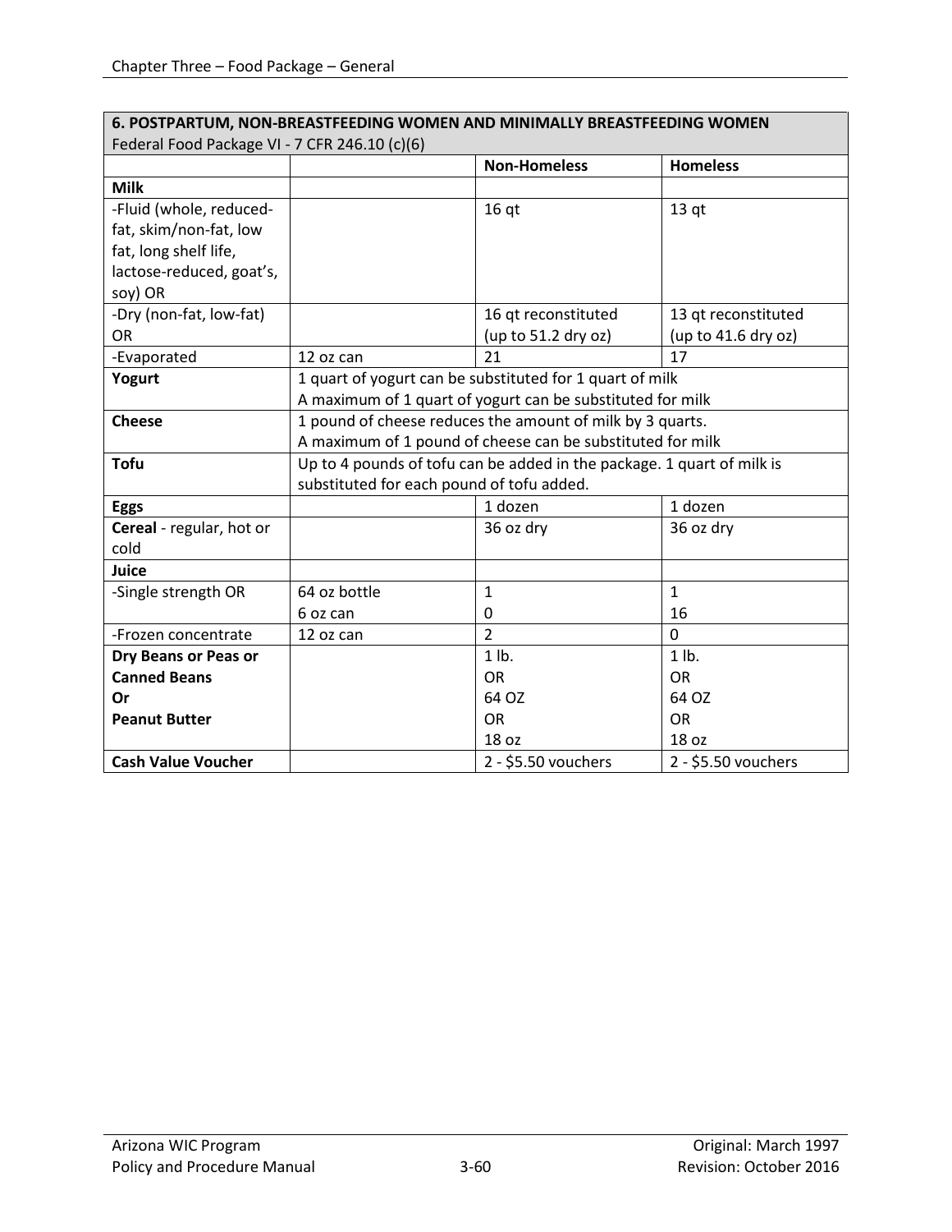| **6. POSTPARTUM, NON-BREASTFEEDING WOMEN AND MINIMALLY BREASTFEEDING WOMEN**<br>Federal Food Package VI - 7 CFR 246.10 (c)(6) | | | |
|---|---|---|---|
| | | **Non-Homeless** | **Homeless** |
| **Milk** | | | |
| -Fluid (whole, reduced-fat, skim/non-fat, low fat, long shelf life, lactose-reduced, goat's, soy) OR | | 16 qt | 13 qt |
| -Dry (non-fat, low-fat) OR | | 16 qt reconstituted (up to 51.2 dry oz) | 13 qt reconstituted (up to 41.6 dry oz) |
| -Evaporated | 12 oz can | 21 | 17 |
| **Yogurt** | 1 quart of yogurt can be substituted for 1 quart of milk<br>A maximum of 1 quart of yogurt can be substituted for milk | | |
| **Cheese** | 1 pound of cheese reduces the amount of milk by 3 quarts.<br>A maximum of 1 pound of cheese can be substituted for milk | | |
| **Tofu** | Up to 4 pounds of tofu can be added in the package. 1 quart of milk is substituted for each pound of tofu added. | | |
| **Eggs** | | 1 dozen | 1 dozen |
| **Cereal** - regular, hot or cold | | 36 oz dry | 36 oz dry |
| **Juice** | | | |
| -Single strength OR | 64 oz bottle<br>6 oz can | 1<br>0 | 1<br>16 |
| -Frozen concentrate | 12 oz can | 2 | 0 |
| **Dry Beans or Peas or**<br>**Canned Beans**<br>**Or**<br>**Peanut Butter** | | 1 lb.<br>OR<br>64 OZ<br>OR<br>18 oz | 1 lb.<br>OR<br>64 OZ<br>OR<br>18 oz |
| **Cash Value Voucher** | | 2 - $5.50 vouchers | 2 - $5.50 vouchers |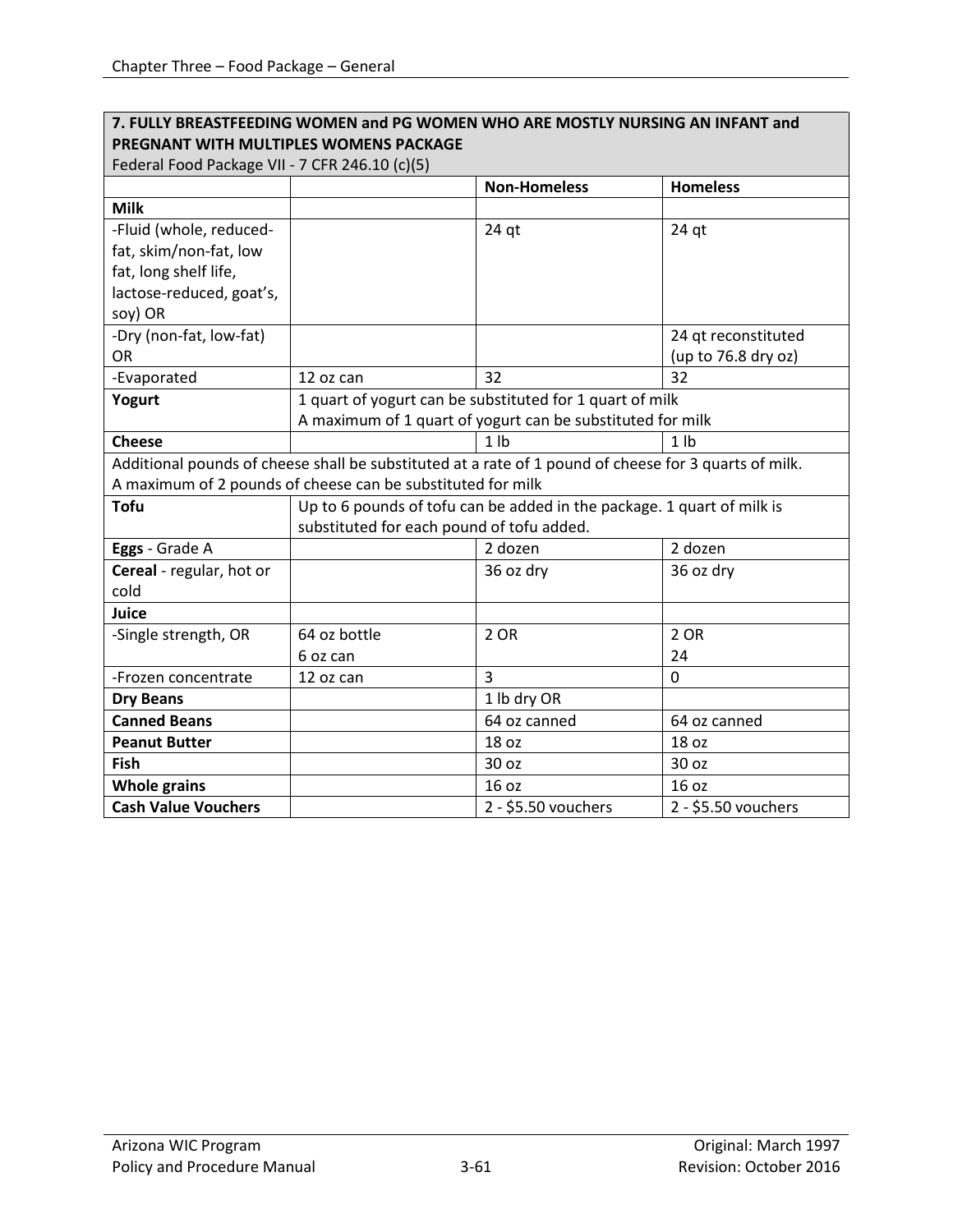| 7. FULLY BREASTFEEDING WOMEN and PG WOMEN WHO ARE MOSTLY NURSING AN INFANT and PREGNANT WITH MULTIPLES WOMENS PACKAGE<br>Federal Food Package VII - 7 CFR 246.10 (c)(5) | | | |
|---|---|---|---|
| | | **Non-Homeless** | **Homeless** |
| **Milk** | | | |
| -Fluid (whole, reduced-fat, skim/non-fat, low fat, long shelf life, lactose-reduced, goat's, soy) OR | | 24 qt | 24 qt |
| -Dry (non-fat, low-fat) OR | | | 24 qt reconstituted (up to 76.8 dry oz) |
| -Evaporated | 12 oz can | 32 | 32 |
| **Yogurt** | 1 quart of yogurt can be substituted for 1 quart of milk<br>A maximum of 1 quart of yogurt can be substituted for milk | | |
| **Cheese** | | 1 lb | 1 lb |
| Additional pounds of cheese shall be substituted at a rate of 1 pound of cheese for 3 quarts of milk. A maximum of 2 pounds of cheese can be substituted for milk | | | |
| **Tofu** | Up to 6 pounds of tofu can be added in the package. 1 quart of milk is substituted for each pound of tofu added. | | |
| **Eggs** - Grade A | | 2 dozen | 2 dozen |
| **Cereal** - regular, hot or cold | | 36 oz dry | 36 oz dry |
| **Juice** | | | |
| -Single strength, OR | 64 oz bottle<br>6 oz can | 2 OR | 2 OR<br>24 |
| -Frozen concentrate | 12 oz can | 3 | 0 |
| **Dry Beans** | | 1 lb dry OR | |
| **Canned Beans** | | 64 oz canned | 64 oz canned |
| **Peanut Butter** | | 18 oz | 18 oz |
| **Fish** | | 30 oz | 30 oz |
| **Whole grains** | | 16 oz | 16 oz |
| **Cash Value Vouchers** | | 2 - $5.50 vouchers | 2 - $5.50 vouchers |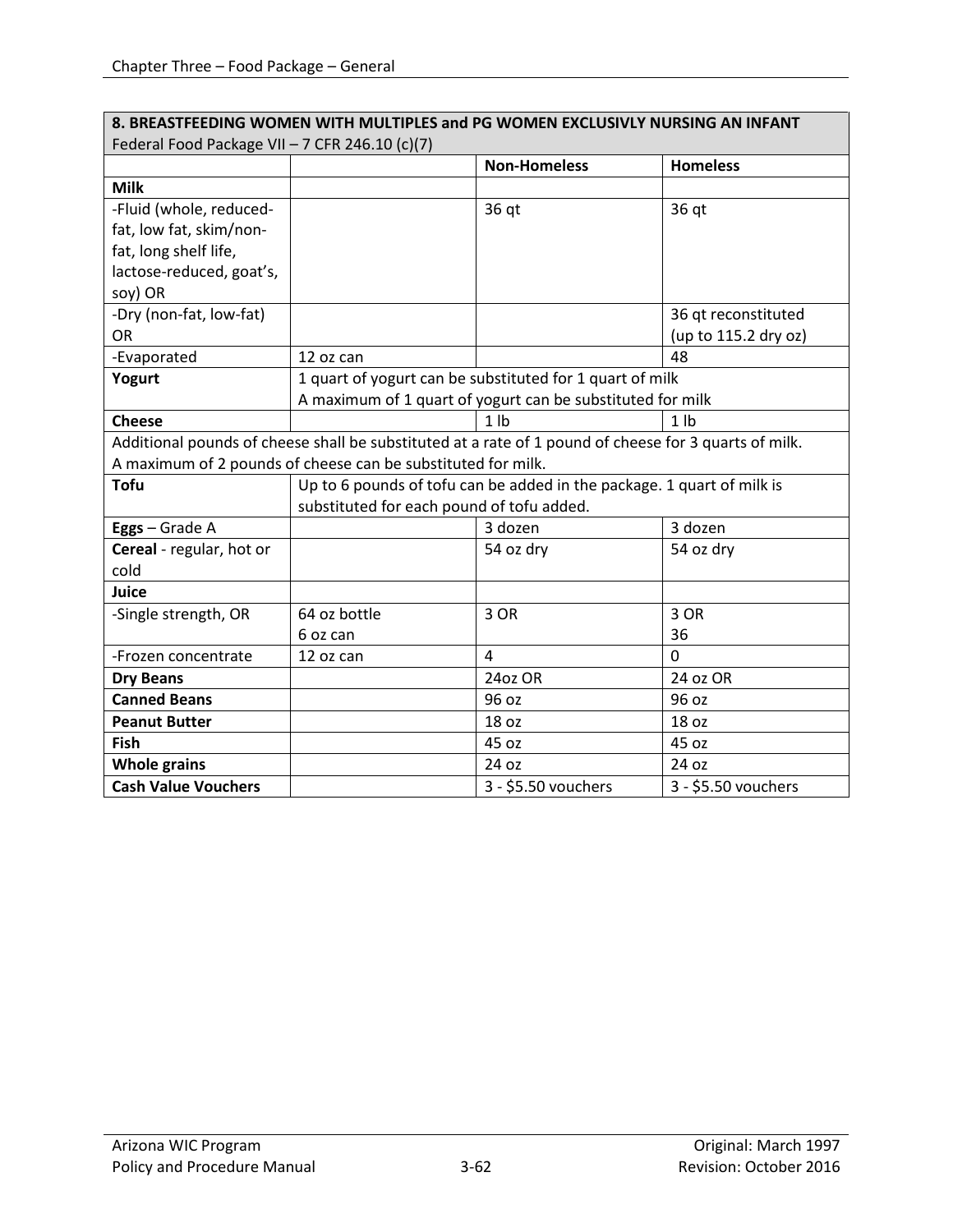| **8. BREASTFEEDING WOMEN WITH MULTIPLES and PG WOMEN EXCLUSIVLY NURSING AN INFANT** Federal Food Package VII – 7 CFR 246.10 (c)(7) | | | |
|---|---|---|---|
| | | **Non-Homeless** | **Homeless** |
| **Milk** | | | |
| -Fluid (whole, reduced-fat, low fat, skim/non-fat, long shelf life, lactose-reduced, goat's, soy) OR | | 36 qt | 36 qt |
| -Dry (non-fat, low-fat) OR | | | 36 qt reconstituted (up to 115.2 dry oz) |
| -Evaporated | 12 oz can | | 48 |
| **Yogurt** | 1 quart of yogurt can be substituted for 1 quart of milk A maximum of 1 quart of yogurt can be substituted for milk | | |
| **Cheese** | | 1 lb | 1 lb |
| Additional pounds of cheese shall be substituted at a rate of 1 pound of cheese for 3 quarts of milk. A maximum of 2 pounds of cheese can be substituted for milk. | | | |
| **Tofu** | Up to 6 pounds of tofu can be added in the package. 1 quart of milk is substituted for each pound of tofu added. | | |
| **Eggs** – Grade A | | 3 dozen | 3 dozen |
| **Cereal** - regular, hot or cold | | 54 oz dry | 54 oz dry |
| **Juice** | | | |
| -Single strength, OR | 64 oz bottle<br>6 oz can | 3 OR | 3 OR<br>36 |
| -Frozen concentrate | 12 oz can | 4 | 0 |
| **Dry Beans** | | 24oz OR | 24 oz OR |
| **Canned Beans** | | 96 oz | 96 oz |
| **Peanut Butter** | | 18 oz | 18 oz |
| **Fish** | | 45 oz | 45 oz |
| **Whole grains** | | 24 oz | 24 oz |
| **Cash Value Vouchers** | | 3 - $5.50 vouchers | 3 - $5.50 vouchers |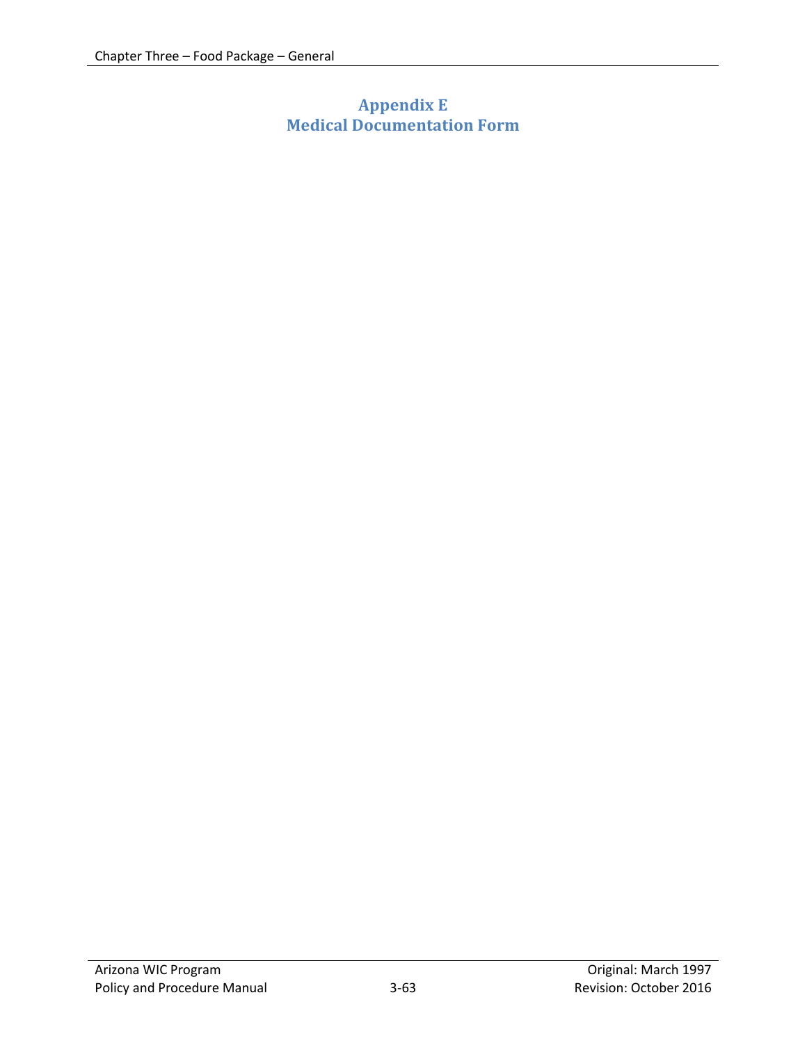# Appendix E
# Medical Documentation Form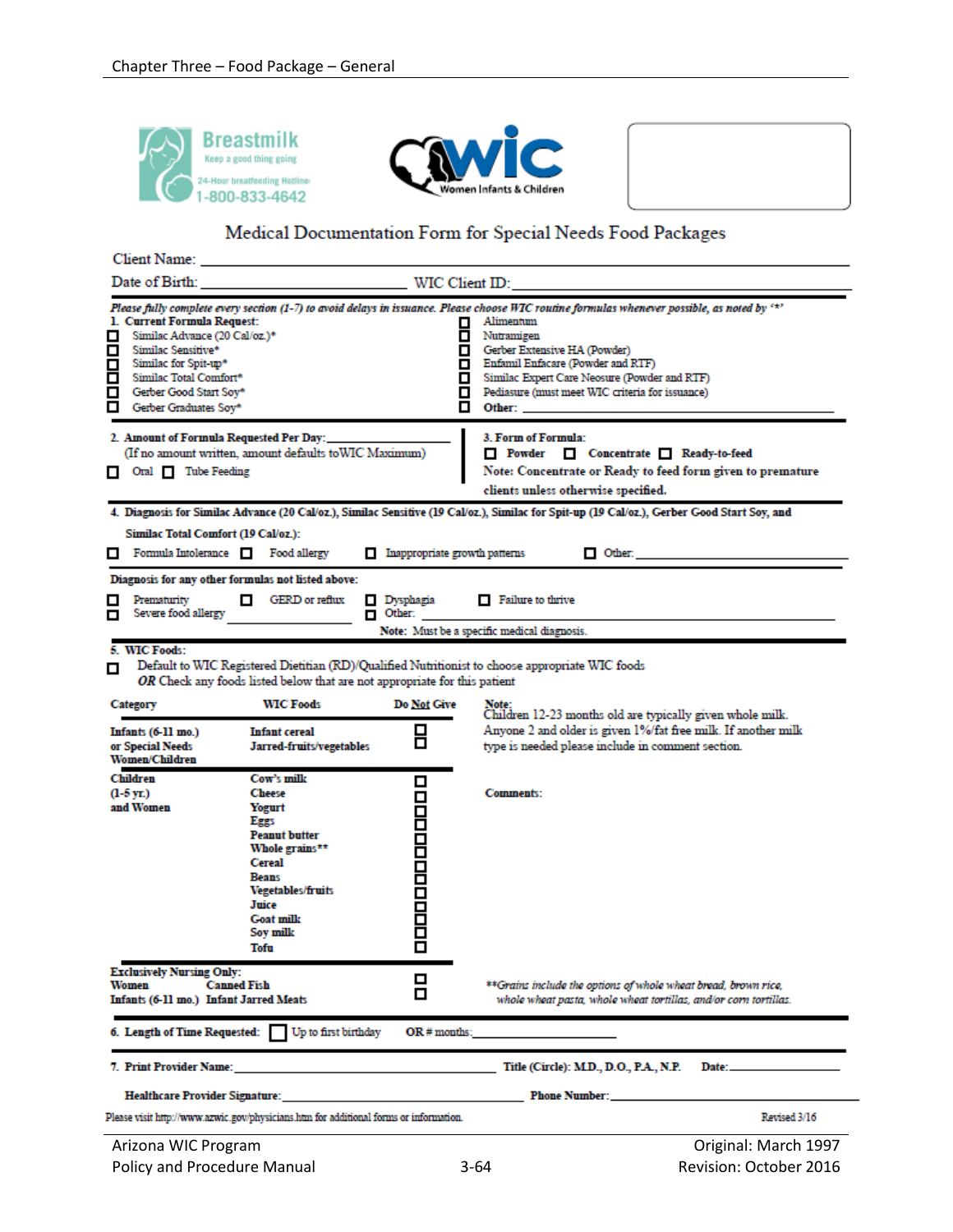Breastmilk
Keep a good thing going
24-Hour breastfeeding Hotline
1-800-833-4642

WIC Women Infants & Children

# Medical Documentation Form for Special Needs Food Packages

Client Name: \_\_\_\_\_\_\_\_\_\_\_\_\_\_\_\_\_\_\_\_\_\_\_\_\_\_\_\_\_\_\_\_\_\_\_\_\_\_\_\_

Date of Birth: \_\_\_\_\_\_\_\_\_\_\_\_\_\_\_\_\_\_\_\_ WIC Client ID: \_\_\_\_\_\_\_\_\_\_\_\_\_\_\_\_\_\_\_\_

*Please fully complete every section (1-7) to avoid delays in issuance. Please choose WIC routine formulas whenever possible, as noted by "*"*

**1. Current Formula Request:**

- ☐ Similac Advance (20 Cal/oz.)*
- ☐ Similac Sensitive*
- ☐ Similac for Spit-up*
- ☐ Similac Total Comfort*
- ☐ Gerber Good Start Soy*
- ☐ Gerber Graduates Soy*
- ☐ Alimentum
- ☐ Nutramigen
- ☐ Gerber Extensive HA (Powder)
- ☐ Enfamil Enfacare (Powder and RTF)
- ☐ Similac Expert Care Neosure (Powder and RTF)
- ☐ Pediasure (must meet WIC criteria for issuance)
- ☐ **Other:** \_\_\_\_\_\_\_\_\_\_\_\_\_\_\_\_\_\_\_\_

**2. Amount of Formula Requested Per Day:** \_\_\_\_\_\_\_\_\_\_\_\_\_\_\_\_
(If no amount written, amount defaults toWIC Maximum)

☐ Oral ☐ Tube Feeding

**3. Form of Formula:**

☐ **Powder** ☐ **Concentrate** ☐ **Ready-to-feed**

Note: Concentrate or Ready to feed form given to premature clients unless otherwise specified.

**4. Diagnosis for Similac Advance (20 Cal/oz.), Similac Sensitive (19 Cal/oz.), Similac for Spit-up (19 Cal/oz.), Gerber Good Start Soy, and Similac Total Comfort (19 Cal/oz.):**

☐ Formula Intolerance ☐ Food allergy ☐ Inappropriate growth patterns ☐ Other: \_\_\_\_\_\_\_\_\_\_\_\_\_\_\_\_\_\_\_\_

**Diagnosis for any other formulas not listed above:**

☐ Prematurity ☐ GERD or reflux ☐ Dysphagia ☐ Failure to thrive
☐ Severe food allergy \_\_\_\_\_\_\_\_\_\_\_\_ ☐ Other: \_\_\_\_\_\_\_\_\_\_\_\_\_\_\_\_\_\_\_\_

Note: Must be a specific medical diagnosis.

**5. WIC Foods:**

☐ Default to WIC Registered Dietitian (RD)/Qualified Nutritionist to choose appropriate WIC foods
***OR*** Check any foods listed below that are not appropriate for this patient

| Category | WIC Foods | Do Not Give |
|---|---|---|
| **Infants (6-11 mo.) or Special Needs Women/Children** | **Infant cereal** | ☐ |
| | **Jarred-fruits/vegetables** | ☐ |
| **Children (1-5 yr.) and Women** | **Cow's milk** | ☐ |
| | **Cheese** | ☐ |
| | **Yogurt** | ☐ |
| | **Eggs** | ☐ |
| | **Peanut butter** | ☐ |
| | **Whole grains**** | ☐ |
| | **Cereal** | ☐ |
| | **Beans** | ☐ |
| | **Vegetables/fruits** | ☐ |
| | **Juice** | ☐ |
| | **Goat milk** | ☐ |
| | **Soy milk** | ☐ |
| | **Tofu** | ☐ |
| **Exclusively Nursing Only: Women** | **Canned Fish** | ☐ |
| **Infants (6-11 mo.)** | **Infant Jarred Meats** | ☐ |

**Note:**
Children 12-23 months old are typically given whole milk. Anyone 2 and older is given 1%/fat free milk. If another milk type is needed please include in comment section.

**Comments:**

*\*\*Grains include the options of whole wheat bread, brown rice, whole wheat pasta, whole wheat tortillas, and/or corn tortillas.*

**6. Length of Time Requested:** ☐ Up to first birthday **OR** # months: \_\_\_\_\_\_\_\_\_\_\_\_

**7. Print Provider Name:** \_\_\_\_\_\_\_\_\_\_\_\_\_\_\_\_\_\_\_\_ **Title (Circle): M.D., D.O., P.A., N.P.** **Date:** \_\_\_\_\_\_\_\_\_\_

**Healthcare Provider Signature:** \_\_\_\_\_\_\_\_\_\_\_\_\_\_\_\_\_\_\_\_ **Phone Number:** \_\_\_\_\_\_\_\_\_\_\_\_\_\_\_\_\_\_\_\_

Please visit http://www.azwic.gov/physicians.htm for additional forms or information.

Revised 3/16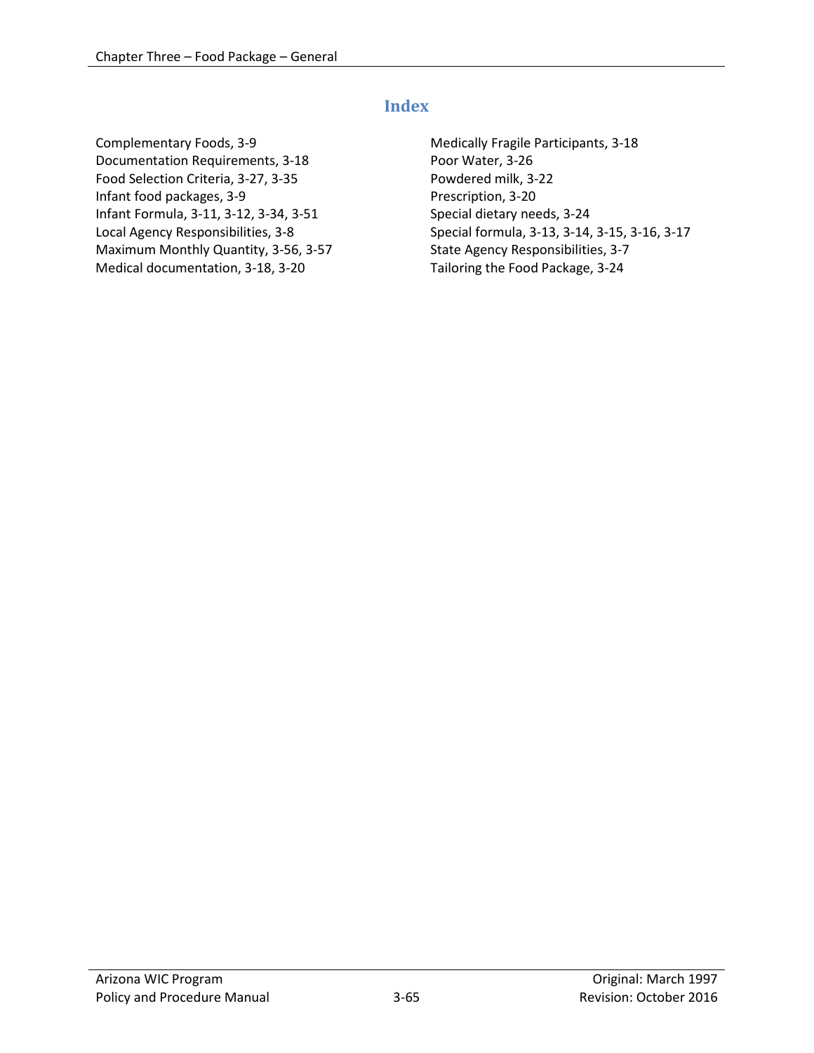# Index

Complementary Foods, 3-9
Documentation Requirements, 3-18
Food Selection Criteria, 3-27, 3-35
Infant food packages, 3-9
Infant Formula, 3-11, 3-12, 3-34, 3-51
Local Agency Responsibilities, 3-8
Maximum Monthly Quantity, 3-56, 3-57
Medical documentation, 3-18, 3-20
Medically Fragile Participants, 3-18
Poor Water, 3-26
Powdered milk, 3-22
Prescription, 3-20
Special dietary needs, 3-24
Special formula, 3-13, 3-14, 3-15, 3-16, 3-17
State Agency Responsibilities, 3-7
Tailoring the Food Package, 3-24